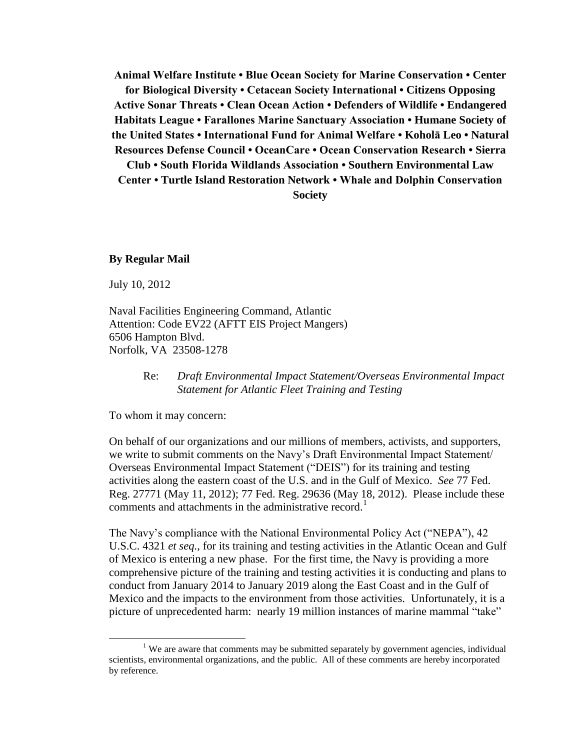**Animal Welfare Institute • Blue Ocean Society for Marine Conservation • Center for Biological Diversity • Cetacean Society International • Citizens Opposing Active Sonar Threats • Clean Ocean Action • Defenders of Wildlife • Endangered Habitats League • Farallones Marine Sanctuary Association • Humane Society of the United States • International Fund for Animal Welfare • Koholā Leo • Natural Resources Defense Council • OceanCare • Ocean Conservation Research • Sierra Club • South Florida Wildlands Association • Southern Environmental Law Center • Turtle Island Restoration Network • Whale and Dolphin Conservation Society**

**By Regular Mail**

July 10, 2012

Naval Facilities Engineering Command, Atlantic
Attention: Code EV22 (AFTT EIS Project Mangers)
6506 Hampton Blvd.
Norfolk, VA 23508-1278

Re: *Draft Environmental Impact Statement/Overseas Environmental Impact Statement for Atlantic Fleet Training and Testing*

To whom it may concern:

On behalf of our organizations and our millions of members, activists, and supporters, we write to submit comments on the Navy's Draft Environmental Impact Statement/ Overseas Environmental Impact Statement ("DEIS") for its training and testing activities along the eastern coast of the U.S. and in the Gulf of Mexico. *See* 77 Fed. Reg. 27771 (May 11, 2012); 77 Fed. Reg. 29636 (May 18, 2012). Please include these comments and attachments in the administrative record.[1]

The Navy's compliance with the National Environmental Policy Act ("NEPA"), 42 U.S.C. 4321 *et seq.*, for its training and testing activities in the Atlantic Ocean and Gulf of Mexico is entering a new phase. For the first time, the Navy is providing a more comprehensive picture of the training and testing activities it is conducting and plans to conduct from January 2014 to January 2019 along the East Coast and in the Gulf of Mexico and the impacts to the environment from those activities. Unfortunately, it is a picture of unprecedented harm: nearly 19 million instances of marine mammal "take"

[1] We are aware that comments may be submitted separately by government agencies, individual scientists, environmental organizations, and the public. All of these comments are hereby incorporated by reference.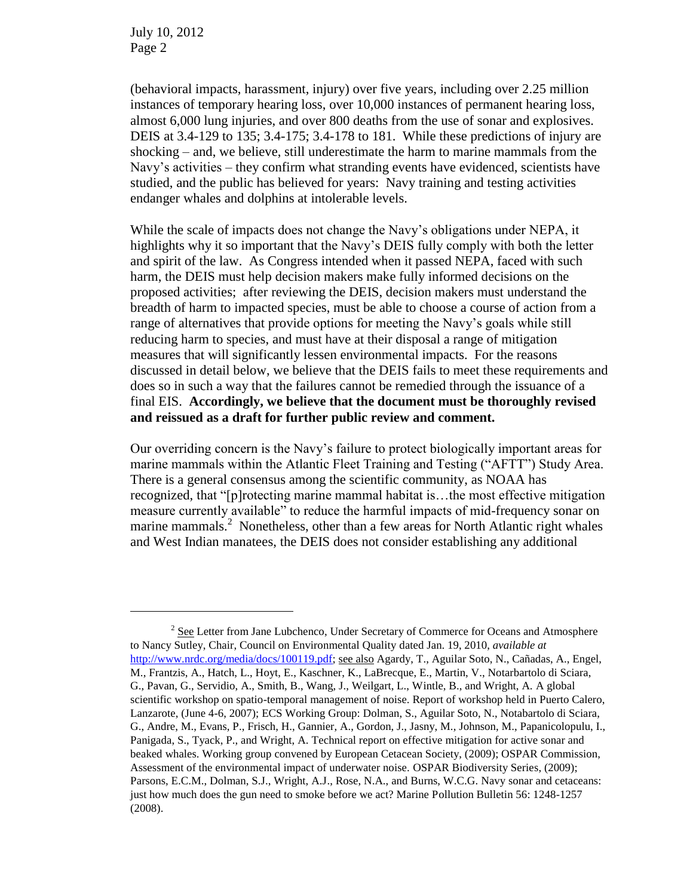(behavioral impacts, harassment, injury) over five years, including over 2.25 million instances of temporary hearing loss, over 10,000 instances of permanent hearing loss, almost 6,000 lung injuries, and over 800 deaths from the use of sonar and explosives. DEIS at 3.4-129 to 135; 3.4-175; 3.4-178 to 181. While these predictions of injury are shocking – and, we believe, still underestimate the harm to marine mammals from the Navy's activities – they confirm what stranding events have evidenced, scientists have studied, and the public has believed for years: Navy training and testing activities endanger whales and dolphins at intolerable levels.

While the scale of impacts does not change the Navy's obligations under NEPA, it highlights why it so important that the Navy's DEIS fully comply with both the letter and spirit of the law. As Congress intended when it passed NEPA, faced with such harm, the DEIS must help decision makers make fully informed decisions on the proposed activities; after reviewing the DEIS, decision makers must understand the breadth of harm to impacted species, must be able to choose a course of action from a range of alternatives that provide options for meeting the Navy's goals while still reducing harm to species, and must have at their disposal a range of mitigation measures that will significantly lessen environmental impacts. For the reasons discussed in detail below, we believe that the DEIS fails to meet these requirements and does so in such a way that the failures cannot be remedied through the issuance of a final EIS. **Accordingly, we believe that the document must be thoroughly revised and reissued as a draft for further public review and comment.**

Our overriding concern is the Navy's failure to protect biologically important areas for marine mammals within the Atlantic Fleet Training and Testing ("AFTT") Study Area. There is a general consensus among the scientific community, as NOAA has recognized, that "[p]rotecting marine mammal habitat is…the most effective mitigation measure currently available" to reduce the harmful impacts of mid-frequency sonar on marine mammals.[2] Nonetheless, other than a few areas for North Atlantic right whales and West Indian manatees, the DEIS does not consider establishing any additional

---

[2] See Letter from Jane Lubchenco, Under Secretary of Commerce for Oceans and Atmosphere to Nancy Sutley, Chair, Council on Environmental Quality dated Jan. 19, 2010, *available at* http://www.nrdc.org/media/docs/100119.pdf; see also Agardy, T., Aguilar Soto, N., Cañadas, A., Engel, M., Frantzis, A., Hatch, L., Hoyt, E., Kaschner, K., LaBrecque, E., Martin, V., Notarbartolo di Sciara, G., Pavan, G., Servidio, A., Smith, B., Wang, J., Weilgart, L., Wintle, B., and Wright, A. A global scientific workshop on spatio-temporal management of noise. Report of workshop held in Puerto Calero, Lanzarote, (June 4-6, 2007); ECS Working Group: Dolman, S., Aguilar Soto, N., Notabartolo di Sciara, G., Andre, M., Evans, P., Frisch, H., Gannier, A., Gordon, J., Jasny, M., Johnson, M., Papanicolopulu, I., Panigada, S., Tyack, P., and Wright, A. Technical report on effective mitigation for active sonar and beaked whales. Working group convened by European Cetacean Society, (2009); OSPAR Commission, Assessment of the environmental impact of underwater noise. OSPAR Biodiversity Series, (2009); Parsons, E.C.M., Dolman, S.J., Wright, A.J., Rose, N.A., and Burns, W.C.G. Navy sonar and cetaceans: just how much does the gun need to smoke before we act? Marine Pollution Bulletin 56: 1248-1257 (2008).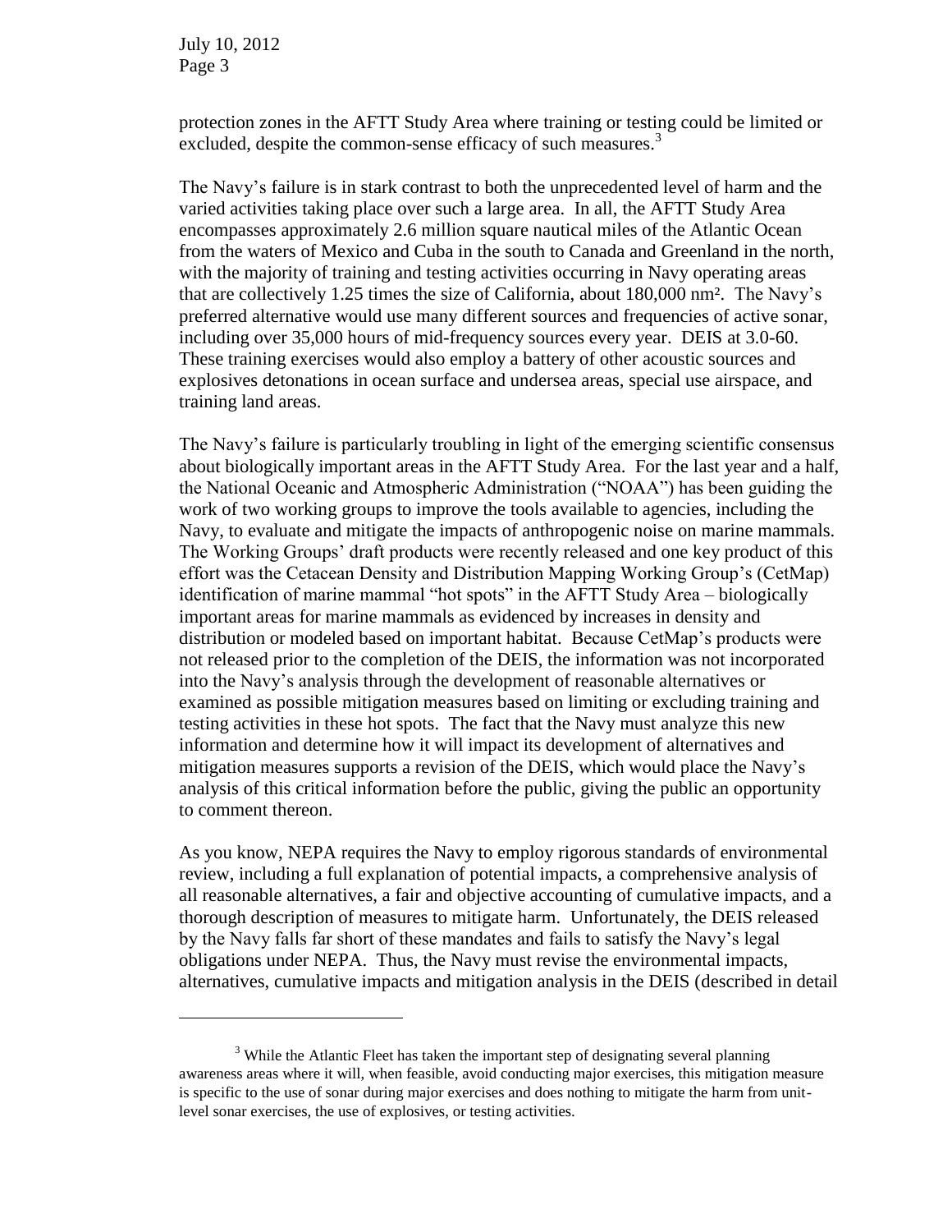protection zones in the AFTT Study Area where training or testing could be limited or excluded, despite the common-sense efficacy of such measures.[3]

The Navy's failure is in stark contrast to both the unprecedented level of harm and the varied activities taking place over such a large area. In all, the AFTT Study Area encompasses approximately 2.6 million square nautical miles of the Atlantic Ocean from the waters of Mexico and Cuba in the south to Canada and Greenland in the north, with the majority of training and testing activities occurring in Navy operating areas that are collectively 1.25 times the size of California, about 180,000 nm². The Navy's preferred alternative would use many different sources and frequencies of active sonar, including over 35,000 hours of mid-frequency sources every year. DEIS at 3.0-60. These training exercises would also employ a battery of other acoustic sources and explosives detonations in ocean surface and undersea areas, special use airspace, and training land areas.

The Navy's failure is particularly troubling in light of the emerging scientific consensus about biologically important areas in the AFTT Study Area. For the last year and a half, the National Oceanic and Atmospheric Administration ("NOAA") has been guiding the work of two working groups to improve the tools available to agencies, including the Navy, to evaluate and mitigate the impacts of anthropogenic noise on marine mammals. The Working Groups' draft products were recently released and one key product of this effort was the Cetacean Density and Distribution Mapping Working Group's (CetMap) identification of marine mammal "hot spots" in the AFTT Study Area – biologically important areas for marine mammals as evidenced by increases in density and distribution or modeled based on important habitat. Because CetMap's products were not released prior to the completion of the DEIS, the information was not incorporated into the Navy's analysis through the development of reasonable alternatives or examined as possible mitigation measures based on limiting or excluding training and testing activities in these hot spots. The fact that the Navy must analyze this new information and determine how it will impact its development of alternatives and mitigation measures supports a revision of the DEIS, which would place the Navy's analysis of this critical information before the public, giving the public an opportunity to comment thereon.

As you know, NEPA requires the Navy to employ rigorous standards of environmental review, including a full explanation of potential impacts, a comprehensive analysis of all reasonable alternatives, a fair and objective accounting of cumulative impacts, and a thorough description of measures to mitigate harm. Unfortunately, the DEIS released by the Navy falls far short of these mandates and fails to satisfy the Navy's legal obligations under NEPA. Thus, the Navy must revise the environmental impacts, alternatives, cumulative impacts and mitigation analysis in the DEIS (described in detail

[3] While the Atlantic Fleet has taken the important step of designating several planning awareness areas where it will, when feasible, avoid conducting major exercises, this mitigation measure is specific to the use of sonar during major exercises and does nothing to mitigate the harm from unit-level sonar exercises, the use of explosives, or testing activities.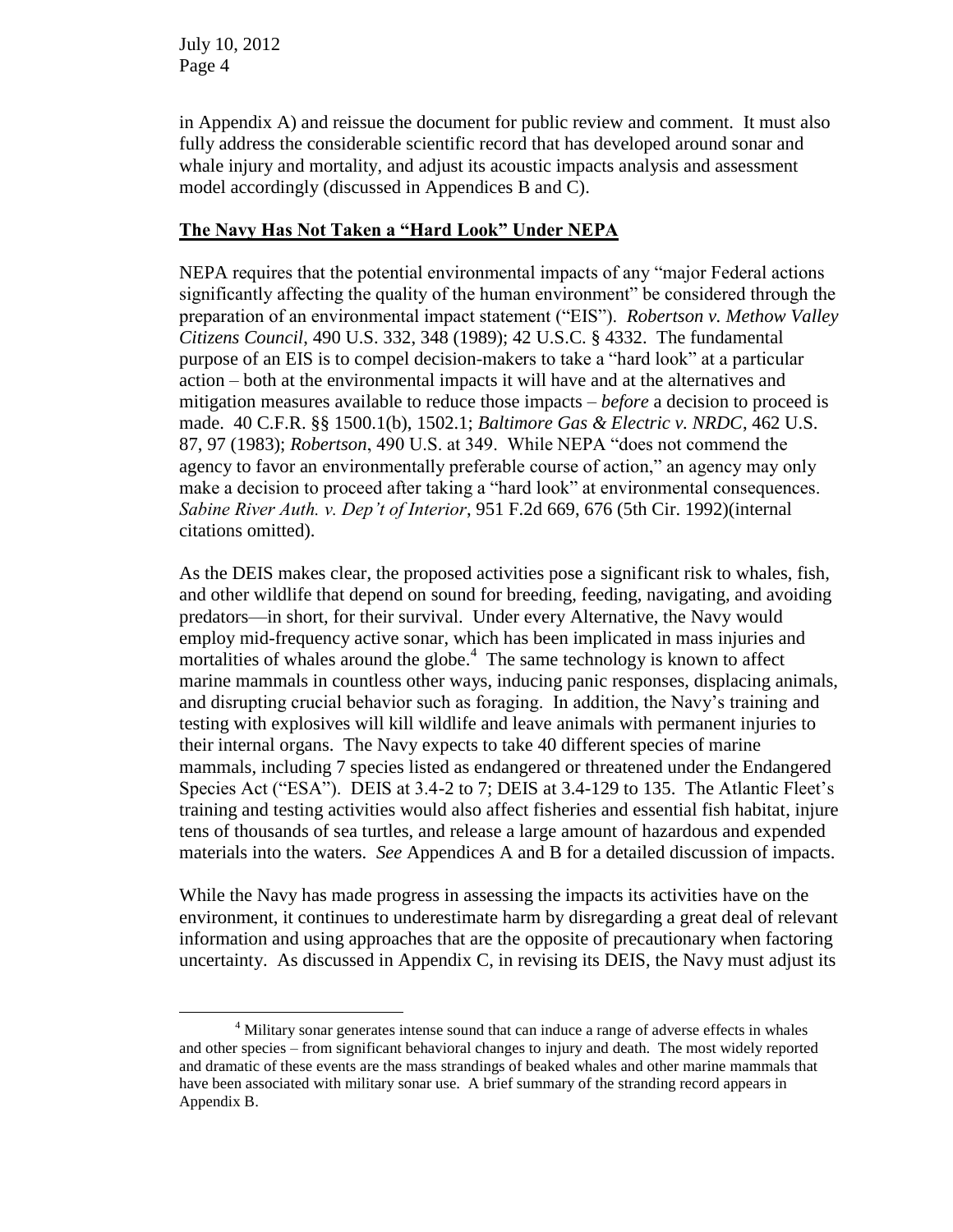in Appendix A) and reissue the document for public review and comment. It must also fully address the considerable scientific record that has developed around sonar and whale injury and mortality, and adjust its acoustic impacts analysis and assessment model accordingly (discussed in Appendices B and C).

## **The Navy Has Not Taken a "Hard Look" Under NEPA**

NEPA requires that the potential environmental impacts of any "major Federal actions significantly affecting the quality of the human environment" be considered through the preparation of an environmental impact statement ("EIS"). *Robertson v. Methow Valley Citizens Council*, 490 U.S. 332, 348 (1989); 42 U.S.C. § 4332. The fundamental purpose of an EIS is to compel decision-makers to take a "hard look" at a particular action – both at the environmental impacts it will have and at the alternatives and mitigation measures available to reduce those impacts – *before* a decision to proceed is made. 40 C.F.R. §§ 1500.1(b), 1502.1; *Baltimore Gas & Electric v. NRDC*, 462 U.S. 87, 97 (1983); *Robertson*, 490 U.S. at 349. While NEPA "does not commend the agency to favor an environmentally preferable course of action," an agency may only make a decision to proceed after taking a "hard look" at environmental consequences. *Sabine River Auth. v. Dep't of Interior*, 951 F.2d 669, 676 (5th Cir. 1992)(internal citations omitted).

As the DEIS makes clear, the proposed activities pose a significant risk to whales, fish, and other wildlife that depend on sound for breeding, feeding, navigating, and avoiding predators—in short, for their survival. Under every Alternative, the Navy would employ mid-frequency active sonar, which has been implicated in mass injuries and mortalities of whales around the globe.[4] The same technology is known to affect marine mammals in countless other ways, inducing panic responses, displacing animals, and disrupting crucial behavior such as foraging. In addition, the Navy's training and testing with explosives will kill wildlife and leave animals with permanent injuries to their internal organs. The Navy expects to take 40 different species of marine mammals, including 7 species listed as endangered or threatened under the Endangered Species Act ("ESA"). DEIS at 3.4-2 to 7; DEIS at 3.4-129 to 135. The Atlantic Fleet's training and testing activities would also affect fisheries and essential fish habitat, injure tens of thousands of sea turtles, and release a large amount of hazardous and expended materials into the waters. *See* Appendices A and B for a detailed discussion of impacts.

While the Navy has made progress in assessing the impacts its activities have on the environment, it continues to underestimate harm by disregarding a great deal of relevant information and using approaches that are the opposite of precautionary when factoring uncertainty. As discussed in Appendix C, in revising its DEIS, the Navy must adjust its

---

[4] Military sonar generates intense sound that can induce a range of adverse effects in whales and other species – from significant behavioral changes to injury and death. The most widely reported and dramatic of these events are the mass strandings of beaked whales and other marine mammals that have been associated with military sonar use. A brief summary of the stranding record appears in Appendix B.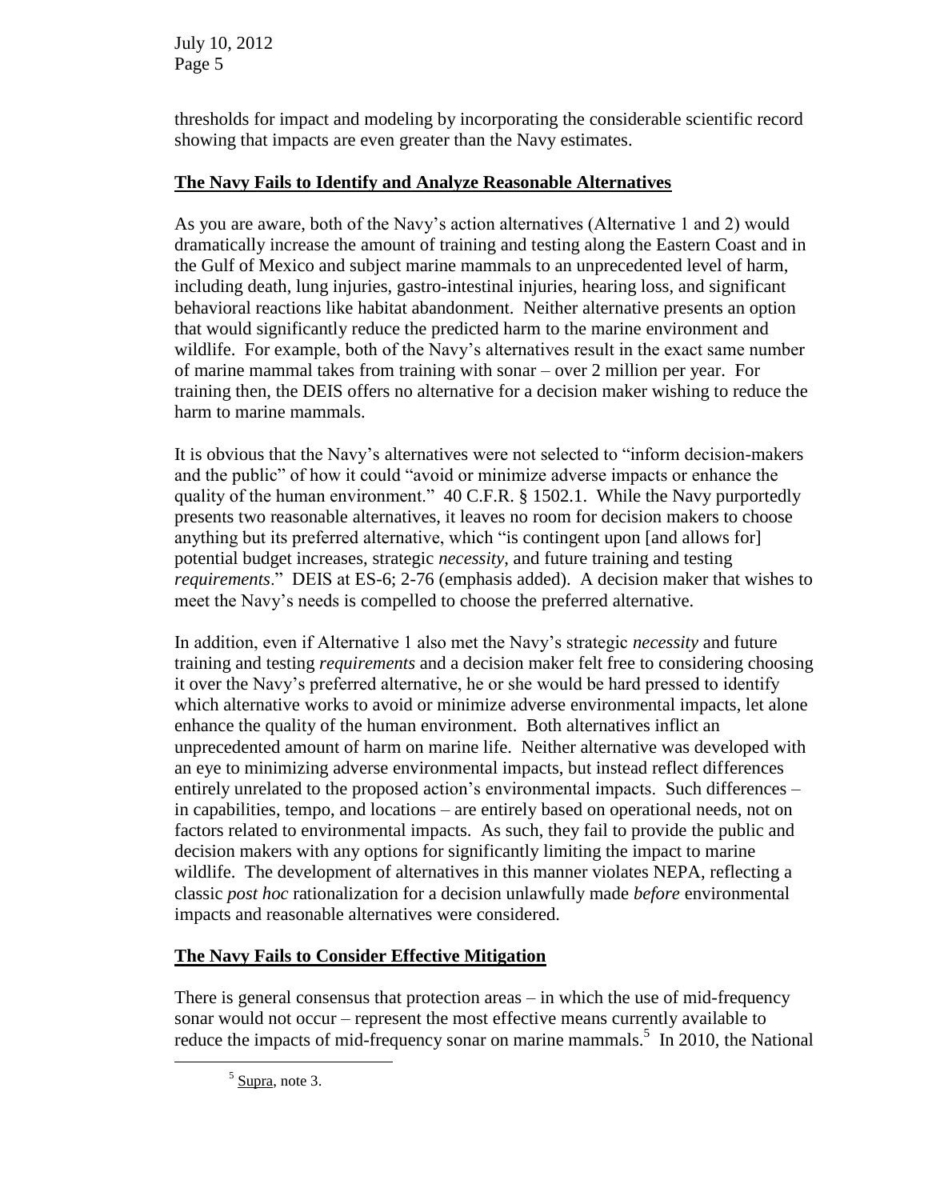thresholds for impact and modeling by incorporating the considerable scientific record showing that impacts are even greater than the Navy estimates.

**The Navy Fails to Identify and Analyze Reasonable Alternatives**

As you are aware, both of the Navy's action alternatives (Alternative 1 and 2) would dramatically increase the amount of training and testing along the Eastern Coast and in the Gulf of Mexico and subject marine mammals to an unprecedented level of harm, including death, lung injuries, gastro-intestinal injuries, hearing loss, and significant behavioral reactions like habitat abandonment. Neither alternative presents an option that would significantly reduce the predicted harm to the marine environment and wildlife. For example, both of the Navy's alternatives result in the exact same number of marine mammal takes from training with sonar – over 2 million per year. For training then, the DEIS offers no alternative for a decision maker wishing to reduce the harm to marine mammals.

It is obvious that the Navy's alternatives were not selected to "inform decision-makers and the public" of how it could "avoid or minimize adverse impacts or enhance the quality of the human environment." 40 C.F.R. § 1502.1. While the Navy purportedly presents two reasonable alternatives, it leaves no room for decision makers to choose anything but its preferred alternative, which "is contingent upon [and allows for] potential budget increases, strategic *necessity*, and future training and testing *requirements*." DEIS at ES-6; 2-76 (emphasis added). A decision maker that wishes to meet the Navy's needs is compelled to choose the preferred alternative.

In addition, even if Alternative 1 also met the Navy's strategic *necessity* and future training and testing *requirements* and a decision maker felt free to considering choosing it over the Navy's preferred alternative, he or she would be hard pressed to identify which alternative works to avoid or minimize adverse environmental impacts, let alone enhance the quality of the human environment. Both alternatives inflict an unprecedented amount of harm on marine life. Neither alternative was developed with an eye to minimizing adverse environmental impacts, but instead reflect differences entirely unrelated to the proposed action's environmental impacts. Such differences – in capabilities, tempo, and locations – are entirely based on operational needs, not on factors related to environmental impacts. As such, they fail to provide the public and decision makers with any options for significantly limiting the impact to marine wildlife. The development of alternatives in this manner violates NEPA, reflecting a classic *post hoc* rationalization for a decision unlawfully made *before* environmental impacts and reasonable alternatives were considered.

**The Navy Fails to Consider Effective Mitigation**

There is general consensus that protection areas – in which the use of mid-frequency sonar would not occur – represent the most effective means currently available to reduce the impacts of mid-frequency sonar on marine mammals.[5] In 2010, the National

[5] Supra, note 3.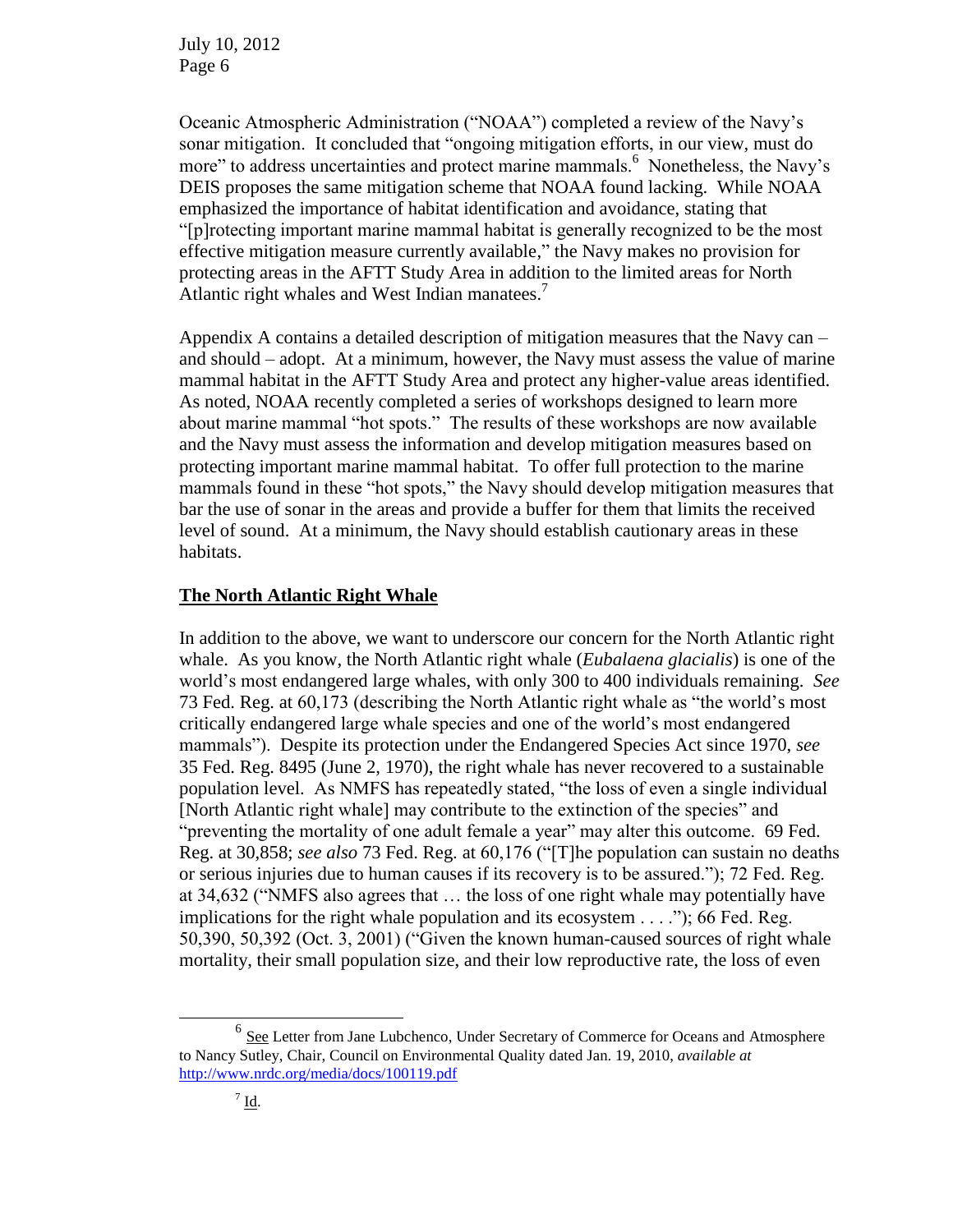Oceanic Atmospheric Administration ("NOAA") completed a review of the Navy's sonar mitigation. It concluded that "ongoing mitigation efforts, in our view, must do more" to address uncertainties and protect marine mammals.[6] Nonetheless, the Navy's DEIS proposes the same mitigation scheme that NOAA found lacking. While NOAA emphasized the importance of habitat identification and avoidance, stating that "[p]rotecting important marine mammal habitat is generally recognized to be the most effective mitigation measure currently available," the Navy makes no provision for protecting areas in the AFTT Study Area in addition to the limited areas for North Atlantic right whales and West Indian manatees.[7]

Appendix A contains a detailed description of mitigation measures that the Navy can – and should – adopt. At a minimum, however, the Navy must assess the value of marine mammal habitat in the AFTT Study Area and protect any higher-value areas identified. As noted, NOAA recently completed a series of workshops designed to learn more about marine mammal "hot spots." The results of these workshops are now available and the Navy must assess the information and develop mitigation measures based on protecting important marine mammal habitat. To offer full protection to the marine mammals found in these "hot spots," the Navy should develop mitigation measures that bar the use of sonar in the areas and provide a buffer for them that limits the received level of sound. At a minimum, the Navy should establish cautionary areas in these habitats.

## **The North Atlantic Right Whale**

In addition to the above, we want to underscore our concern for the North Atlantic right whale. As you know, the North Atlantic right whale (*Eubalaena glacialis*) is one of the world's most endangered large whales, with only 300 to 400 individuals remaining. *See* 73 Fed. Reg. at 60,173 (describing the North Atlantic right whale as "the world's most critically endangered large whale species and one of the world's most endangered mammals"). Despite its protection under the Endangered Species Act since 1970, *see* 35 Fed. Reg. 8495 (June 2, 1970), the right whale has never recovered to a sustainable population level. As NMFS has repeatedly stated, "the loss of even a single individual [North Atlantic right whale] may contribute to the extinction of the species" and "preventing the mortality of one adult female a year" may alter this outcome. 69 Fed. Reg. at 30,858; *see also* 73 Fed. Reg. at 60,176 ("[T]he population can sustain no deaths or serious injuries due to human causes if its recovery is to be assured."); 72 Fed. Reg. at 34,632 ("NMFS also agrees that … the loss of one right whale may potentially have implications for the right whale population and its ecosystem . . . ."); 66 Fed. Reg. 50,390, 50,392 (Oct. 3, 2001) ("Given the known human-caused sources of right whale mortality, their small population size, and their low reproductive rate, the loss of even

---

[6] See Letter from Jane Lubchenco, Under Secretary of Commerce for Oceans and Atmosphere to Nancy Sutley, Chair, Council on Environmental Quality dated Jan. 19, 2010, *available at* http://www.nrdc.org/media/docs/100119.pdf

[7] Id.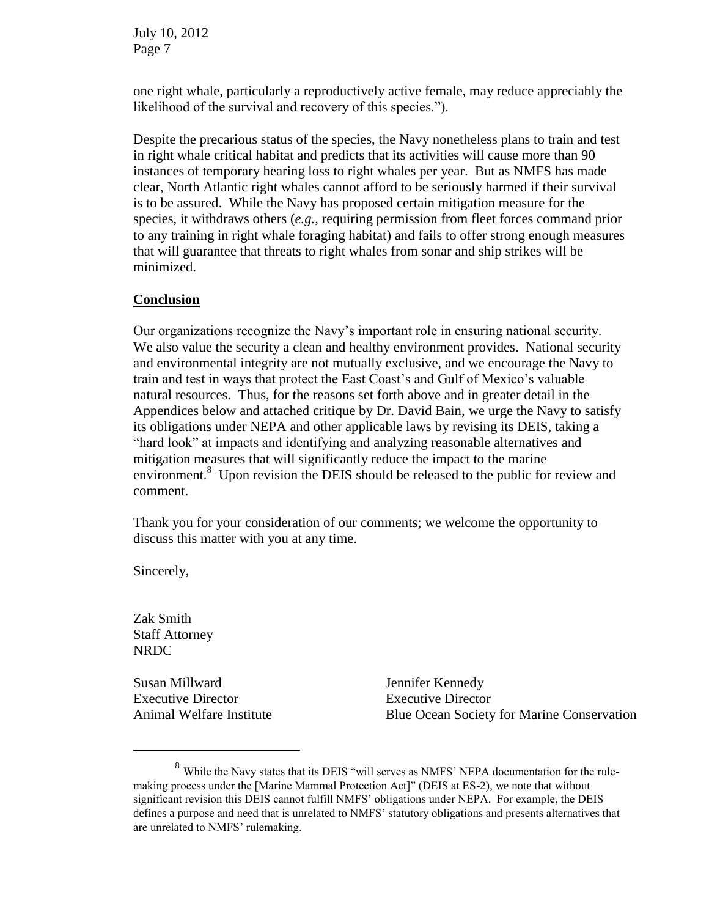one right whale, particularly a reproductively active female, may reduce appreciably the likelihood of the survival and recovery of this species.").

Despite the precarious status of the species, the Navy nonetheless plans to train and test in right whale critical habitat and predicts that its activities will cause more than 90 instances of temporary hearing loss to right whales per year. But as NMFS has made clear, North Atlantic right whales cannot afford to be seriously harmed if their survival is to be assured. While the Navy has proposed certain mitigation measure for the species, it withdraws others (*e.g.*, requiring permission from fleet forces command prior to any training in right whale foraging habitat) and fails to offer strong enough measures that will guarantee that threats to right whales from sonar and ship strikes will be minimized.

## Conclusion

Our organizations recognize the Navy's important role in ensuring national security. We also value the security a clean and healthy environment provides. National security and environmental integrity are not mutually exclusive, and we encourage the Navy to train and test in ways that protect the East Coast's and Gulf of Mexico's valuable natural resources. Thus, for the reasons set forth above and in greater detail in the Appendices below and attached critique by Dr. David Bain, we urge the Navy to satisfy its obligations under NEPA and other applicable laws by revising its DEIS, taking a "hard look" at impacts and identifying and analyzing reasonable alternatives and mitigation measures that will significantly reduce the impact to the marine environment.[8] Upon revision the DEIS should be released to the public for review and comment.

Thank you for your consideration of our comments; we welcome the opportunity to discuss this matter with you at any time.

Sincerely,

Zak Smith
Staff Attorney
NRDC

Susan Millward
Executive Director
Animal Welfare Institute

Jennifer Kennedy
Executive Director
Blue Ocean Society for Marine Conservation

---

[8] While the Navy states that its DEIS "will serves as NMFS' NEPA documentation for the rule-making process under the [Marine Mammal Protection Act]" (DEIS at ES-2), we note that without significant revision this DEIS cannot fulfill NMFS' obligations under NEPA. For example, the DEIS defines a purpose and need that is unrelated to NMFS' statutory obligations and presents alternatives that are unrelated to NMFS' rulemaking.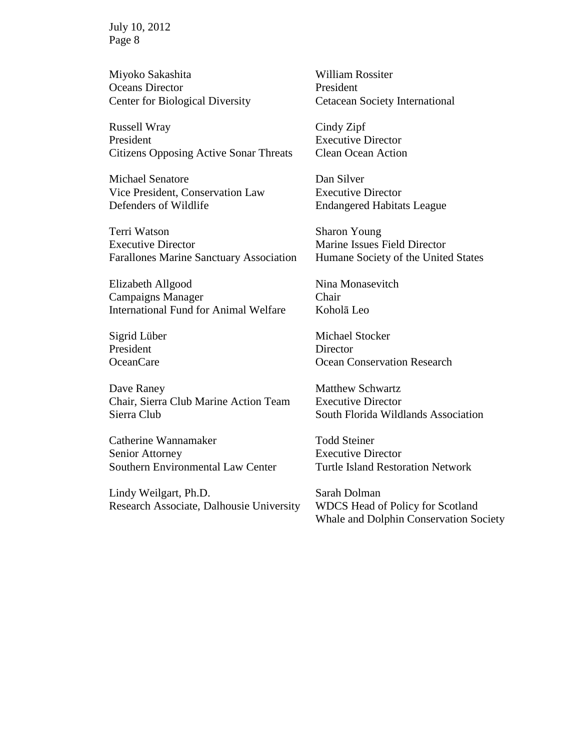Miyoko Sakashita
Oceans Director
Center for Biological Diversity

William Rossiter
President
Cetacean Society International

Russell Wray
President
Citizens Opposing Active Sonar Threats

Cindy Zipf
Executive Director
Clean Ocean Action

Michael Senatore
Vice President, Conservation Law
Defenders of Wildlife

Dan Silver
Executive Director
Endangered Habitats League

Terri Watson
Executive Director
Farallones Marine Sanctuary Association

Sharon Young
Marine Issues Field Director
Humane Society of the United States

Elizabeth Allgood
Campaigns Manager
International Fund for Animal Welfare

Nina Monasevitch
Chair
Koholā Leo

Sigrid Lüber
President
OceanCare

Michael Stocker
Director
Ocean Conservation Research

Dave Raney
Chair, Sierra Club Marine Action Team
Sierra Club

Matthew Schwartz
Executive Director
South Florida Wildlands Association

Catherine Wannamaker
Senior Attorney
Southern Environmental Law Center

Todd Steiner
Executive Director
Turtle Island Restoration Network

Lindy Weilgart, Ph.D.
Research Associate, Dalhousie University

Sarah Dolman
WDCS Head of Policy for Scotland
Whale and Dolphin Conservation Society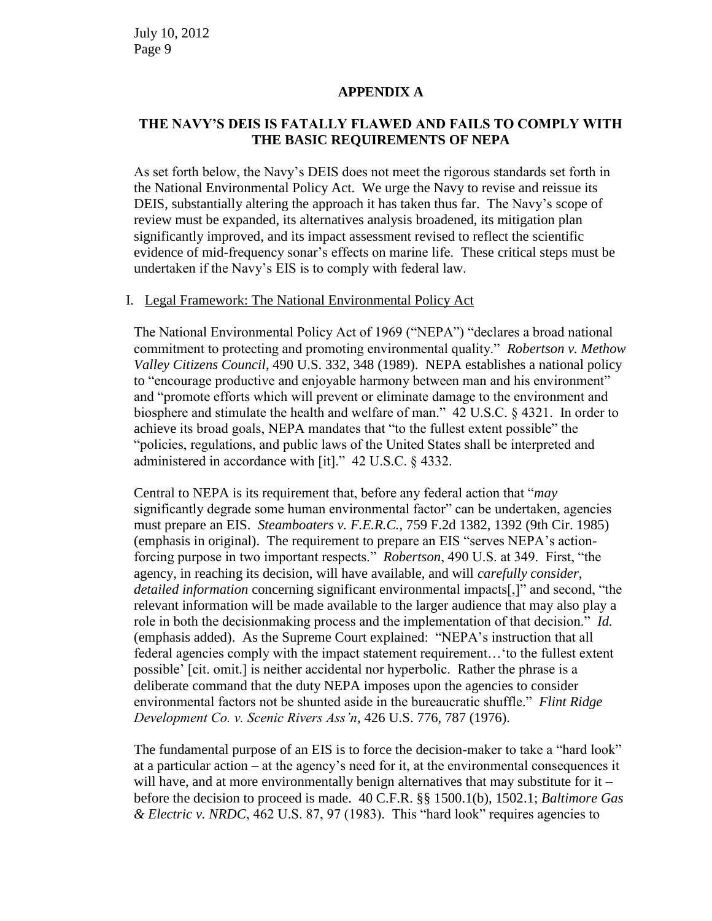## APPENDIX A

## THE NAVY'S DEIS IS FATALLY FLAWED AND FAILS TO COMPLY WITH THE BASIC REQUIREMENTS OF NEPA

As set forth below, the Navy's DEIS does not meet the rigorous standards set forth in the National Environmental Policy Act. We urge the Navy to revise and reissue its DEIS, substantially altering the approach it has taken thus far. The Navy's scope of review must be expanded, its alternatives analysis broadened, its mitigation plan significantly improved, and its impact assessment revised to reflect the scientific evidence of mid-frequency sonar's effects on marine life. These critical steps must be undertaken if the Navy's EIS is to comply with federal law.

### I. Legal Framework: The National Environmental Policy Act

The National Environmental Policy Act of 1969 ("NEPA") "declares a broad national commitment to protecting and promoting environmental quality." *Robertson v. Methow Valley Citizens Council*, 490 U.S. 332, 348 (1989). NEPA establishes a national policy to "encourage productive and enjoyable harmony between man and his environment" and "promote efforts which will prevent or eliminate damage to the environment and biosphere and stimulate the health and welfare of man." 42 U.S.C. § 4321. In order to achieve its broad goals, NEPA mandates that "to the fullest extent possible" the "policies, regulations, and public laws of the United States shall be interpreted and administered in accordance with [it]." 42 U.S.C. § 4332.

Central to NEPA is its requirement that, before any federal action that "*may* significantly degrade some human environmental factor" can be undertaken, agencies must prepare an EIS. *Steamboaters v. F.E.R.C.*, 759 F.2d 1382, 1392 (9th Cir. 1985) (emphasis in original). The requirement to prepare an EIS "serves NEPA's action-forcing purpose in two important respects." *Robertson*, 490 U.S. at 349. First, "the agency, in reaching its decision, will have available, and will *carefully consider, detailed information* concerning significant environmental impacts[,]" and second, "the relevant information will be made available to the larger audience that may also play a role in both the decisionmaking process and the implementation of that decision." *Id.* (emphasis added). As the Supreme Court explained: "NEPA's instruction that all federal agencies comply with the impact statement requirement…'to the fullest extent possible' [cit. omit.] is neither accidental nor hyperbolic. Rather the phrase is a deliberate command that the duty NEPA imposes upon the agencies to consider environmental factors not be shunted aside in the bureaucratic shuffle." *Flint Ridge Development Co. v. Scenic Rivers Ass'n*, 426 U.S. 776, 787 (1976).

The fundamental purpose of an EIS is to force the decision-maker to take a "hard look" at a particular action – at the agency's need for it, at the environmental consequences it will have, and at more environmentally benign alternatives that may substitute for it – before the decision to proceed is made. 40 C.F.R. §§ 1500.1(b), 1502.1; *Baltimore Gas & Electric v. NRDC*, 462 U.S. 87, 97 (1983). This "hard look" requires agencies to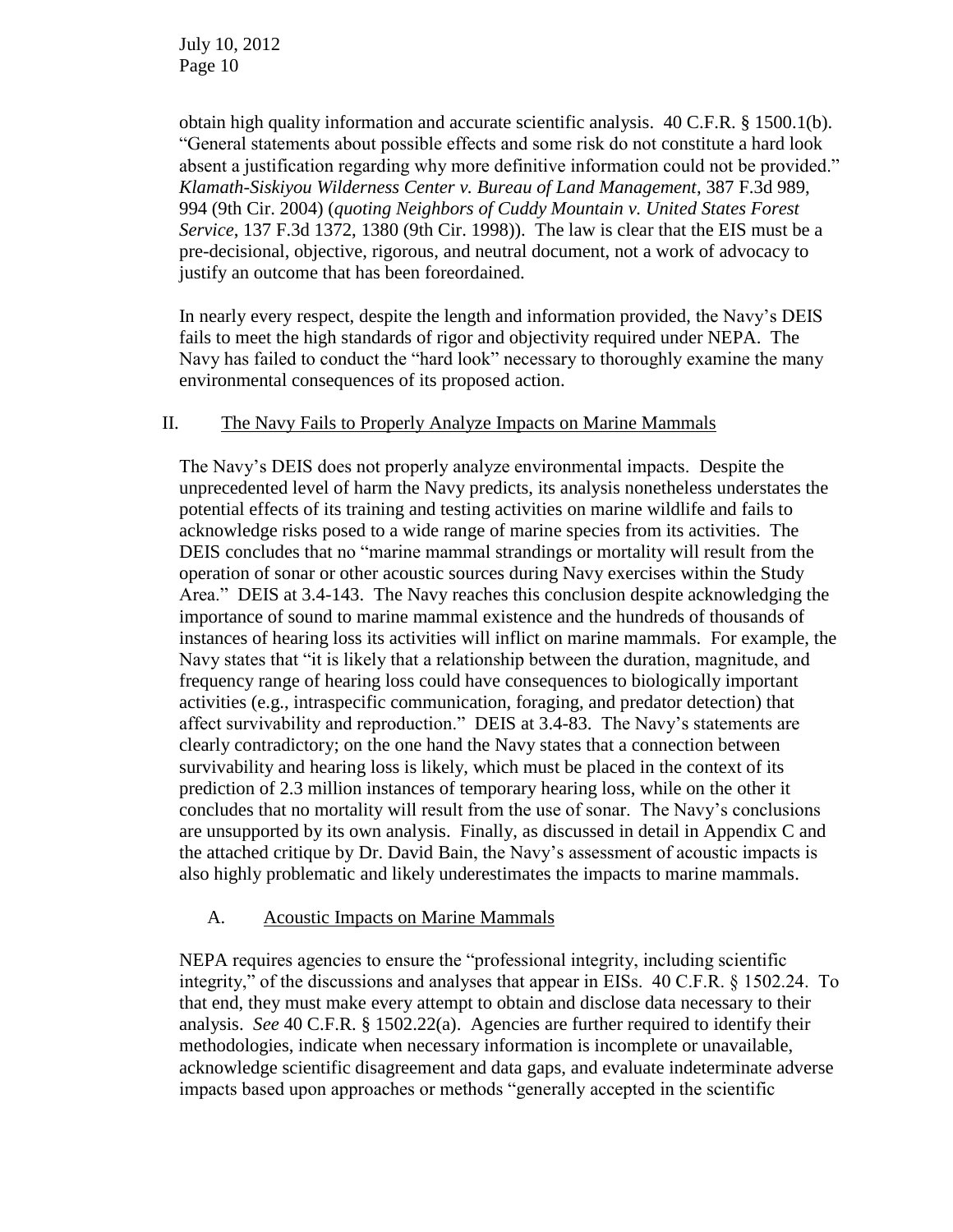obtain high quality information and accurate scientific analysis. 40 C.F.R. § 1500.1(b). "General statements about possible effects and some risk do not constitute a hard look absent a justification regarding why more definitive information could not be provided." *Klamath-Siskiyou Wilderness Center v. Bureau of Land Management*, 387 F.3d 989, 994 (9th Cir. 2004) (*quoting Neighbors of Cuddy Mountain v. United States Forest Service*, 137 F.3d 1372, 1380 (9th Cir. 1998)). The law is clear that the EIS must be a pre-decisional, objective, rigorous, and neutral document, not a work of advocacy to justify an outcome that has been foreordained.

In nearly every respect, despite the length and information provided, the Navy's DEIS fails to meet the high standards of rigor and objectivity required under NEPA. The Navy has failed to conduct the "hard look" necessary to thoroughly examine the many environmental consequences of its proposed action.

## II. The Navy Fails to Properly Analyze Impacts on Marine Mammals

The Navy's DEIS does not properly analyze environmental impacts. Despite the unprecedented level of harm the Navy predicts, its analysis nonetheless understates the potential effects of its training and testing activities on marine wildlife and fails to acknowledge risks posed to a wide range of marine species from its activities. The DEIS concludes that no "marine mammal strandings or mortality will result from the operation of sonar or other acoustic sources during Navy exercises within the Study Area." DEIS at 3.4-143. The Navy reaches this conclusion despite acknowledging the importance of sound to marine mammal existence and the hundreds of thousands of instances of hearing loss its activities will inflict on marine mammals. For example, the Navy states that "it is likely that a relationship between the duration, magnitude, and frequency range of hearing loss could have consequences to biologically important activities (e.g., intraspecific communication, foraging, and predator detection) that affect survivability and reproduction." DEIS at 3.4-83. The Navy's statements are clearly contradictory; on the one hand the Navy states that a connection between survivability and hearing loss is likely, which must be placed in the context of its prediction of 2.3 million instances of temporary hearing loss, while on the other it concludes that no mortality will result from the use of sonar. The Navy's conclusions are unsupported by its own analysis. Finally, as discussed in detail in Appendix C and the attached critique by Dr. David Bain, the Navy's assessment of acoustic impacts is also highly problematic and likely underestimates the impacts to marine mammals.

### A. Acoustic Impacts on Marine Mammals

NEPA requires agencies to ensure the "professional integrity, including scientific integrity," of the discussions and analyses that appear in EISs. 40 C.F.R. § 1502.24. To that end, they must make every attempt to obtain and disclose data necessary to their analysis. *See* 40 C.F.R. § 1502.22(a). Agencies are further required to identify their methodologies, indicate when necessary information is incomplete or unavailable, acknowledge scientific disagreement and data gaps, and evaluate indeterminate adverse impacts based upon approaches or methods "generally accepted in the scientific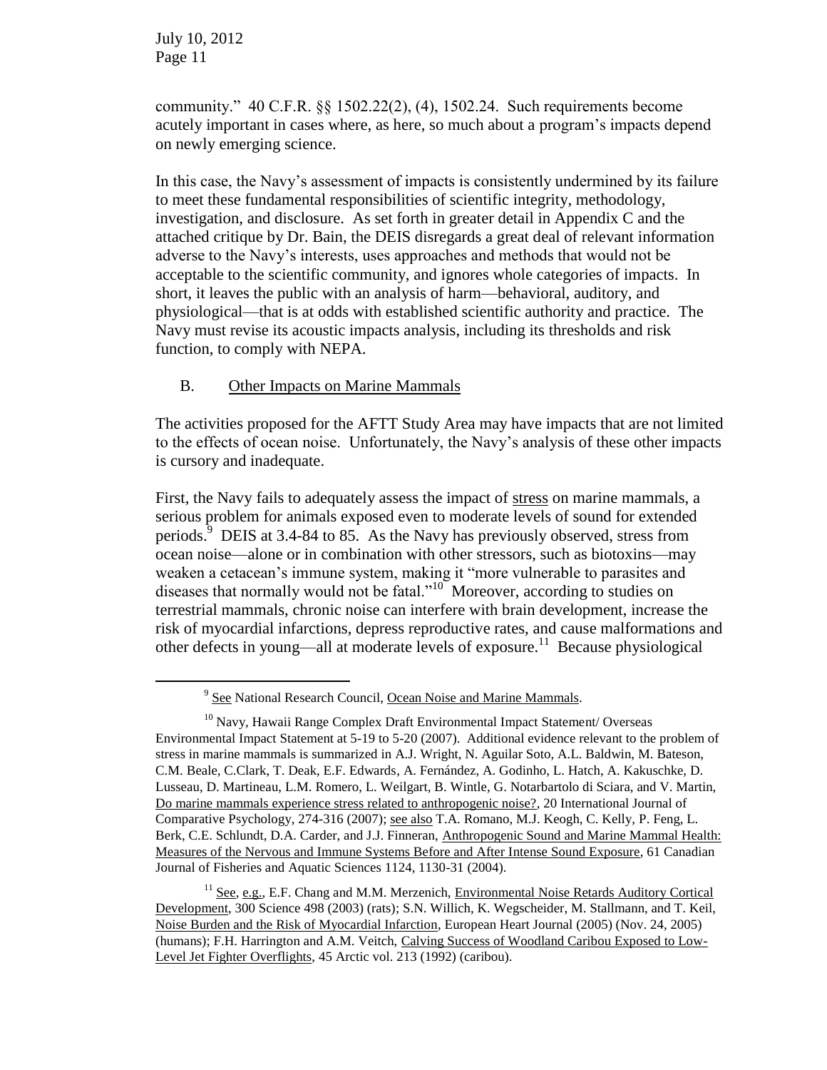community." 40 C.F.R. §§ 1502.22(2), (4), 1502.24. Such requirements become acutely important in cases where, as here, so much about a program's impacts depend on newly emerging science.

In this case, the Navy's assessment of impacts is consistently undermined by its failure to meet these fundamental responsibilities of scientific integrity, methodology, investigation, and disclosure. As set forth in greater detail in Appendix C and the attached critique by Dr. Bain, the DEIS disregards a great deal of relevant information adverse to the Navy's interests, uses approaches and methods that would not be acceptable to the scientific community, and ignores whole categories of impacts. In short, it leaves the public with an analysis of harm—behavioral, auditory, and physiological—that is at odds with established scientific authority and practice. The Navy must revise its acoustic impacts analysis, including its thresholds and risk function, to comply with NEPA.

## B. Other Impacts on Marine Mammals

The activities proposed for the AFTT Study Area may have impacts that are not limited to the effects of ocean noise. Unfortunately, the Navy's analysis of these other impacts is cursory and inadequate.

First, the Navy fails to adequately assess the impact of stress on marine mammals, a serious problem for animals exposed even to moderate levels of sound for extended periods.[9] DEIS at 3.4-84 to 85. As the Navy has previously observed, stress from ocean noise—alone or in combination with other stressors, such as biotoxins—may weaken a cetacean's immune system, making it "more vulnerable to parasites and diseases that normally would not be fatal."[10] Moreover, according to studies on terrestrial mammals, chronic noise can interfere with brain development, increase the risk of myocardial infarctions, depress reproductive rates, and cause malformations and other defects in young—all at moderate levels of exposure.[11] Because physiological

---

[9] See National Research Council, Ocean Noise and Marine Mammals.

[10] Navy, Hawaii Range Complex Draft Environmental Impact Statement/ Overseas Environmental Impact Statement at 5-19 to 5-20 (2007). Additional evidence relevant to the problem of stress in marine mammals is summarized in A.J. Wright, N. Aguilar Soto, A.L. Baldwin, M. Bateson, C.M. Beale, C.Clark, T. Deak, E.F. Edwards, A. Fernández, A. Godinho, L. Hatch, A. Kakuschke, D. Lusseau, D. Martineau, L.M. Romero, L. Weilgart, B. Wintle, G. Notarbartolo di Sciara, and V. Martin, Do marine mammals experience stress related to anthropogenic noise?, 20 International Journal of Comparative Psychology, 274-316 (2007); see also T.A. Romano, M.J. Keogh, C. Kelly, P. Feng, L. Berk, C.E. Schlundt, D.A. Carder, and J.J. Finneran, Anthropogenic Sound and Marine Mammal Health: Measures of the Nervous and Immune Systems Before and After Intense Sound Exposure, 61 Canadian Journal of Fisheries and Aquatic Sciences 1124, 1130-31 (2004).

[11] See, e.g., E.F. Chang and M.M. Merzenich, Environmental Noise Retards Auditory Cortical Development, 300 Science 498 (2003) (rats); S.N. Willich, K. Wegscheider, M. Stallmann, and T. Keil, Noise Burden and the Risk of Myocardial Infarction, European Heart Journal (2005) (Nov. 24, 2005) (humans); F.H. Harrington and A.M. Veitch, Calving Success of Woodland Caribou Exposed to Low-Level Jet Fighter Overflights, 45 Arctic vol. 213 (1992) (caribou).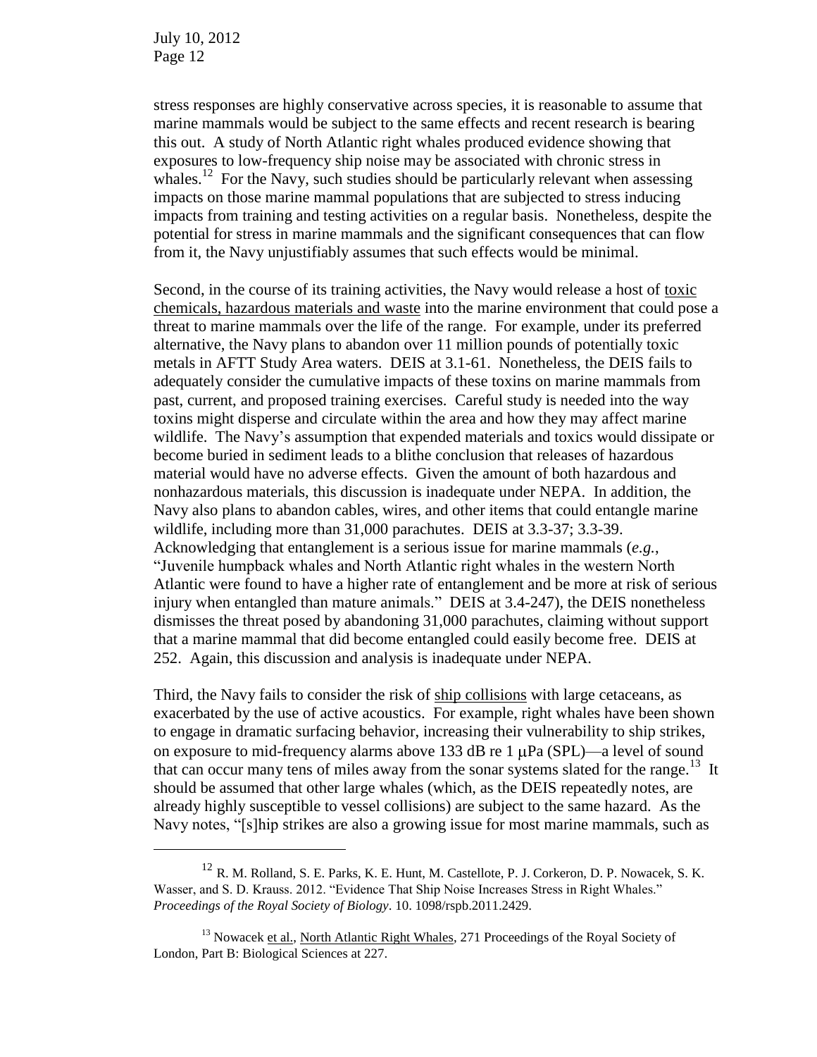stress responses are highly conservative across species, it is reasonable to assume that marine mammals would be subject to the same effects and recent research is bearing this out. A study of North Atlantic right whales produced evidence showing that exposures to low-frequency ship noise may be associated with chronic stress in whales.[12] For the Navy, such studies should be particularly relevant when assessing impacts on those marine mammal populations that are subjected to stress inducing impacts from training and testing activities on a regular basis. Nonetheless, despite the potential for stress in marine mammals and the significant consequences that can flow from it, the Navy unjustifiably assumes that such effects would be minimal.

Second, in the course of its training activities, the Navy would release a host of toxic chemicals, hazardous materials and waste into the marine environment that could pose a threat to marine mammals over the life of the range. For example, under its preferred alternative, the Navy plans to abandon over 11 million pounds of potentially toxic metals in AFTT Study Area waters. DEIS at 3.1-61. Nonetheless, the DEIS fails to adequately consider the cumulative impacts of these toxins on marine mammals from past, current, and proposed training exercises. Careful study is needed into the way toxins might disperse and circulate within the area and how they may affect marine wildlife. The Navy's assumption that expended materials and toxics would dissipate or become buried in sediment leads to a blithe conclusion that releases of hazardous material would have no adverse effects. Given the amount of both hazardous and nonhazardous materials, this discussion is inadequate under NEPA. In addition, the Navy also plans to abandon cables, wires, and other items that could entangle marine wildlife, including more than 31,000 parachutes. DEIS at 3.3-37; 3.3-39. Acknowledging that entanglement is a serious issue for marine mammals (*e.g.*, "Juvenile humpback whales and North Atlantic right whales in the western North Atlantic were found to have a higher rate of entanglement and be more at risk of serious injury when entangled than mature animals." DEIS at 3.4-247), the DEIS nonetheless dismisses the threat posed by abandoning 31,000 parachutes, claiming without support that a marine mammal that did become entangled could easily become free. DEIS at 252. Again, this discussion and analysis is inadequate under NEPA.

Third, the Navy fails to consider the risk of ship collisions with large cetaceans, as exacerbated by the use of active acoustics. For example, right whales have been shown to engage in dramatic surfacing behavior, increasing their vulnerability to ship strikes, on exposure to mid-frequency alarms above 133 dB re 1 μPa (SPL)—a level of sound that can occur many tens of miles away from the sonar systems slated for the range.[13] It should be assumed that other large whales (which, as the DEIS repeatedly notes, are already highly susceptible to vessel collisions) are subject to the same hazard. As the Navy notes, "[s]hip strikes are also a growing issue for most marine mammals, such as

---

[12] R. M. Rolland, S. E. Parks, K. E. Hunt, M. Castellote, P. J. Corkeron, D. P. Nowacek, S. K. Wasser, and S. D. Krauss. 2012. "Evidence That Ship Noise Increases Stress in Right Whales." *Proceedings of the Royal Society of Biology*. 10. 1098/rspb.2011.2429.

[13] Nowacek et al., North Atlantic Right Whales, 271 Proceedings of the Royal Society of London, Part B: Biological Sciences at 227.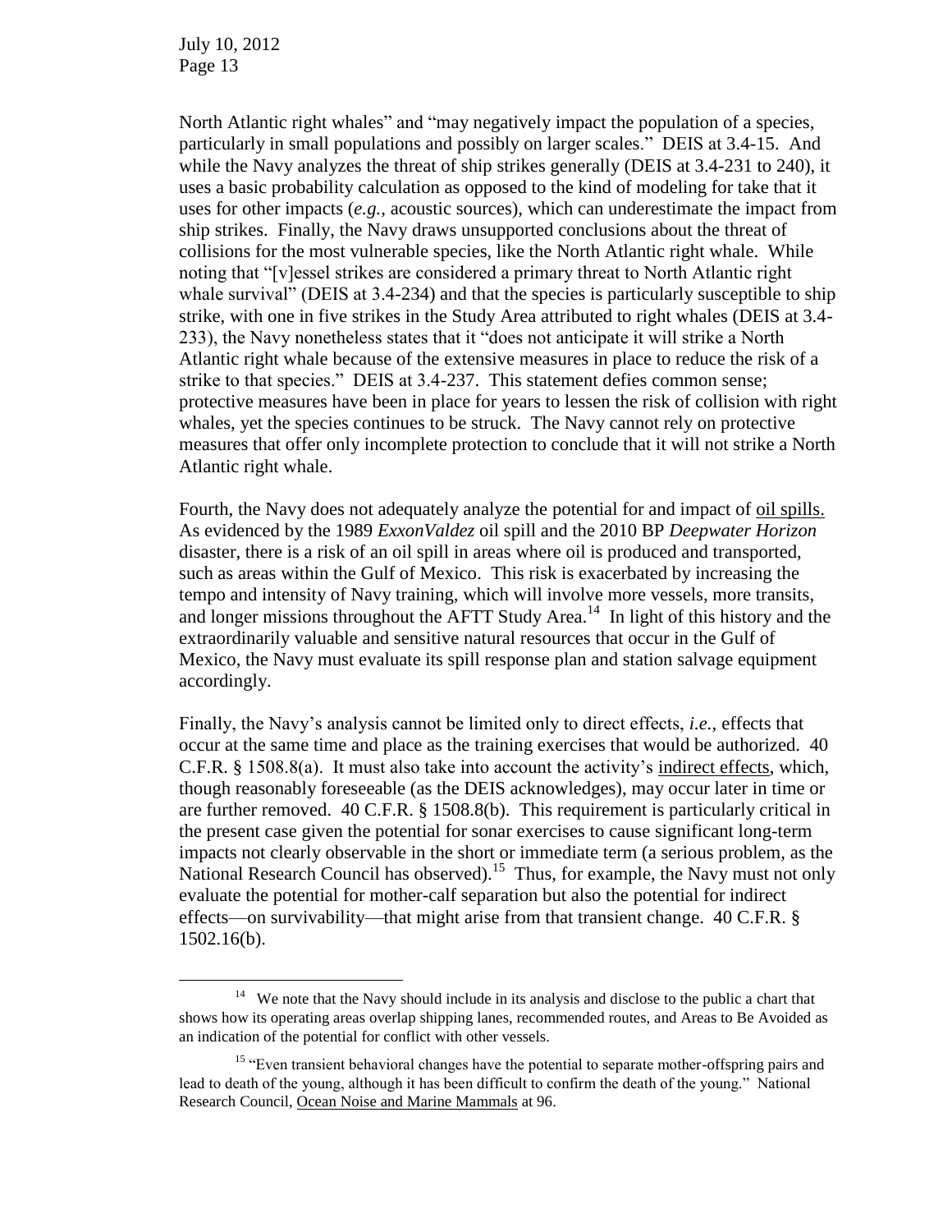North Atlantic right whales" and "may negatively impact the population of a species, particularly in small populations and possibly on larger scales." DEIS at 3.4-15. And while the Navy analyzes the threat of ship strikes generally (DEIS at 3.4-231 to 240), it uses a basic probability calculation as opposed to the kind of modeling for take that it uses for other impacts (*e.g.*, acoustic sources), which can underestimate the impact from ship strikes. Finally, the Navy draws unsupported conclusions about the threat of collisions for the most vulnerable species, like the North Atlantic right whale. While noting that "[v]essel strikes are considered a primary threat to North Atlantic right whale survival" (DEIS at 3.4-234) and that the species is particularly susceptible to ship strike, with one in five strikes in the Study Area attributed to right whales (DEIS at 3.4-233), the Navy nonetheless states that it "does not anticipate it will strike a North Atlantic right whale because of the extensive measures in place to reduce the risk of a strike to that species." DEIS at 3.4-237. This statement defies common sense; protective measures have been in place for years to lessen the risk of collision with right whales, yet the species continues to be struck. The Navy cannot rely on protective measures that offer only incomplete protection to conclude that it will not strike a North Atlantic right whale.

Fourth, the Navy does not adequately analyze the potential for and impact of oil spills. As evidenced by the 1989 *ExxonValdez* oil spill and the 2010 BP *Deepwater Horizon* disaster, there is a risk of an oil spill in areas where oil is produced and transported, such as areas within the Gulf of Mexico. This risk is exacerbated by increasing the tempo and intensity of Navy training, which will involve more vessels, more transits, and longer missions throughout the AFTT Study Area.[14] In light of this history and the extraordinarily valuable and sensitive natural resources that occur in the Gulf of Mexico, the Navy must evaluate its spill response plan and station salvage equipment accordingly.

Finally, the Navy's analysis cannot be limited only to direct effects, *i.e.*, effects that occur at the same time and place as the training exercises that would be authorized. 40 C.F.R. § 1508.8(a). It must also take into account the activity's indirect effects, which, though reasonably foreseeable (as the DEIS acknowledges), may occur later in time or are further removed. 40 C.F.R. § 1508.8(b). This requirement is particularly critical in the present case given the potential for sonar exercises to cause significant long-term impacts not clearly observable in the short or immediate term (a serious problem, as the National Research Council has observed).[15] Thus, for example, the Navy must not only evaluate the potential for mother-calf separation but also the potential for indirect effects—on survivability—that might arise from that transient change. 40 C.F.R. § 1502.16(b).

[14] We note that the Navy should include in its analysis and disclose to the public a chart that shows how its operating areas overlap shipping lanes, recommended routes, and Areas to Be Avoided as an indication of the potential for conflict with other vessels.

[15] "Even transient behavioral changes have the potential to separate mother-offspring pairs and lead to death of the young, although it has been difficult to confirm the death of the young." National Research Council, Ocean Noise and Marine Mammals at 96.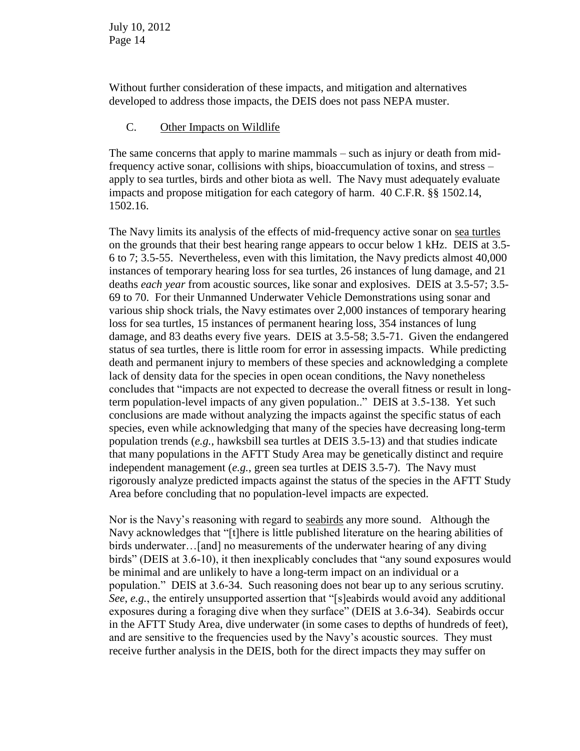Without further consideration of these impacts, and mitigation and alternatives developed to address those impacts, the DEIS does not pass NEPA muster.

### C. Other Impacts on Wildlife

The same concerns that apply to marine mammals – such as injury or death from mid-frequency active sonar, collisions with ships, bioaccumulation of toxins, and stress – apply to sea turtles, birds and other biota as well. The Navy must adequately evaluate impacts and propose mitigation for each category of harm. 40 C.F.R. §§ 1502.14, 1502.16.

The Navy limits its analysis of the effects of mid-frequency active sonar on sea turtles on the grounds that their best hearing range appears to occur below 1 kHz. DEIS at 3.5-6 to 7; 3.5-55. Nevertheless, even with this limitation, the Navy predicts almost 40,000 instances of temporary hearing loss for sea turtles, 26 instances of lung damage, and 21 deaths *each year* from acoustic sources, like sonar and explosives. DEIS at 3.5-57; 3.5-69 to 70. For their Unmanned Underwater Vehicle Demonstrations using sonar and various ship shock trials, the Navy estimates over 2,000 instances of temporary hearing loss for sea turtles, 15 instances of permanent hearing loss, 354 instances of lung damage, and 83 deaths every five years. DEIS at 3.5-58; 3.5-71. Given the endangered status of sea turtles, there is little room for error in assessing impacts. While predicting death and permanent injury to members of these species and acknowledging a complete lack of density data for the species in open ocean conditions, the Navy nonetheless concludes that "impacts are not expected to decrease the overall fitness or result in long-term population-level impacts of any given population.." DEIS at 3.5-138. Yet such conclusions are made without analyzing the impacts against the specific status of each species, even while acknowledging that many of the species have decreasing long-term population trends (*e.g.*, hawksbill sea turtles at DEIS 3.5-13) and that studies indicate that many populations in the AFTT Study Area may be genetically distinct and require independent management (*e.g.*, green sea turtles at DEIS 3.5-7). The Navy must rigorously analyze predicted impacts against the status of the species in the AFTT Study Area before concluding that no population-level impacts are expected.

Nor is the Navy's reasoning with regard to seabirds any more sound. Although the Navy acknowledges that "[t]here is little published literature on the hearing abilities of birds underwater…[and] no measurements of the underwater hearing of any diving birds" (DEIS at 3.6-10), it then inexplicably concludes that "any sound exposures would be minimal and are unlikely to have a long-term impact on an individual or a population." DEIS at 3.6-34. Such reasoning does not bear up to any serious scrutiny. *See, e.g.*, the entirely unsupported assertion that "[s]eabirds would avoid any additional exposures during a foraging dive when they surface" (DEIS at 3.6-34). Seabirds occur in the AFTT Study Area, dive underwater (in some cases to depths of hundreds of feet), and are sensitive to the frequencies used by the Navy's acoustic sources. They must receive further analysis in the DEIS, both for the direct impacts they may suffer on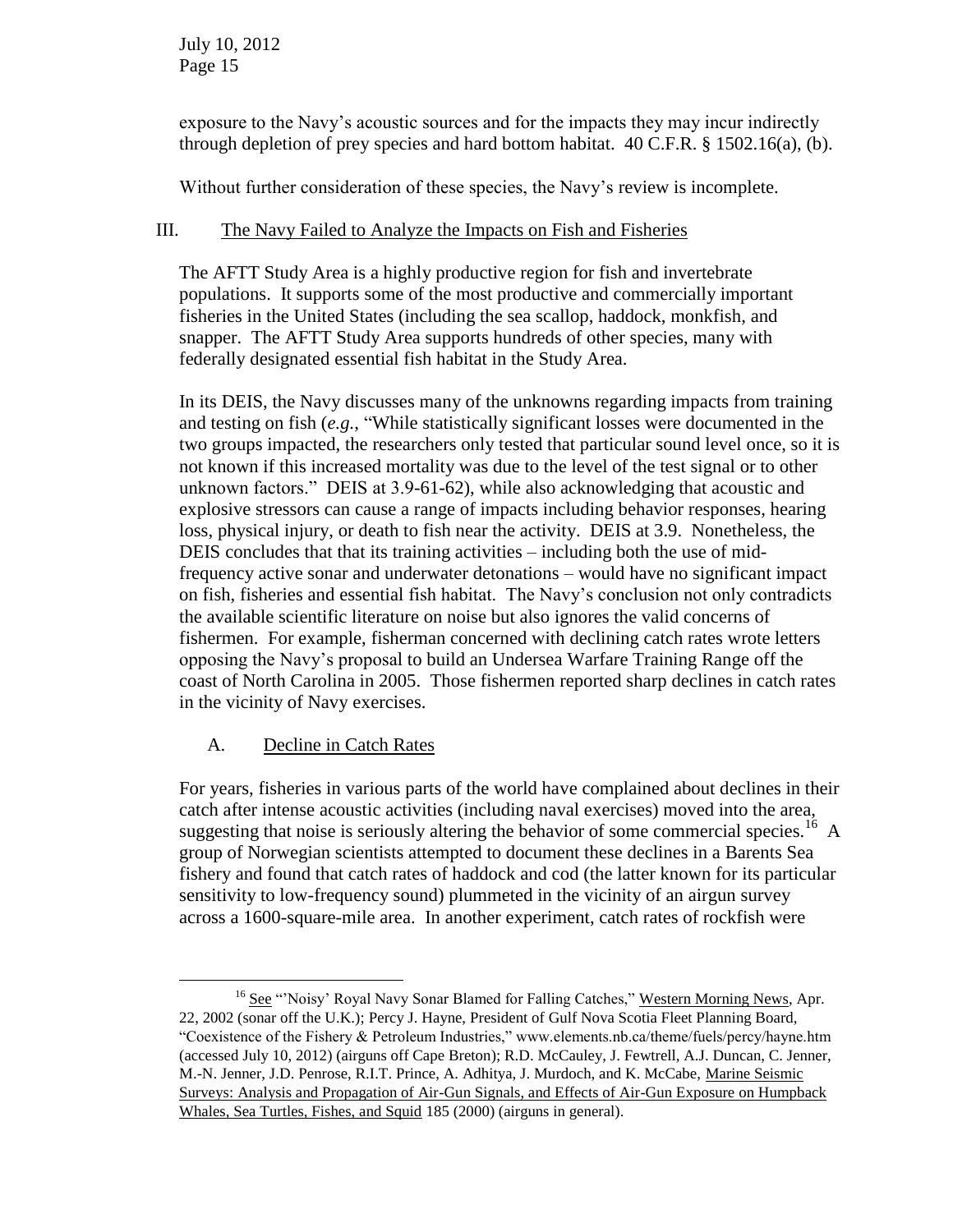exposure to the Navy's acoustic sources and for the impacts they may incur indirectly through depletion of prey species and hard bottom habitat. 40 C.F.R. § 1502.16(a), (b).

Without further consideration of these species, the Navy's review is incomplete.

## III. The Navy Failed to Analyze the Impacts on Fish and Fisheries

The AFTT Study Area is a highly productive region for fish and invertebrate populations. It supports some of the most productive and commercially important fisheries in the United States (including the sea scallop, haddock, monkfish, and snapper. The AFTT Study Area supports hundreds of other species, many with federally designated essential fish habitat in the Study Area.

In its DEIS, the Navy discusses many of the unknowns regarding impacts from training and testing on fish (*e.g.*, "While statistically significant losses were documented in the two groups impacted, the researchers only tested that particular sound level once, so it is not known if this increased mortality was due to the level of the test signal or to other unknown factors." DEIS at 3.9-61-62), while also acknowledging that acoustic and explosive stressors can cause a range of impacts including behavior responses, hearing loss, physical injury, or death to fish near the activity. DEIS at 3.9. Nonetheless, the DEIS concludes that that its training activities – including both the use of mid-frequency active sonar and underwater detonations – would have no significant impact on fish, fisheries and essential fish habitat. The Navy's conclusion not only contradicts the available scientific literature on noise but also ignores the valid concerns of fishermen. For example, fisherman concerned with declining catch rates wrote letters opposing the Navy's proposal to build an Undersea Warfare Training Range off the coast of North Carolina in 2005. Those fishermen reported sharp declines in catch rates in the vicinity of Navy exercises.

### A. Decline in Catch Rates

For years, fisheries in various parts of the world have complained about declines in their catch after intense acoustic activities (including naval exercises) moved into the area, suggesting that noise is seriously altering the behavior of some commercial species.[16] A group of Norwegian scientists attempted to document these declines in a Barents Sea fishery and found that catch rates of haddock and cod (the latter known for its particular sensitivity to low-frequency sound) plummeted in the vicinity of an airgun survey across a 1600-square-mile area. In another experiment, catch rates of rockfish were

[16] See "'Noisy' Royal Navy Sonar Blamed for Falling Catches," Western Morning News, Apr. 22, 2002 (sonar off the U.K.); Percy J. Hayne, President of Gulf Nova Scotia Fleet Planning Board, "Coexistence of the Fishery & Petroleum Industries," www.elements.nb.ca/theme/fuels/percy/hayne.htm (accessed July 10, 2012) (airguns off Cape Breton); R.D. McCauley, J. Fewtrell, A.J. Duncan, C. Jenner, M.-N. Jenner, J.D. Penrose, R.I.T. Prince, A. Adhitya, J. Murdoch, and K. McCabe, Marine Seismic Surveys: Analysis and Propagation of Air-Gun Signals, and Effects of Air-Gun Exposure on Humpback Whales, Sea Turtles, Fishes, and Squid 185 (2000) (airguns in general).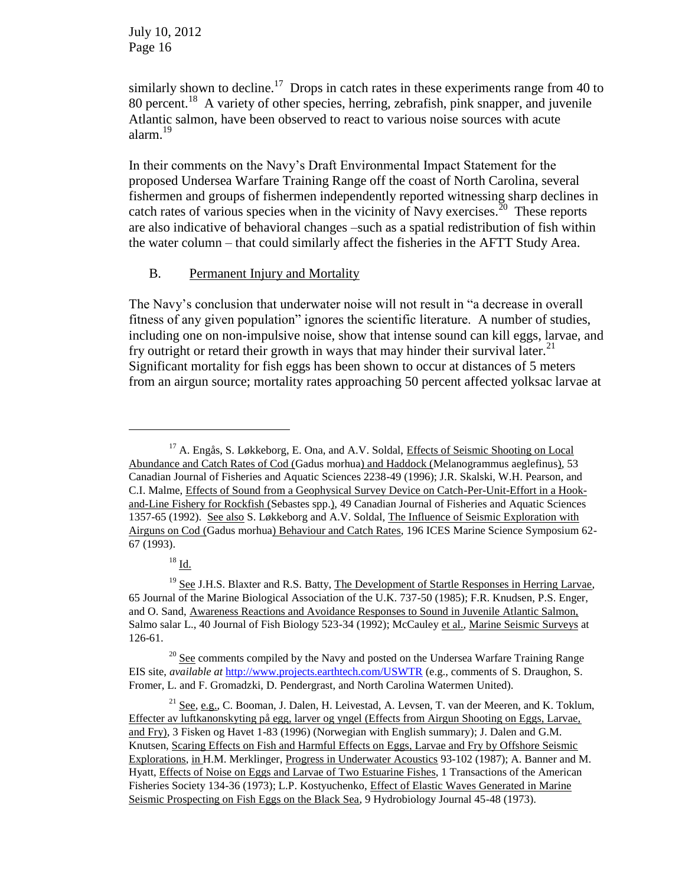similarly shown to decline.[17] Drops in catch rates in these experiments range from 40 to 80 percent.[18] A variety of other species, herring, zebrafish, pink snapper, and juvenile Atlantic salmon, have been observed to react to various noise sources with acute alarm.[19]

In their comments on the Navy's Draft Environmental Impact Statement for the proposed Undersea Warfare Training Range off the coast of North Carolina, several fishermen and groups of fishermen independently reported witnessing sharp declines in catch rates of various species when in the vicinity of Navy exercises.[20] These reports are also indicative of behavioral changes –such as a spatial redistribution of fish within the water column – that could similarly affect the fisheries in the AFTT Study Area.

## B. Permanent Injury and Mortality

The Navy's conclusion that underwater noise will not result in "a decrease in overall fitness of any given population" ignores the scientific literature. A number of studies, including one on non-impulsive noise, show that intense sound can kill eggs, larvae, and fry outright or retard their growth in ways that may hinder their survival later.[21] Significant mortality for fish eggs has been shown to occur at distances of 5 meters from an airgun source; mortality rates approaching 50 percent affected yolksac larvae at

---

[17] A. Engås, S. Løkkeborg, E. Ona, and A.V. Soldal, Effects of Seismic Shooting on Local Abundance and Catch Rates of Cod (Gadus morhua) and Haddock (Melanogrammus aeglefinus), 53 Canadian Journal of Fisheries and Aquatic Sciences 2238-49 (1996); J.R. Skalski, W.H. Pearson, and C.I. Malme, Effects of Sound from a Geophysical Survey Device on Catch-Per-Unit-Effort in a Hook-and-Line Fishery for Rockfish (Sebastes spp.), 49 Canadian Journal of Fisheries and Aquatic Sciences 1357-65 (1992). See also S. Løkkeborg and A.V. Soldal, The Influence of Seismic Exploration with Airguns on Cod (Gadus morhua) Behaviour and Catch Rates, 196 ICES Marine Science Symposium 62-67 (1993).

[18] Id.

[19] See J.H.S. Blaxter and R.S. Batty, The Development of Startle Responses in Herring Larvae, 65 Journal of the Marine Biological Association of the U.K. 737-50 (1985); F.R. Knudsen, P.S. Enger, and O. Sand, Awareness Reactions and Avoidance Responses to Sound in Juvenile Atlantic Salmon, Salmo salar L., 40 Journal of Fish Biology 523-34 (1992); McCauley et al., Marine Seismic Surveys at 126-61.

[20] See comments compiled by the Navy and posted on the Undersea Warfare Training Range EIS site, *available at* http://www.projects.earthtech.com/USWTR (e.g., comments of S. Draughon, S. Fromer, L. and F. Gromadzki, D. Pendergrast, and North Carolina Watermen United).

[21] See, e.g., C. Booman, J. Dalen, H. Leivestad, A. Levsen, T. van der Meeren, and K. Toklum, Effecter av luftkanonskyting på egg, larver og yngel (Effects from Airgun Shooting on Eggs, Larvae, and Fry), 3 Fisken og Havet 1-83 (1996) (Norwegian with English summary); J. Dalen and G.M. Knutsen, Scaring Effects on Fish and Harmful Effects on Eggs, Larvae and Fry by Offshore Seismic Explorations, in H.M. Merklinger, Progress in Underwater Acoustics 93-102 (1987); A. Banner and M. Hyatt, Effects of Noise on Eggs and Larvae of Two Estuarine Fishes, 1 Transactions of the American Fisheries Society 134-36 (1973); L.P. Kostyuchenko, Effect of Elastic Waves Generated in Marine Seismic Prospecting on Fish Eggs on the Black Sea, 9 Hydrobiology Journal 45-48 (1973).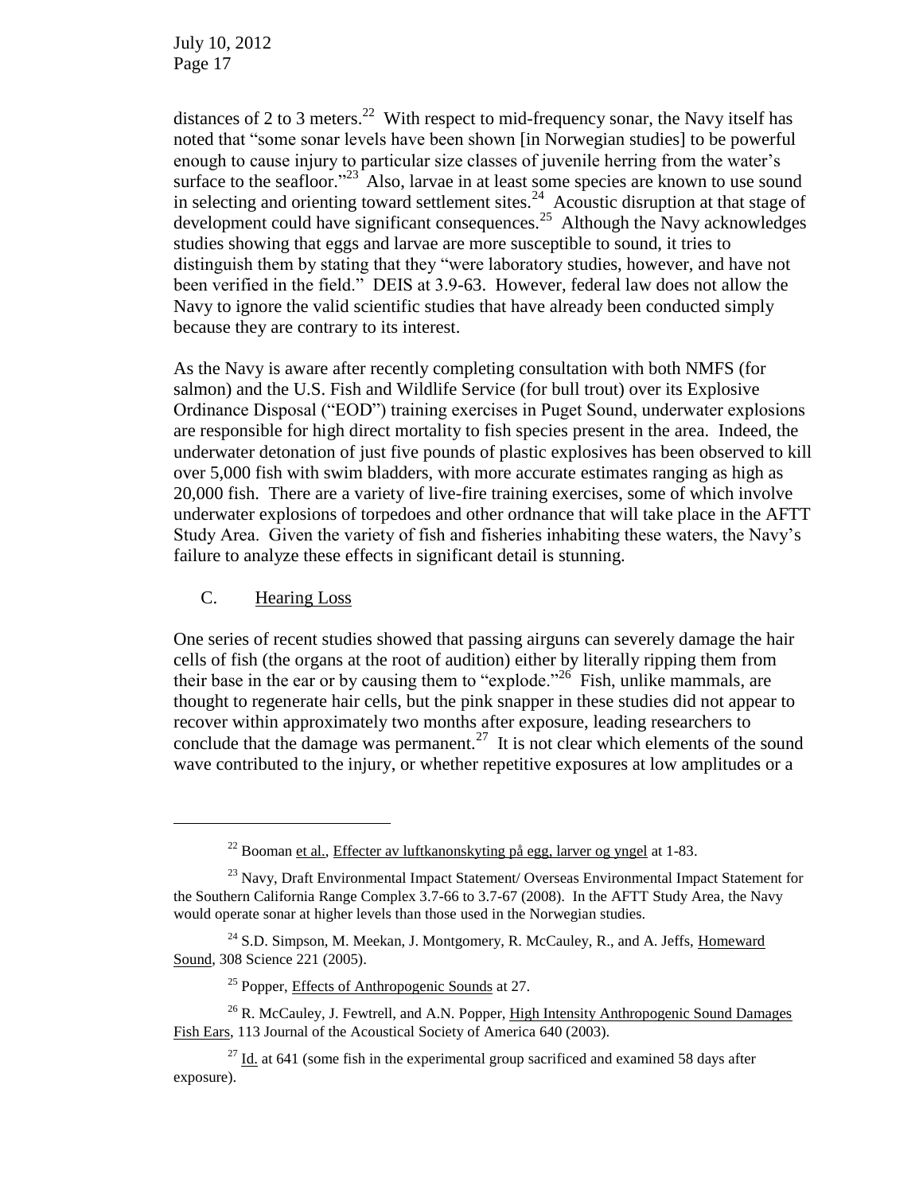distances of 2 to 3 meters.[22] With respect to mid-frequency sonar, the Navy itself has noted that "some sonar levels have been shown [in Norwegian studies] to be powerful enough to cause injury to particular size classes of juvenile herring from the water's surface to the seafloor."[23] Also, larvae in at least some species are known to use sound in selecting and orienting toward settlement sites.[24] Acoustic disruption at that stage of development could have significant consequences.[25] Although the Navy acknowledges studies showing that eggs and larvae are more susceptible to sound, it tries to distinguish them by stating that they "were laboratory studies, however, and have not been verified in the field." DEIS at 3.9-63. However, federal law does not allow the Navy to ignore the valid scientific studies that have already been conducted simply because they are contrary to its interest.

As the Navy is aware after recently completing consultation with both NMFS (for salmon) and the U.S. Fish and Wildlife Service (for bull trout) over its Explosive Ordinance Disposal ("EOD") training exercises in Puget Sound, underwater explosions are responsible for high direct mortality to fish species present in the area. Indeed, the underwater detonation of just five pounds of plastic explosives has been observed to kill over 5,000 fish with swim bladders, with more accurate estimates ranging as high as 20,000 fish. There are a variety of live-fire training exercises, some of which involve underwater explosions of torpedoes and other ordnance that will take place in the AFTT Study Area. Given the variety of fish and fisheries inhabiting these waters, the Navy's failure to analyze these effects in significant detail is stunning.

### C. Hearing Loss

One series of recent studies showed that passing airguns can severely damage the hair cells of fish (the organs at the root of audition) either by literally ripping them from their base in the ear or by causing them to "explode."[26] Fish, unlike mammals, are thought to regenerate hair cells, but the pink snapper in these studies did not appear to recover within approximately two months after exposure, leading researchers to conclude that the damage was permanent.[27] It is not clear which elements of the sound wave contributed to the injury, or whether repetitive exposures at low amplitudes or a

---

[22] Booman et al., Effecter av luftkanonskyting på egg, larver og yngel at 1-83.

[23] Navy, Draft Environmental Impact Statement/ Overseas Environmental Impact Statement for the Southern California Range Complex 3.7-66 to 3.7-67 (2008). In the AFTT Study Area, the Navy would operate sonar at higher levels than those used in the Norwegian studies.

[24] S.D. Simpson, M. Meekan, J. Montgomery, R. McCauley, R., and A. Jeffs, Homeward Sound, 308 Science 221 (2005).

[25] Popper, Effects of Anthropogenic Sounds at 27.

[26] R. McCauley, J. Fewtrell, and A.N. Popper, High Intensity Anthropogenic Sound Damages Fish Ears, 113 Journal of the Acoustical Society of America 640 (2003).

[27] Id. at 641 (some fish in the experimental group sacrificed and examined 58 days after exposure).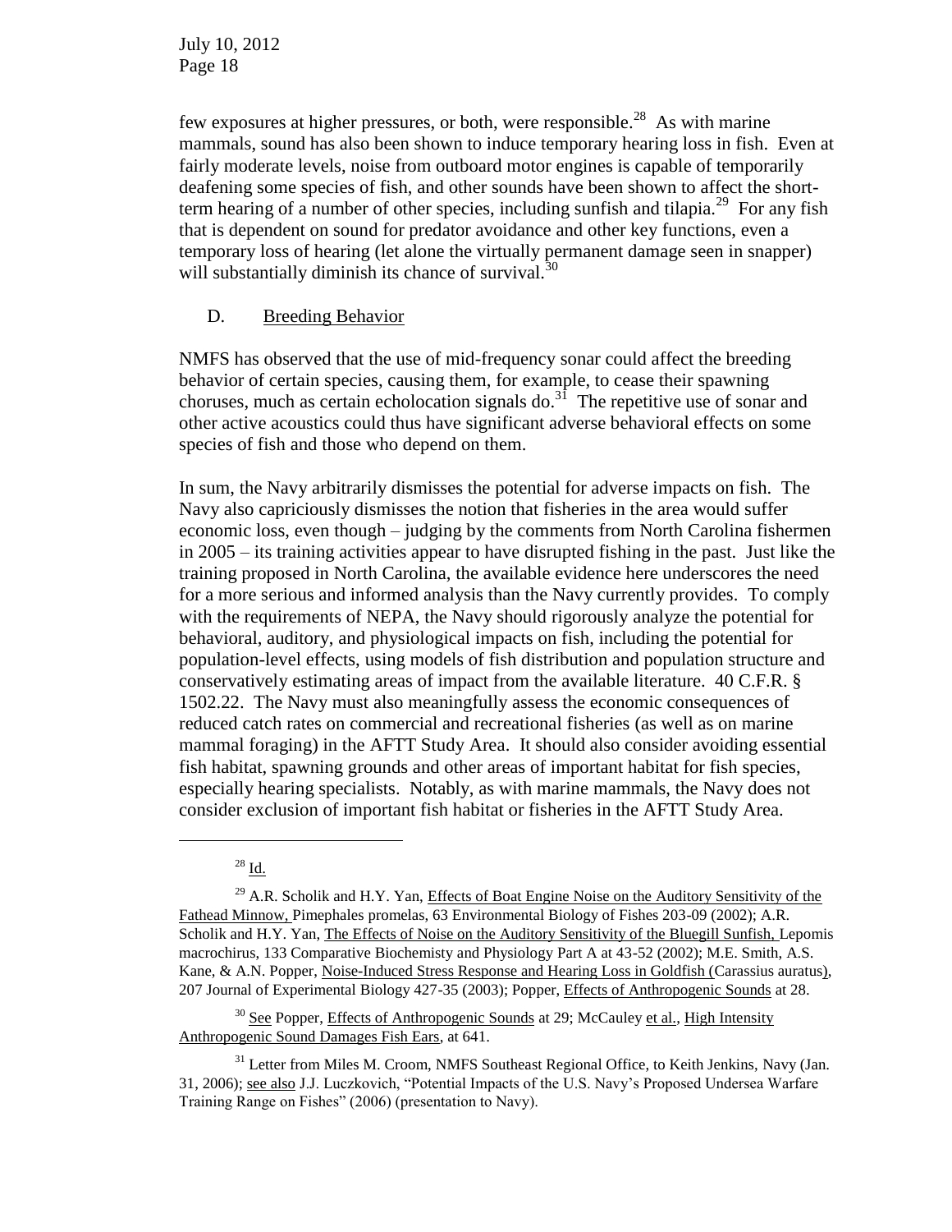few exposures at higher pressures, or both, were responsible.[28] As with marine mammals, sound has also been shown to induce temporary hearing loss in fish. Even at fairly moderate levels, noise from outboard motor engines is capable of temporarily deafening some species of fish, and other sounds have been shown to affect the short-term hearing of a number of other species, including sunfish and tilapia.[29] For any fish that is dependent on sound for predator avoidance and other key functions, even a temporary loss of hearing (let alone the virtually permanent damage seen in snapper) will substantially diminish its chance of survival.[30]

## D. Breeding Behavior

NMFS has observed that the use of mid-frequency sonar could affect the breeding behavior of certain species, causing them, for example, to cease their spawning choruses, much as certain echolocation signals do.[31] The repetitive use of sonar and other active acoustics could thus have significant adverse behavioral effects on some species of fish and those who depend on them.

In sum, the Navy arbitrarily dismisses the potential for adverse impacts on fish. The Navy also capriciously dismisses the notion that fisheries in the area would suffer economic loss, even though – judging by the comments from North Carolina fishermen in 2005 – its training activities appear to have disrupted fishing in the past. Just like the training proposed in North Carolina, the available evidence here underscores the need for a more serious and informed analysis than the Navy currently provides. To comply with the requirements of NEPA, the Navy should rigorously analyze the potential for behavioral, auditory, and physiological impacts on fish, including the potential for population-level effects, using models of fish distribution and population structure and conservatively estimating areas of impact from the available literature. 40 C.F.R. § 1502.22. The Navy must also meaningfully assess the economic consequences of reduced catch rates on commercial and recreational fisheries (as well as on marine mammal foraging) in the AFTT Study Area. It should also consider avoiding essential fish habitat, spawning grounds and other areas of important habitat for fish species, especially hearing specialists. Notably, as with marine mammals, the Navy does not consider exclusion of important fish habitat or fisheries in the AFTT Study Area.

---

[28] Id.

[29] A.R. Scholik and H.Y. Yan, Effects of Boat Engine Noise on the Auditory Sensitivity of the Fathead Minnow, Pimephales promelas, 63 Environmental Biology of Fishes 203-09 (2002); A.R. Scholik and H.Y. Yan, The Effects of Noise on the Auditory Sensitivity of the Bluegill Sunfish, Lepomis macrochirus, 133 Comparative Biochemisty and Physiology Part A at 43-52 (2002); M.E. Smith, A.S. Kane, & A.N. Popper, Noise-Induced Stress Response and Hearing Loss in Goldfish (Carassius auratus), 207 Journal of Experimental Biology 427-35 (2003); Popper, Effects of Anthropogenic Sounds at 28.

[30] See Popper, Effects of Anthropogenic Sounds at 29; McCauley et al., High Intensity Anthropogenic Sound Damages Fish Ears, at 641.

[31] Letter from Miles M. Croom, NMFS Southeast Regional Office, to Keith Jenkins, Navy (Jan. 31, 2006); see also J.J. Luczkovich, "Potential Impacts of the U.S. Navy's Proposed Undersea Warfare Training Range on Fishes" (2006) (presentation to Navy).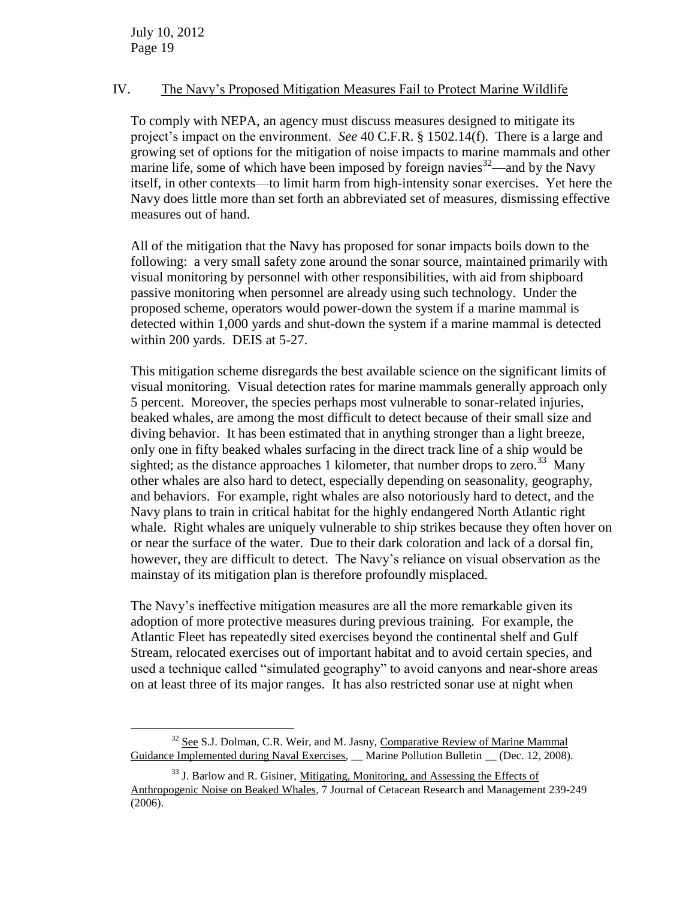## IV. The Navy's Proposed Mitigation Measures Fail to Protect Marine Wildlife

To comply with NEPA, an agency must discuss measures designed to mitigate its project's impact on the environment. *See* 40 C.F.R. § 1502.14(f). There is a large and growing set of options for the mitigation of noise impacts to marine mammals and other marine life, some of which have been imposed by foreign navies[32]—and by the Navy itself, in other contexts—to limit harm from high-intensity sonar exercises. Yet here the Navy does little more than set forth an abbreviated set of measures, dismissing effective measures out of hand.

All of the mitigation that the Navy has proposed for sonar impacts boils down to the following: a very small safety zone around the sonar source, maintained primarily with visual monitoring by personnel with other responsibilities, with aid from shipboard passive monitoring when personnel are already using such technology. Under the proposed scheme, operators would power-down the system if a marine mammal is detected within 1,000 yards and shut-down the system if a marine mammal is detected within 200 yards. DEIS at 5-27.

This mitigation scheme disregards the best available science on the significant limits of visual monitoring. Visual detection rates for marine mammals generally approach only 5 percent. Moreover, the species perhaps most vulnerable to sonar-related injuries, beaked whales, are among the most difficult to detect because of their small size and diving behavior. It has been estimated that in anything stronger than a light breeze, only one in fifty beaked whales surfacing in the direct track line of a ship would be sighted; as the distance approaches 1 kilometer, that number drops to zero.[33] Many other whales are also hard to detect, especially depending on seasonality, geography, and behaviors. For example, right whales are also notoriously hard to detect, and the Navy plans to train in critical habitat for the highly endangered North Atlantic right whale. Right whales are uniquely vulnerable to ship strikes because they often hover on or near the surface of the water. Due to their dark coloration and lack of a dorsal fin, however, they are difficult to detect. The Navy's reliance on visual observation as the mainstay of its mitigation plan is therefore profoundly misplaced.

The Navy's ineffective mitigation measures are all the more remarkable given its adoption of more protective measures during previous training. For example, the Atlantic Fleet has repeatedly sited exercises beyond the continental shelf and Gulf Stream, relocated exercises out of important habitat and to avoid certain species, and used a technique called "simulated geography" to avoid canyons and near-shore areas on at least three of its major ranges. It has also restricted sonar use at night when

---

[32] See S.J. Dolman, C.R. Weir, and M. Jasny, Comparative Review of Marine Mammal Guidance Implemented during Naval Exercises, __ Marine Pollution Bulletin __ (Dec. 12, 2008).

[33] J. Barlow and R. Gisiner, Mitigating, Monitoring, and Assessing the Effects of Anthropogenic Noise on Beaked Whales, 7 Journal of Cetacean Research and Management 239-249 (2006).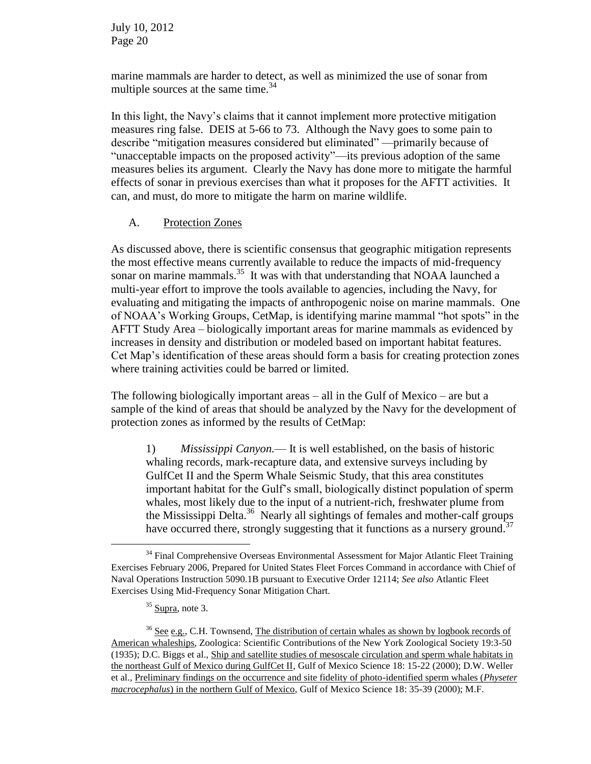marine mammals are harder to detect, as well as minimized the use of sonar from multiple sources at the same time.[34]

In this light, the Navy's claims that it cannot implement more protective mitigation measures ring false. DEIS at 5-66 to 73. Although the Navy goes to some pain to describe "mitigation measures considered but eliminated" —primarily because of "unacceptable impacts on the proposed activity"—its previous adoption of the same measures belies its argument. Clearly the Navy has done more to mitigate the harmful effects of sonar in previous exercises than what it proposes for the AFTT activities. It can, and must, do more to mitigate the harm on marine wildlife.

## A. Protection Zones

As discussed above, there is scientific consensus that geographic mitigation represents the most effective means currently available to reduce the impacts of mid-frequency sonar on marine mammals.[35] It was with that understanding that NOAA launched a multi-year effort to improve the tools available to agencies, including the Navy, for evaluating and mitigating the impacts of anthropogenic noise on marine mammals. One of NOAA's Working Groups, CetMap, is identifying marine mammal "hot spots" in the AFTT Study Area – biologically important areas for marine mammals as evidenced by increases in density and distribution or modeled based on important habitat features. Cet Map's identification of these areas should form a basis for creating protection zones where training activities could be barred or limited.

The following biologically important areas – all in the Gulf of Mexico – are but a sample of the kind of areas that should be analyzed by the Navy for the development of protection zones as informed by the results of CetMap:

> 1) *Mississippi Canyon.*— It is well established, on the basis of historic whaling records, mark-recapture data, and extensive surveys including by GulfCet II and the Sperm Whale Seismic Study, that this area constitutes important habitat for the Gulf's small, biologically distinct population of sperm whales, most likely due to the input of a nutrient-rich, freshwater plume from the Mississippi Delta.[36] Nearly all sightings of females and mother-calf groups have occurred there, strongly suggesting that it functions as a nursery ground.[37]

---

[34] Final Comprehensive Overseas Environmental Assessment for Major Atlantic Fleet Training Exercises February 2006, Prepared for United States Fleet Forces Command in accordance with Chief of Naval Operations Instruction 5090.1B pursuant to Executive Order 12114; *See also* Atlantic Fleet Exercises Using Mid-Frequency Sonar Mitigation Chart.

[35] Supra, note 3.

[36] See e.g., C.H. Townsend, The distribution of certain whales as shown by logbook records of American whaleships, Zoologica: Scientific Contributions of the New York Zoological Society 19:3-50 (1935); D.C. Biggs et al., Ship and satellite studies of mesoscale circulation and sperm whale habitats in the northeast Gulf of Mexico during GulfCet II, Gulf of Mexico Science 18: 15-22 (2000); D.W. Weller et al., Preliminary findings on the occurrence and site fidelity of photo-identified sperm whales (*Physeter macrocephalus*) in the northern Gulf of Mexico, Gulf of Mexico Science 18: 35-39 (2000); M.F.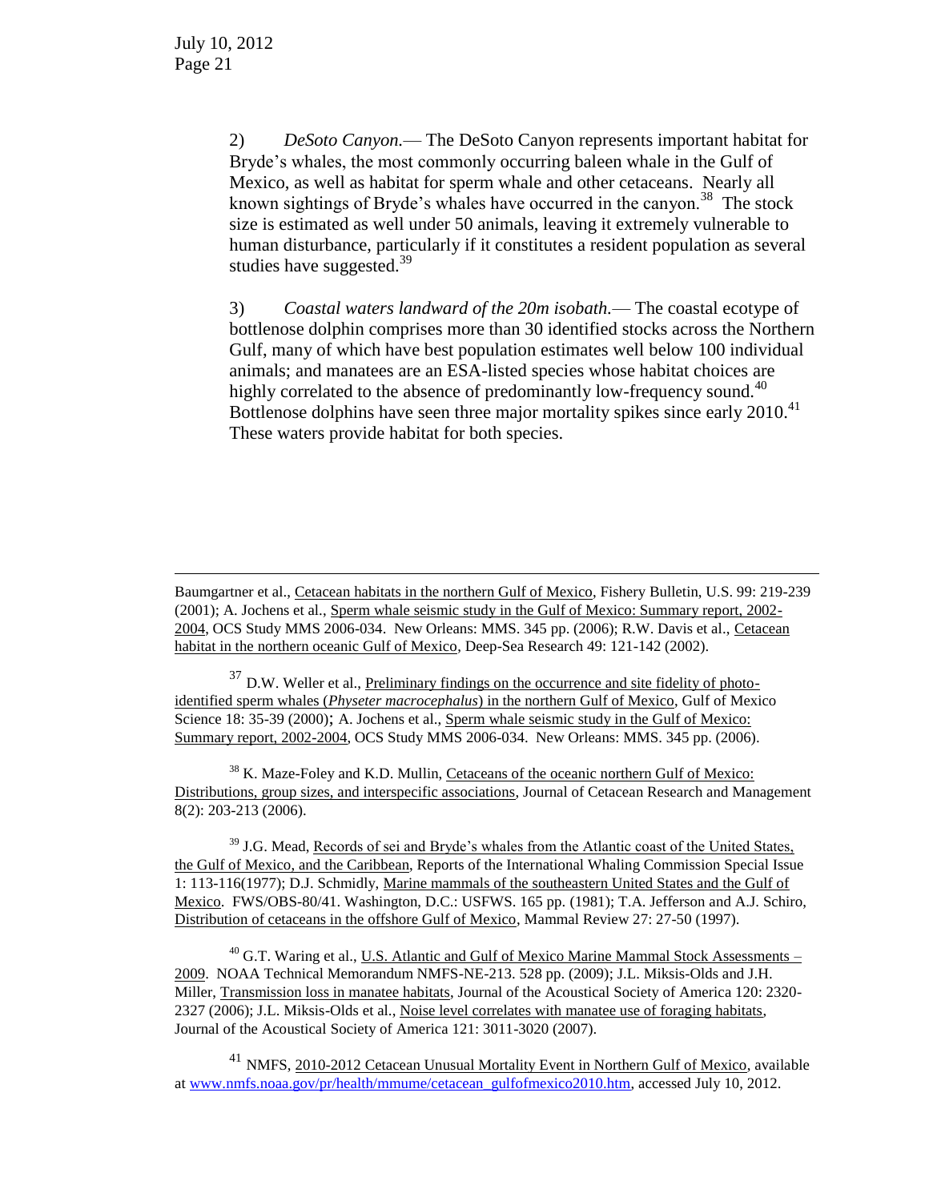2) *DeSoto Canyon.*— The DeSoto Canyon represents important habitat for Bryde's whales, the most commonly occurring baleen whale in the Gulf of Mexico, as well as habitat for sperm whale and other cetaceans. Nearly all known sightings of Bryde's whales have occurred in the canyon.[38] The stock size is estimated as well under 50 animals, leaving it extremely vulnerable to human disturbance, particularly if it constitutes a resident population as several studies have suggested.[39]

3) *Coastal waters landward of the 20m isobath.*— The coastal ecotype of bottlenose dolphin comprises more than 30 identified stocks across the Northern Gulf, many of which have best population estimates well below 100 individual animals; and manatees are an ESA-listed species whose habitat choices are highly correlated to the absence of predominantly low-frequency sound.[40] Bottlenose dolphins have seen three major mortality spikes since early 2010.[41] These waters provide habitat for both species.

---

Baumgartner et al., Cetacean habitats in the northern Gulf of Mexico, Fishery Bulletin, U.S. 99: 219-239 (2001); A. Jochens et al., Sperm whale seismic study in the Gulf of Mexico: Summary report, 2002-2004, OCS Study MMS 2006-034. New Orleans: MMS. 345 pp. (2006); R.W. Davis et al., Cetacean habitat in the northern oceanic Gulf of Mexico, Deep-Sea Research 49: 121-142 (2002).

[37] D.W. Weller et al., Preliminary findings on the occurrence and site fidelity of photo-identified sperm whales (*Physeter macrocephalus*) in the northern Gulf of Mexico, Gulf of Mexico Science 18: 35-39 (2000); A. Jochens et al., Sperm whale seismic study in the Gulf of Mexico: Summary report, 2002-2004, OCS Study MMS 2006-034. New Orleans: MMS. 345 pp. (2006).

[38] K. Maze-Foley and K.D. Mullin, Cetaceans of the oceanic northern Gulf of Mexico: Distributions, group sizes, and interspecific associations, Journal of Cetacean Research and Management 8(2): 203-213 (2006).

[39] J.G. Mead, Records of sei and Bryde's whales from the Atlantic coast of the United States, the Gulf of Mexico, and the Caribbean, Reports of the International Whaling Commission Special Issue 1: 113-116(1977); D.J. Schmidly, Marine mammals of the southeastern United States and the Gulf of Mexico. FWS/OBS-80/41. Washington, D.C.: USFWS. 165 pp. (1981); T.A. Jefferson and A.J. Schiro, Distribution of cetaceans in the offshore Gulf of Mexico, Mammal Review 27: 27-50 (1997).

[40] G.T. Waring et al., U.S. Atlantic and Gulf of Mexico Marine Mammal Stock Assessments – 2009. NOAA Technical Memorandum NMFS-NE-213. 528 pp. (2009); J.L. Miksis-Olds and J.H. Miller, Transmission loss in manatee habitats, Journal of the Acoustical Society of America 120: 2320-2327 (2006); J.L. Miksis-Olds et al., Noise level correlates with manatee use of foraging habitats, Journal of the Acoustical Society of America 121: 3011-3020 (2007).

[41] NMFS, 2010-2012 Cetacean Unusual Mortality Event in Northern Gulf of Mexico, available at www.nmfs.noaa.gov/pr/health/mmume/cetacean_gulfofmexico2010.htm, accessed July 10, 2012.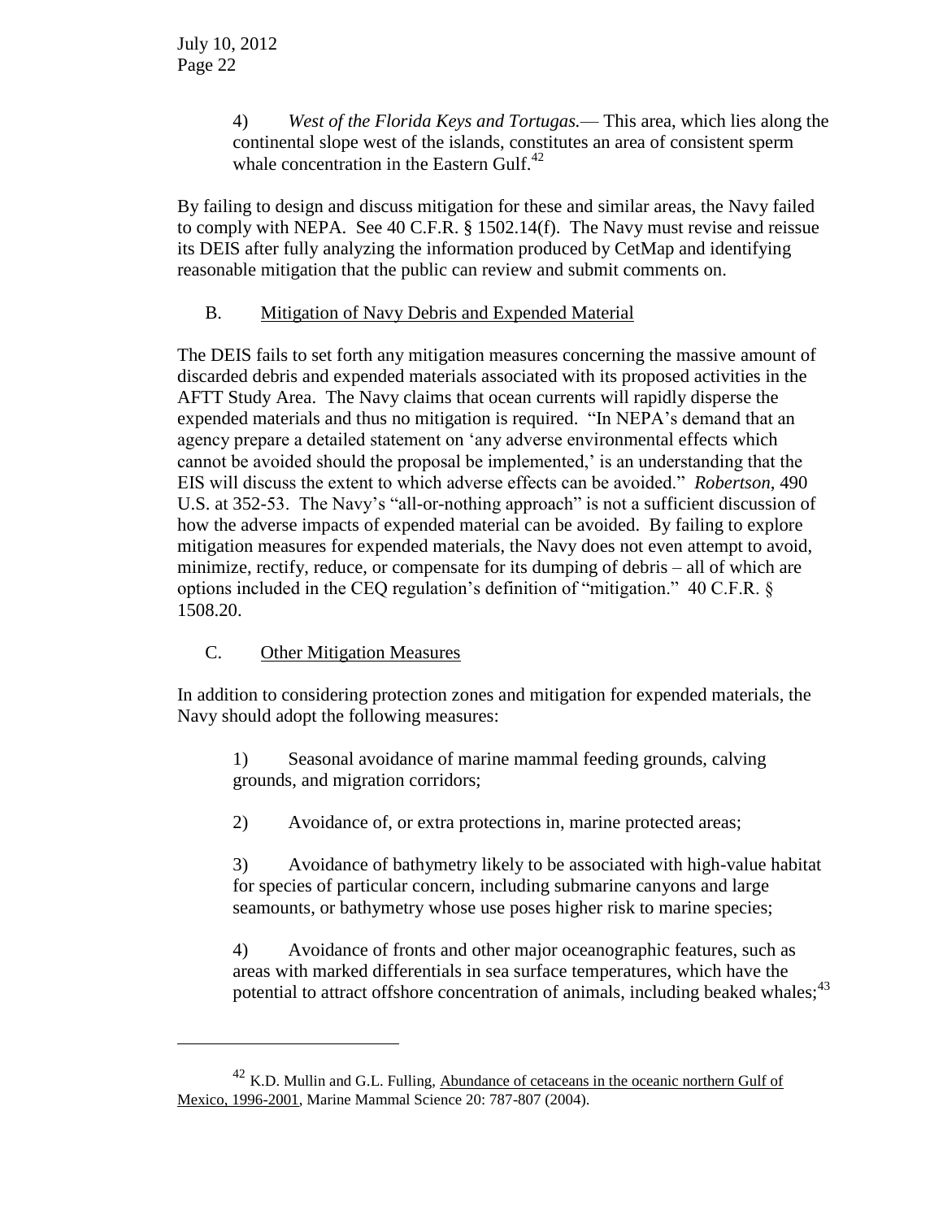4) *West of the Florida Keys and Tortugas.*— This area, which lies along the continental slope west of the islands, constitutes an area of consistent sperm whale concentration in the Eastern Gulf.[42]

By failing to design and discuss mitigation for these and similar areas, the Navy failed to comply with NEPA. See 40 C.F.R. § 1502.14(f). The Navy must revise and reissue its DEIS after fully analyzing the information produced by CetMap and identifying reasonable mitigation that the public can review and submit comments on.

## B. Mitigation of Navy Debris and Expended Material

The DEIS fails to set forth any mitigation measures concerning the massive amount of discarded debris and expended materials associated with its proposed activities in the AFTT Study Area. The Navy claims that ocean currents will rapidly disperse the expended materials and thus no mitigation is required. "In NEPA's demand that an agency prepare a detailed statement on 'any adverse environmental effects which cannot be avoided should the proposal be implemented,' is an understanding that the EIS will discuss the extent to which adverse effects can be avoided." *Robertson*, 490 U.S. at 352-53. The Navy's "all-or-nothing approach" is not a sufficient discussion of how the adverse impacts of expended material can be avoided. By failing to explore mitigation measures for expended materials, the Navy does not even attempt to avoid, minimize, rectify, reduce, or compensate for its dumping of debris – all of which are options included in the CEQ regulation's definition of "mitigation." 40 C.F.R. § 1508.20.

## C. Other Mitigation Measures

In addition to considering protection zones and mitigation for expended materials, the Navy should adopt the following measures:

1) Seasonal avoidance of marine mammal feeding grounds, calving grounds, and migration corridors;

2) Avoidance of, or extra protections in, marine protected areas;

3) Avoidance of bathymetry likely to be associated with high-value habitat for species of particular concern, including submarine canyons and large seamounts, or bathymetry whose use poses higher risk to marine species;

4) Avoidance of fronts and other major oceanographic features, such as areas with marked differentials in sea surface temperatures, which have the potential to attract offshore concentration of animals, including beaked whales;[43]

---

[42] K.D. Mullin and G.L. Fulling, Abundance of cetaceans in the oceanic northern Gulf of Mexico, 1996-2001, Marine Mammal Science 20: 787-807 (2004).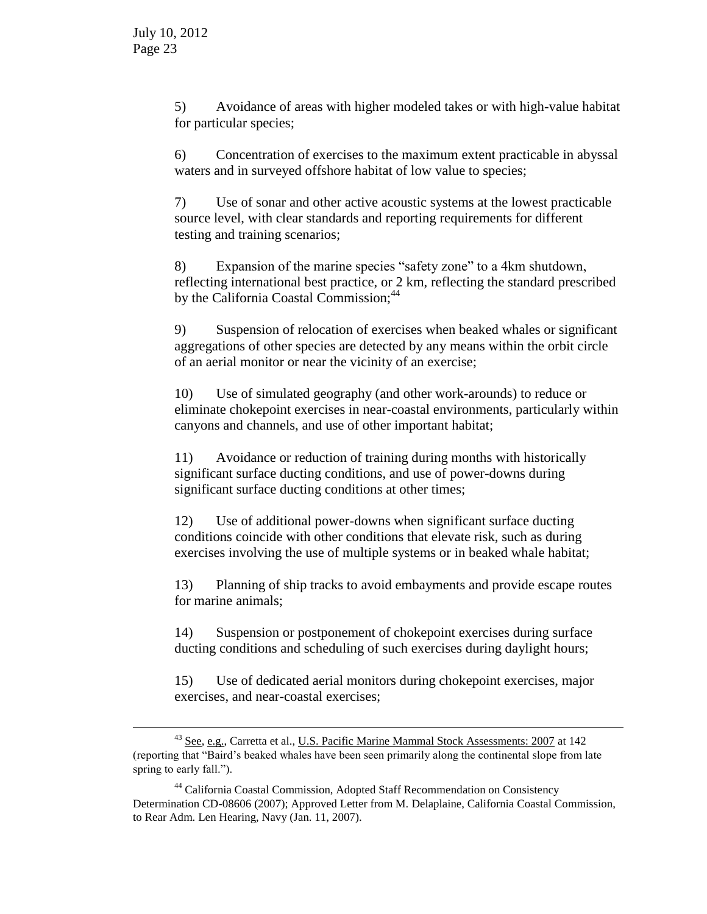5) Avoidance of areas with higher modeled takes or with high-value habitat for particular species;

6) Concentration of exercises to the maximum extent practicable in abyssal waters and in surveyed offshore habitat of low value to species;

7) Use of sonar and other active acoustic systems at the lowest practicable source level, with clear standards and reporting requirements for different testing and training scenarios;

8) Expansion of the marine species "safety zone" to a 4km shutdown, reflecting international best practice, or 2 km, reflecting the standard prescribed by the California Coastal Commission;[44]

9) Suspension of relocation of exercises when beaked whales or significant aggregations of other species are detected by any means within the orbit circle of an aerial monitor or near the vicinity of an exercise;

10) Use of simulated geography (and other work-arounds) to reduce or eliminate chokepoint exercises in near-coastal environments, particularly within canyons and channels, and use of other important habitat;

11) Avoidance or reduction of training during months with historically significant surface ducting conditions, and use of power-downs during significant surface ducting conditions at other times;

12) Use of additional power-downs when significant surface ducting conditions coincide with other conditions that elevate risk, such as during exercises involving the use of multiple systems or in beaked whale habitat;

13) Planning of ship tracks to avoid embayments and provide escape routes for marine animals;

14) Suspension or postponement of chokepoint exercises during surface ducting conditions and scheduling of such exercises during daylight hours;

15) Use of dedicated aerial monitors during chokepoint exercises, major exercises, and near-coastal exercises;

---

[43] See, e.g., Carretta et al., U.S. Pacific Marine Mammal Stock Assessments: 2007 at 142 (reporting that "Baird's beaked whales have been seen primarily along the continental slope from late spring to early fall.").

[44] California Coastal Commission, Adopted Staff Recommendation on Consistency Determination CD-08606 (2007); Approved Letter from M. Delaplaine, California Coastal Commission, to Rear Adm. Len Hearing, Navy (Jan. 11, 2007).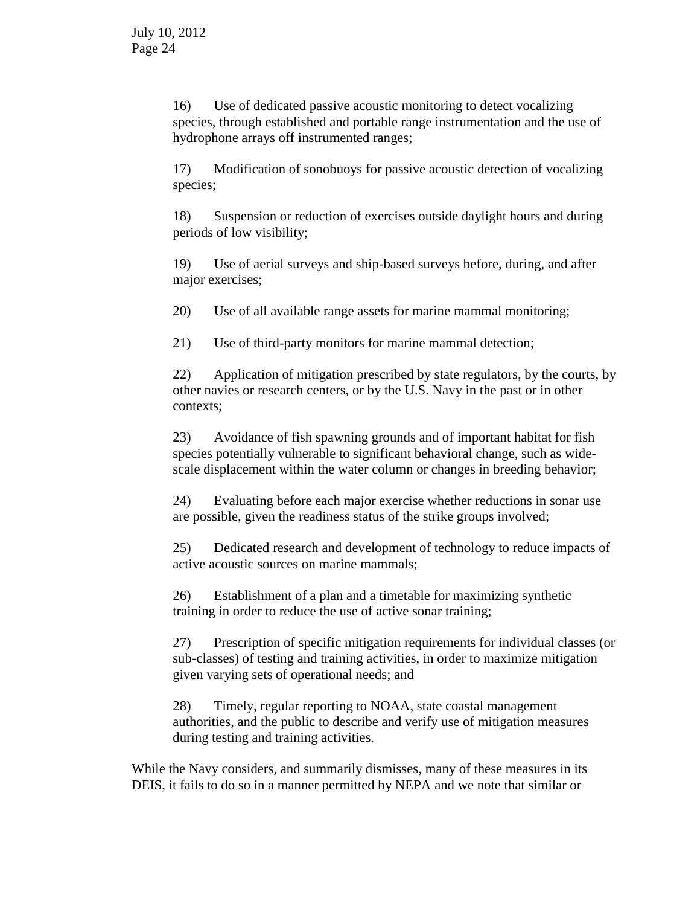16) Use of dedicated passive acoustic monitoring to detect vocalizing species, through established and portable range instrumentation and the use of hydrophone arrays off instrumented ranges;

17) Modification of sonobuoys for passive acoustic detection of vocalizing species;

18) Suspension or reduction of exercises outside daylight hours and during periods of low visibility;

19) Use of aerial surveys and ship-based surveys before, during, and after major exercises;

20) Use of all available range assets for marine mammal monitoring;

21) Use of third-party monitors for marine mammal detection;

22) Application of mitigation prescribed by state regulators, by the courts, by other navies or research centers, or by the U.S. Navy in the past or in other contexts;

23) Avoidance of fish spawning grounds and of important habitat for fish species potentially vulnerable to significant behavioral change, such as wide-scale displacement within the water column or changes in breeding behavior;

24) Evaluating before each major exercise whether reductions in sonar use are possible, given the readiness status of the strike groups involved;

25) Dedicated research and development of technology to reduce impacts of active acoustic sources on marine mammals;

26) Establishment of a plan and a timetable for maximizing synthetic training in order to reduce the use of active sonar training;

27) Prescription of specific mitigation requirements for individual classes (or sub-classes) of testing and training activities, in order to maximize mitigation given varying sets of operational needs; and

28) Timely, regular reporting to NOAA, state coastal management authorities, and the public to describe and verify use of mitigation measures during testing and training activities.

While the Navy considers, and summarily dismisses, many of these measures in its DEIS, it fails to do so in a manner permitted by NEPA and we note that similar or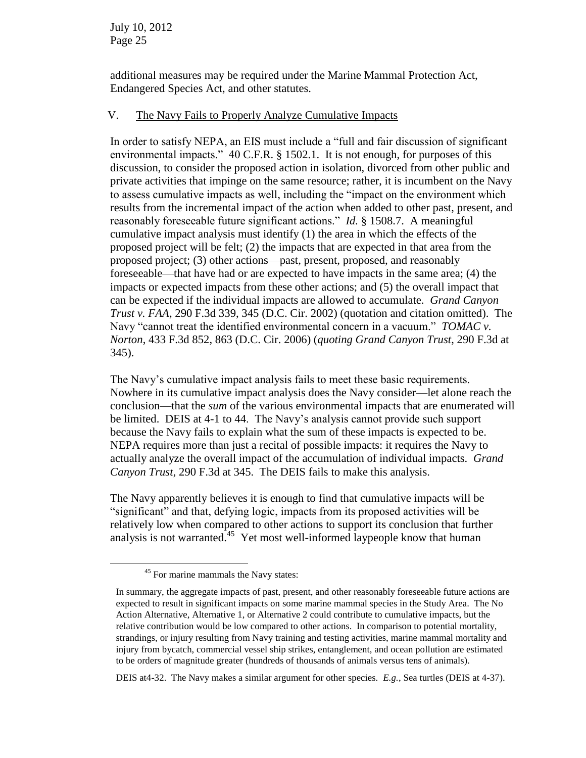additional measures may be required under the Marine Mammal Protection Act, Endangered Species Act, and other statutes.

## V. The Navy Fails to Properly Analyze Cumulative Impacts

In order to satisfy NEPA, an EIS must include a "full and fair discussion of significant environmental impacts." 40 C.F.R. § 1502.1. It is not enough, for purposes of this discussion, to consider the proposed action in isolation, divorced from other public and private activities that impinge on the same resource; rather, it is incumbent on the Navy to assess cumulative impacts as well, including the "impact on the environment which results from the incremental impact of the action when added to other past, present, and reasonably foreseeable future significant actions." *Id.* § 1508.7. A meaningful cumulative impact analysis must identify (1) the area in which the effects of the proposed project will be felt; (2) the impacts that are expected in that area from the proposed project; (3) other actions—past, present, proposed, and reasonably foreseeable—that have had or are expected to have impacts in the same area; (4) the impacts or expected impacts from these other actions; and (5) the overall impact that can be expected if the individual impacts are allowed to accumulate. *Grand Canyon Trust v. FAA*, 290 F.3d 339, 345 (D.C. Cir. 2002) (quotation and citation omitted). The Navy "cannot treat the identified environmental concern in a vacuum." *TOMAC v. Norton*, 433 F.3d 852, 863 (D.C. Cir. 2006) (*quoting Grand Canyon Trust*, 290 F.3d at 345).

The Navy's cumulative impact analysis fails to meet these basic requirements. Nowhere in its cumulative impact analysis does the Navy consider—let alone reach the conclusion—that the *sum* of the various environmental impacts that are enumerated will be limited. DEIS at 4-1 to 44. The Navy's analysis cannot provide such support because the Navy fails to explain what the sum of these impacts is expected to be. NEPA requires more than just a recital of possible impacts: it requires the Navy to actually analyze the overall impact of the accumulation of individual impacts. *Grand Canyon Trust*, 290 F.3d at 345. The DEIS fails to make this analysis.

The Navy apparently believes it is enough to find that cumulative impacts will be "significant" and that, defying logic, impacts from its proposed activities will be relatively low when compared to other actions to support its conclusion that further analysis is not warranted.[45] Yet most well-informed laypeople know that human

---

[45] For marine mammals the Navy states:

> In summary, the aggregate impacts of past, present, and other reasonably foreseeable future actions are expected to result in significant impacts on some marine mammal species in the Study Area. The No Action Alternative, Alternative 1, or Alternative 2 could contribute to cumulative impacts, but the relative contribution would be low compared to other actions. In comparison to potential mortality, strandings, or injury resulting from Navy training and testing activities, marine mammal mortality and injury from bycatch, commercial vessel ship strikes, entanglement, and ocean pollution are estimated to be orders of magnitude greater (hundreds of thousands of animals versus tens of animals).

DEIS at4-32. The Navy makes a similar argument for other species. *E.g.*, Sea turtles (DEIS at 4-37).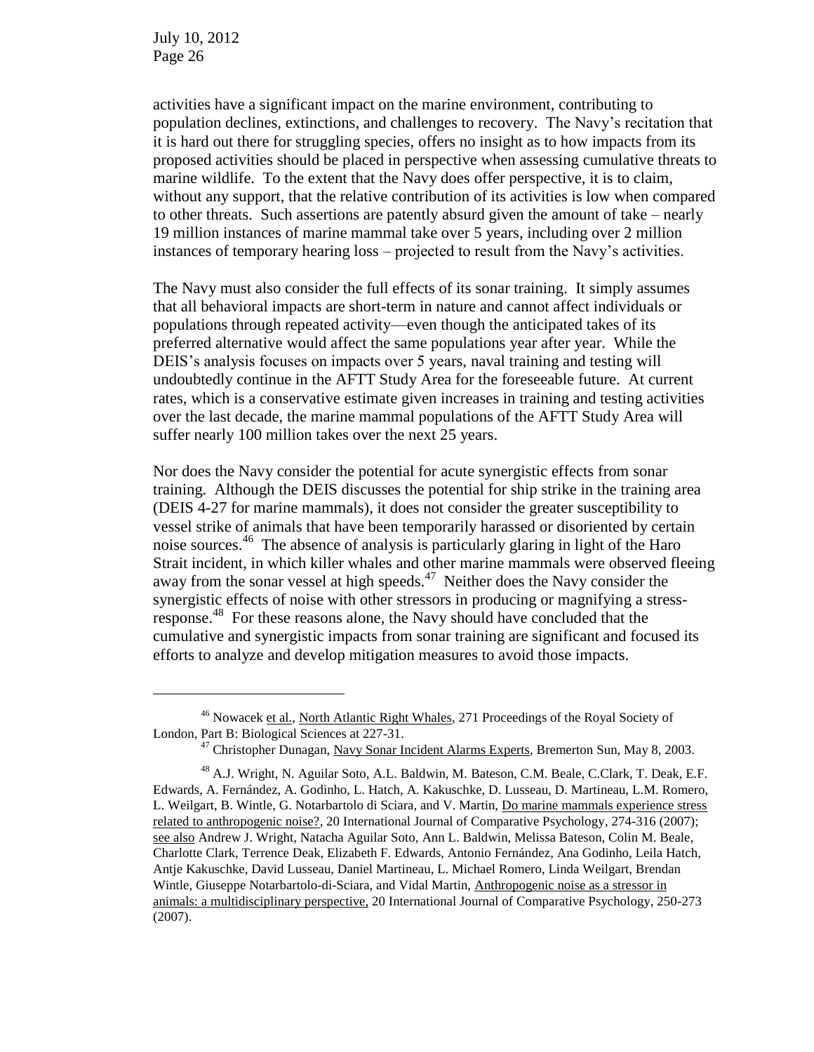activities have a significant impact on the marine environment, contributing to population declines, extinctions, and challenges to recovery. The Navy's recitation that it is hard out there for struggling species, offers no insight as to how impacts from its proposed activities should be placed in perspective when assessing cumulative threats to marine wildlife. To the extent that the Navy does offer perspective, it is to claim, without any support, that the relative contribution of its activities is low when compared to other threats. Such assertions are patently absurd given the amount of take – nearly 19 million instances of marine mammal take over 5 years, including over 2 million instances of temporary hearing loss – projected to result from the Navy's activities.

The Navy must also consider the full effects of its sonar training. It simply assumes that all behavioral impacts are short-term in nature and cannot affect individuals or populations through repeated activity—even though the anticipated takes of its preferred alternative would affect the same populations year after year. While the DEIS's analysis focuses on impacts over 5 years, naval training and testing will undoubtedly continue in the AFTT Study Area for the foreseeable future. At current rates, which is a conservative estimate given increases in training and testing activities over the last decade, the marine mammal populations of the AFTT Study Area will suffer nearly 100 million takes over the next 25 years.

Nor does the Navy consider the potential for acute synergistic effects from sonar training. Although the DEIS discusses the potential for ship strike in the training area (DEIS 4-27 for marine mammals), it does not consider the greater susceptibility to vessel strike of animals that have been temporarily harassed or disoriented by certain noise sources.[46] The absence of analysis is particularly glaring in light of the Haro Strait incident, in which killer whales and other marine mammals were observed fleeing away from the sonar vessel at high speeds.[47] Neither does the Navy consider the synergistic effects of noise with other stressors in producing or magnifying a stress-response.[48] For these reasons alone, the Navy should have concluded that the cumulative and synergistic impacts from sonar training are significant and focused its efforts to analyze and develop mitigation measures to avoid those impacts.

---

[46] Nowacek et al., North Atlantic Right Whales, 271 Proceedings of the Royal Society of London, Part B: Biological Sciences at 227-31.

[47] Christopher Dunagan, Navy Sonar Incident Alarms Experts, Bremerton Sun, May 8, 2003.

[48] A.J. Wright, N. Aguilar Soto, A.L. Baldwin, M. Bateson, C.M. Beale, C.Clark, T. Deak, E.F. Edwards, A. Fernández, A. Godinho, L. Hatch, A. Kakuschke, D. Lusseau, D. Martineau, L.M. Romero, L. Weilgart, B. Wintle, G. Notarbartolo di Sciara, and V. Martin, Do marine mammals experience stress related to anthropogenic noise?, 20 International Journal of Comparative Psychology, 274-316 (2007); see also Andrew J. Wright, Natacha Aguilar Soto, Ann L. Baldwin, Melissa Bateson, Colin M. Beale, Charlotte Clark, Terrence Deak, Elizabeth F. Edwards, Antonio Fernández, Ana Godinho, Leila Hatch, Antje Kakuschke, David Lusseau, Daniel Martineau, L. Michael Romero, Linda Weilgart, Brendan Wintle, Giuseppe Notarbartolo-di-Sciara, and Vidal Martin, Anthropogenic noise as a stressor in animals: a multidisciplinary perspective, 20 International Journal of Comparative Psychology, 250-273 (2007).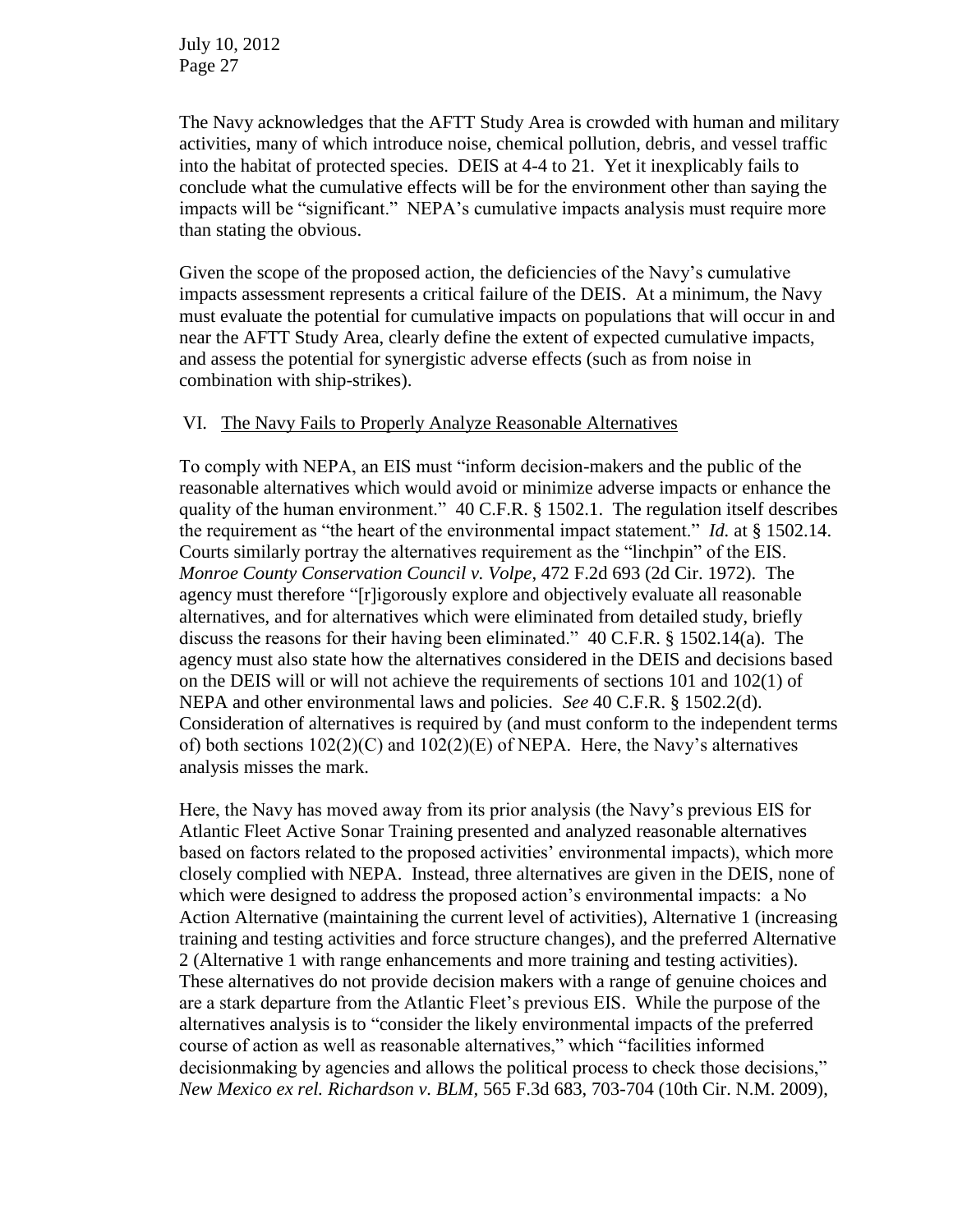The Navy acknowledges that the AFTT Study Area is crowded with human and military activities, many of which introduce noise, chemical pollution, debris, and vessel traffic into the habitat of protected species. DEIS at 4-4 to 21. Yet it inexplicably fails to conclude what the cumulative effects will be for the environment other than saying the impacts will be "significant." NEPA's cumulative impacts analysis must require more than stating the obvious.

Given the scope of the proposed action, the deficiencies of the Navy's cumulative impacts assessment represents a critical failure of the DEIS. At a minimum, the Navy must evaluate the potential for cumulative impacts on populations that will occur in and near the AFTT Study Area, clearly define the extent of expected cumulative impacts, and assess the potential for synergistic adverse effects (such as from noise in combination with ship-strikes).

## VI. The Navy Fails to Properly Analyze Reasonable Alternatives

To comply with NEPA, an EIS must "inform decision-makers and the public of the reasonable alternatives which would avoid or minimize adverse impacts or enhance the quality of the human environment." 40 C.F.R. § 1502.1. The regulation itself describes the requirement as "the heart of the environmental impact statement." *Id.* at § 1502.14. Courts similarly portray the alternatives requirement as the "linchpin" of the EIS. *Monroe County Conservation Council v. Volpe*, 472 F.2d 693 (2d Cir. 1972). The agency must therefore "[r]igorously explore and objectively evaluate all reasonable alternatives, and for alternatives which were eliminated from detailed study, briefly discuss the reasons for their having been eliminated." 40 C.F.R. § 1502.14(a). The agency must also state how the alternatives considered in the DEIS and decisions based on the DEIS will or will not achieve the requirements of sections 101 and 102(1) of NEPA and other environmental laws and policies. *See* 40 C.F.R. § 1502.2(d). Consideration of alternatives is required by (and must conform to the independent terms of) both sections 102(2)(C) and 102(2)(E) of NEPA. Here, the Navy's alternatives analysis misses the mark.

Here, the Navy has moved away from its prior analysis (the Navy's previous EIS for Atlantic Fleet Active Sonar Training presented and analyzed reasonable alternatives based on factors related to the proposed activities' environmental impacts), which more closely complied with NEPA. Instead, three alternatives are given in the DEIS, none of which were designed to address the proposed action's environmental impacts: a No Action Alternative (maintaining the current level of activities), Alternative 1 (increasing training and testing activities and force structure changes), and the preferred Alternative 2 (Alternative 1 with range enhancements and more training and testing activities). These alternatives do not provide decision makers with a range of genuine choices and are a stark departure from the Atlantic Fleet's previous EIS. While the purpose of the alternatives analysis is to "consider the likely environmental impacts of the preferred course of action as well as reasonable alternatives," which "facilities informed decisionmaking by agencies and allows the political process to check those decisions," *New Mexico ex rel. Richardson v. BLM*, 565 F.3d 683, 703-704 (10th Cir. N.M. 2009),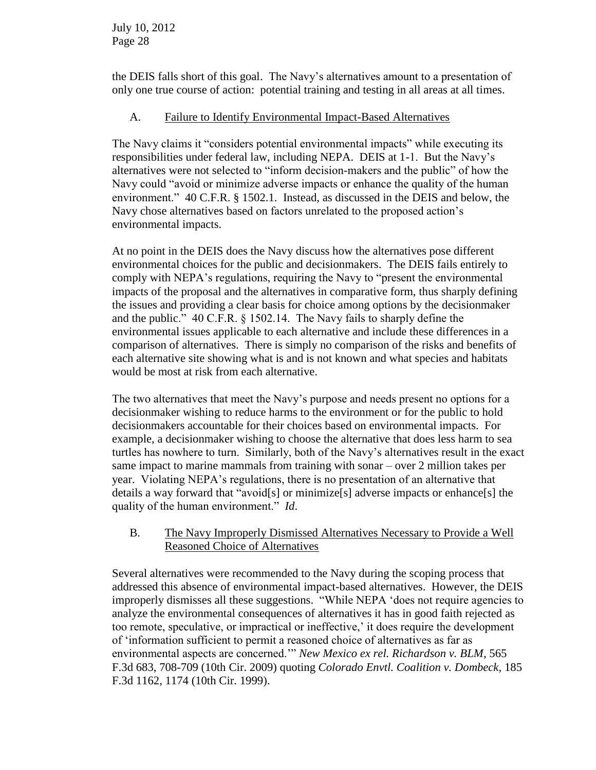the DEIS falls short of this goal. The Navy's alternatives amount to a presentation of only one true course of action: potential training and testing in all areas at all times.

### A. Failure to Identify Environmental Impact-Based Alternatives

The Navy claims it "considers potential environmental impacts" while executing its responsibilities under federal law, including NEPA. DEIS at 1-1. But the Navy's alternatives were not selected to "inform decision-makers and the public" of how the Navy could "avoid or minimize adverse impacts or enhance the quality of the human environment." 40 C.F.R. § 1502.1. Instead, as discussed in the DEIS and below, the Navy chose alternatives based on factors unrelated to the proposed action's environmental impacts.

At no point in the DEIS does the Navy discuss how the alternatives pose different environmental choices for the public and decisionmakers. The DEIS fails entirely to comply with NEPA's regulations, requiring the Navy to "present the environmental impacts of the proposal and the alternatives in comparative form, thus sharply defining the issues and providing a clear basis for choice among options by the decisionmaker and the public." 40 C.F.R. § 1502.14. The Navy fails to sharply define the environmental issues applicable to each alternative and include these differences in a comparison of alternatives. There is simply no comparison of the risks and benefits of each alternative site showing what is and is not known and what species and habitats would be most at risk from each alternative.

The two alternatives that meet the Navy's purpose and needs present no options for a decisionmaker wishing to reduce harms to the environment or for the public to hold decisionmakers accountable for their choices based on environmental impacts. For example, a decisionmaker wishing to choose the alternative that does less harm to sea turtles has nowhere to turn. Similarly, both of the Navy's alternatives result in the exact same impact to marine mammals from training with sonar – over 2 million takes per year. Violating NEPA's regulations, there is no presentation of an alternative that details a way forward that "avoid[s] or minimize[s] adverse impacts or enhance[s] the quality of the human environment." *Id*.

### B. The Navy Improperly Dismissed Alternatives Necessary to Provide a Well Reasoned Choice of Alternatives

Several alternatives were recommended to the Navy during the scoping process that addressed this absence of environmental impact-based alternatives. However, the DEIS improperly dismisses all these suggestions. "While NEPA 'does not require agencies to analyze the environmental consequences of alternatives it has in good faith rejected as too remote, speculative, or impractical or ineffective,' it does require the development of 'information sufficient to permit a reasoned choice of alternatives as far as environmental aspects are concerned.'" *New Mexico ex rel. Richardson v. BLM*, 565 F.3d 683, 708-709 (10th Cir. 2009) quoting *Colorado Envtl. Coalition v. Dombeck*, 185 F.3d 1162, 1174 (10th Cir. 1999).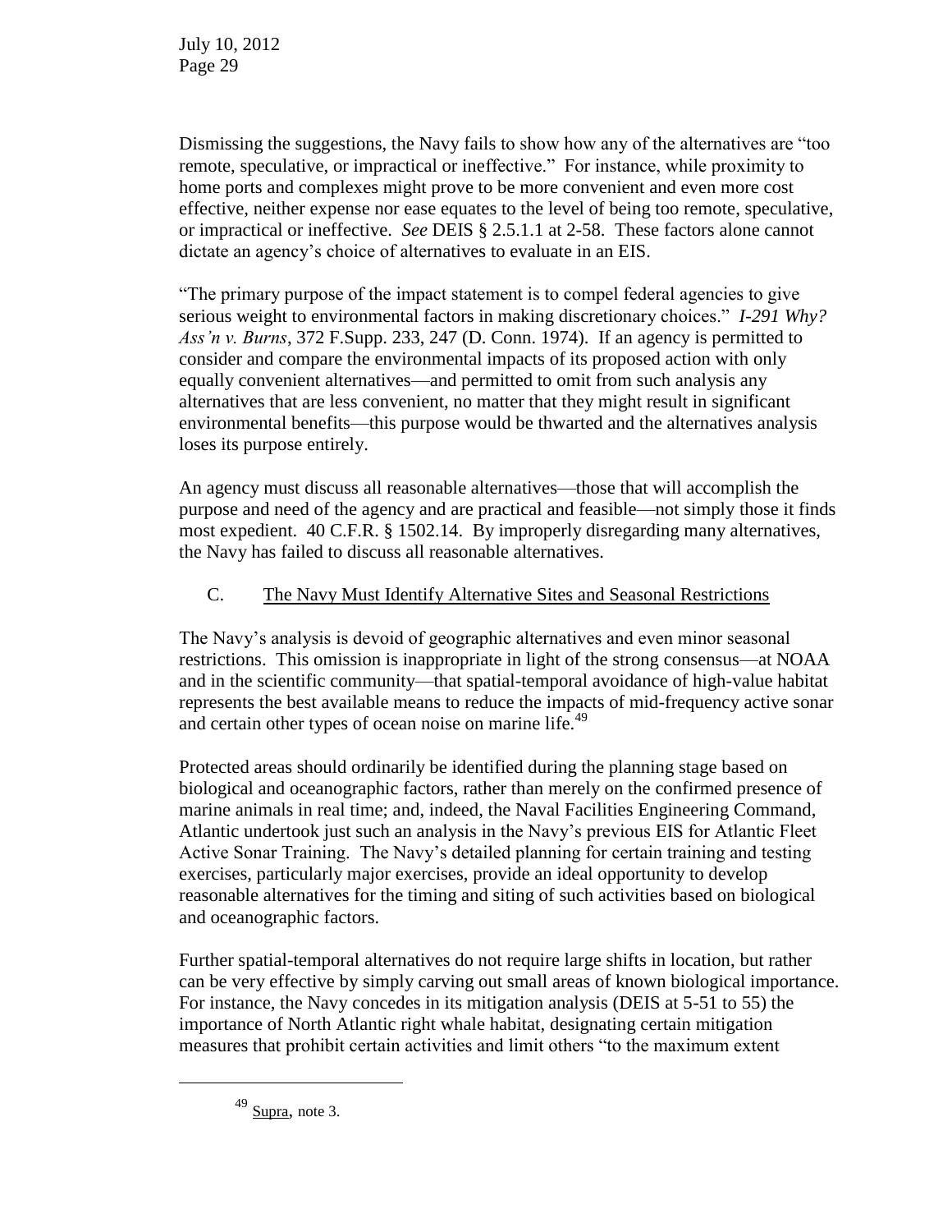Dismissing the suggestions, the Navy fails to show how any of the alternatives are "too remote, speculative, or impractical or ineffective." For instance, while proximity to home ports and complexes might prove to be more convenient and even more cost effective, neither expense nor ease equates to the level of being too remote, speculative, or impractical or ineffective. *See* DEIS § 2.5.1.1 at 2-58. These factors alone cannot dictate an agency's choice of alternatives to evaluate in an EIS.

"The primary purpose of the impact statement is to compel federal agencies to give serious weight to environmental factors in making discretionary choices." *I-291 Why? Ass'n v. Burns*, 372 F.Supp. 233, 247 (D. Conn. 1974). If an agency is permitted to consider and compare the environmental impacts of its proposed action with only equally convenient alternatives—and permitted to omit from such analysis any alternatives that are less convenient, no matter that they might result in significant environmental benefits—this purpose would be thwarted and the alternatives analysis loses its purpose entirely.

An agency must discuss all reasonable alternatives—those that will accomplish the purpose and need of the agency and are practical and feasible—not simply those it finds most expedient. 40 C.F.R. § 1502.14. By improperly disregarding many alternatives, the Navy has failed to discuss all reasonable alternatives.

### C. The Navy Must Identify Alternative Sites and Seasonal Restrictions

The Navy's analysis is devoid of geographic alternatives and even minor seasonal restrictions. This omission is inappropriate in light of the strong consensus—at NOAA and in the scientific community—that spatial-temporal avoidance of high-value habitat represents the best available means to reduce the impacts of mid-frequency active sonar and certain other types of ocean noise on marine life.[49]

Protected areas should ordinarily be identified during the planning stage based on biological and oceanographic factors, rather than merely on the confirmed presence of marine animals in real time; and, indeed, the Naval Facilities Engineering Command, Atlantic undertook just such an analysis in the Navy's previous EIS for Atlantic Fleet Active Sonar Training. The Navy's detailed planning for certain training and testing exercises, particularly major exercises, provide an ideal opportunity to develop reasonable alternatives for the timing and siting of such activities based on biological and oceanographic factors.

Further spatial-temporal alternatives do not require large shifts in location, but rather can be very effective by simply carving out small areas of known biological importance. For instance, the Navy concedes in its mitigation analysis (DEIS at 5-51 to 55) the importance of North Atlantic right whale habitat, designating certain mitigation measures that prohibit certain activities and limit others "to the maximum extent

---

[49] Supra, note 3.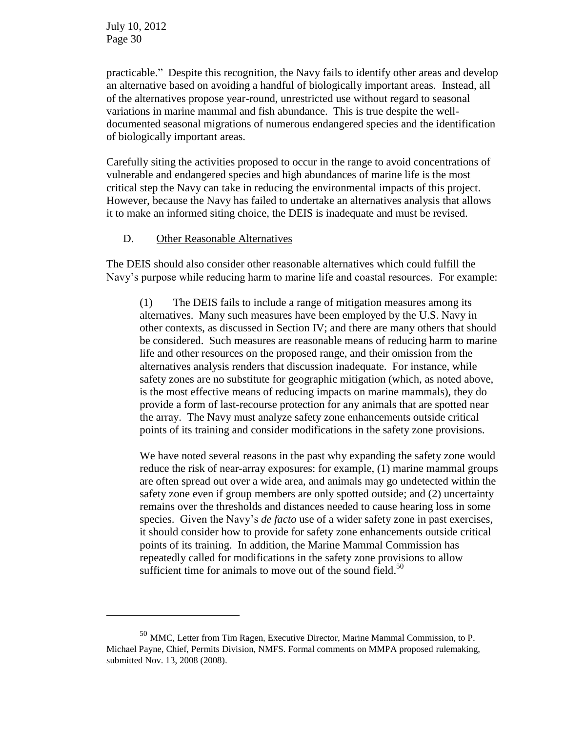practicable." Despite this recognition, the Navy fails to identify other areas and develop an alternative based on avoiding a handful of biologically important areas. Instead, all of the alternatives propose year-round, unrestricted use without regard to seasonal variations in marine mammal and fish abundance. This is true despite the well-documented seasonal migrations of numerous endangered species and the identification of biologically important areas.

Carefully siting the activities proposed to occur in the range to avoid concentrations of vulnerable and endangered species and high abundances of marine life is the most critical step the Navy can take in reducing the environmental impacts of this project. However, because the Navy has failed to undertake an alternatives analysis that allows it to make an informed siting choice, the DEIS is inadequate and must be revised.

### D. Other Reasonable Alternatives

The DEIS should also consider other reasonable alternatives which could fulfill the Navy's purpose while reducing harm to marine life and coastal resources. For example:

> (1) The DEIS fails to include a range of mitigation measures among its alternatives. Many such measures have been employed by the U.S. Navy in other contexts, as discussed in Section IV; and there are many others that should be considered. Such measures are reasonable means of reducing harm to marine life and other resources on the proposed range, and their omission from the alternatives analysis renders that discussion inadequate. For instance, while safety zones are no substitute for geographic mitigation (which, as noted above, is the most effective means of reducing impacts on marine mammals), they do provide a form of last-recourse protection for any animals that are spotted near the array. The Navy must analyze safety zone enhancements outside critical points of its training and consider modifications in the safety zone provisions.
>
> We have noted several reasons in the past why expanding the safety zone would reduce the risk of near-array exposures: for example, (1) marine mammal groups are often spread out over a wide area, and animals may go undetected within the safety zone even if group members are only spotted outside; and (2) uncertainty remains over the thresholds and distances needed to cause hearing loss in some species. Given the Navy's *de facto* use of a wider safety zone in past exercises, it should consider how to provide for safety zone enhancements outside critical points of its training. In addition, the Marine Mammal Commission has repeatedly called for modifications in the safety zone provisions to allow sufficient time for animals to move out of the sound field.[50]

---

[50] MMC, Letter from Tim Ragen, Executive Director, Marine Mammal Commission, to P. Michael Payne, Chief, Permits Division, NMFS. Formal comments on MMPA proposed rulemaking, submitted Nov. 13, 2008 (2008).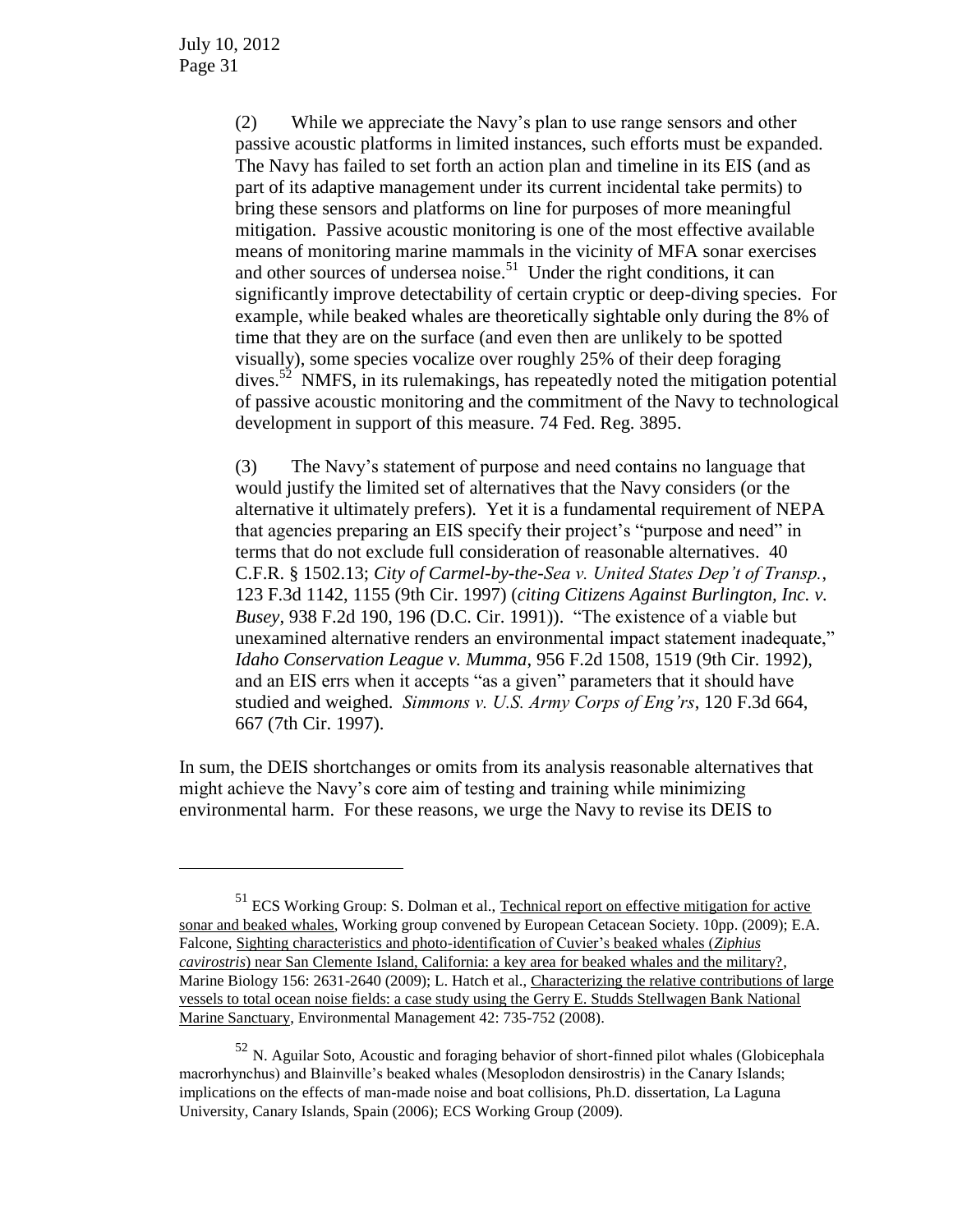(2) While we appreciate the Navy's plan to use range sensors and other passive acoustic platforms in limited instances, such efforts must be expanded. The Navy has failed to set forth an action plan and timeline in its EIS (and as part of its adaptive management under its current incidental take permits) to bring these sensors and platforms on line for purposes of more meaningful mitigation. Passive acoustic monitoring is one of the most effective available means of monitoring marine mammals in the vicinity of MFA sonar exercises and other sources of undersea noise.[51] Under the right conditions, it can significantly improve detectability of certain cryptic or deep-diving species. For example, while beaked whales are theoretically sightable only during the 8% of time that they are on the surface (and even then are unlikely to be spotted visually), some species vocalize over roughly 25% of their deep foraging dives.[52] NMFS, in its rulemakings, has repeatedly noted the mitigation potential of passive acoustic monitoring and the commitment of the Navy to technological development in support of this measure. 74 Fed. Reg. 3895.

(3) The Navy's statement of purpose and need contains no language that would justify the limited set of alternatives that the Navy considers (or the alternative it ultimately prefers). Yet it is a fundamental requirement of NEPA that agencies preparing an EIS specify their project's "purpose and need" in terms that do not exclude full consideration of reasonable alternatives. 40 C.F.R. § 1502.13; *City of Carmel-by-the-Sea v. United States Dep't of Transp.*, 123 F.3d 1142, 1155 (9th Cir. 1997) (*citing Citizens Against Burlington, Inc. v. Busey*, 938 F.2d 190, 196 (D.C. Cir. 1991)). "The existence of a viable but unexamined alternative renders an environmental impact statement inadequate," *Idaho Conservation League v. Mumma*, 956 F.2d 1508, 1519 (9th Cir. 1992), and an EIS errs when it accepts "as a given" parameters that it should have studied and weighed. *Simmons v. U.S. Army Corps of Eng'rs*, 120 F.3d 664, 667 (7th Cir. 1997).

In sum, the DEIS shortchanges or omits from its analysis reasonable alternatives that might achieve the Navy's core aim of testing and training while minimizing environmental harm. For these reasons, we urge the Navy to revise its DEIS to

---

[51] ECS Working Group: S. Dolman et al., Technical report on effective mitigation for active sonar and beaked whales, Working group convened by European Cetacean Society. 10pp. (2009); E.A. Falcone, Sighting characteristics and photo-identification of Cuvier's beaked whales (*Ziphius cavirostris*) near San Clemente Island, California: a key area for beaked whales and the military?, Marine Biology 156: 2631-2640 (2009); L. Hatch et al., Characterizing the relative contributions of large vessels to total ocean noise fields: a case study using the Gerry E. Studds Stellwagen Bank National Marine Sanctuary, Environmental Management 42: 735-752 (2008).

[52] N. Aguilar Soto, Acoustic and foraging behavior of short-finned pilot whales (Globicephala macrorhynchus) and Blainville's beaked whales (Mesoplodon densirostris) in the Canary Islands; implications on the effects of man-made noise and boat collisions, Ph.D. dissertation, La Laguna University, Canary Islands, Spain (2006); ECS Working Group (2009).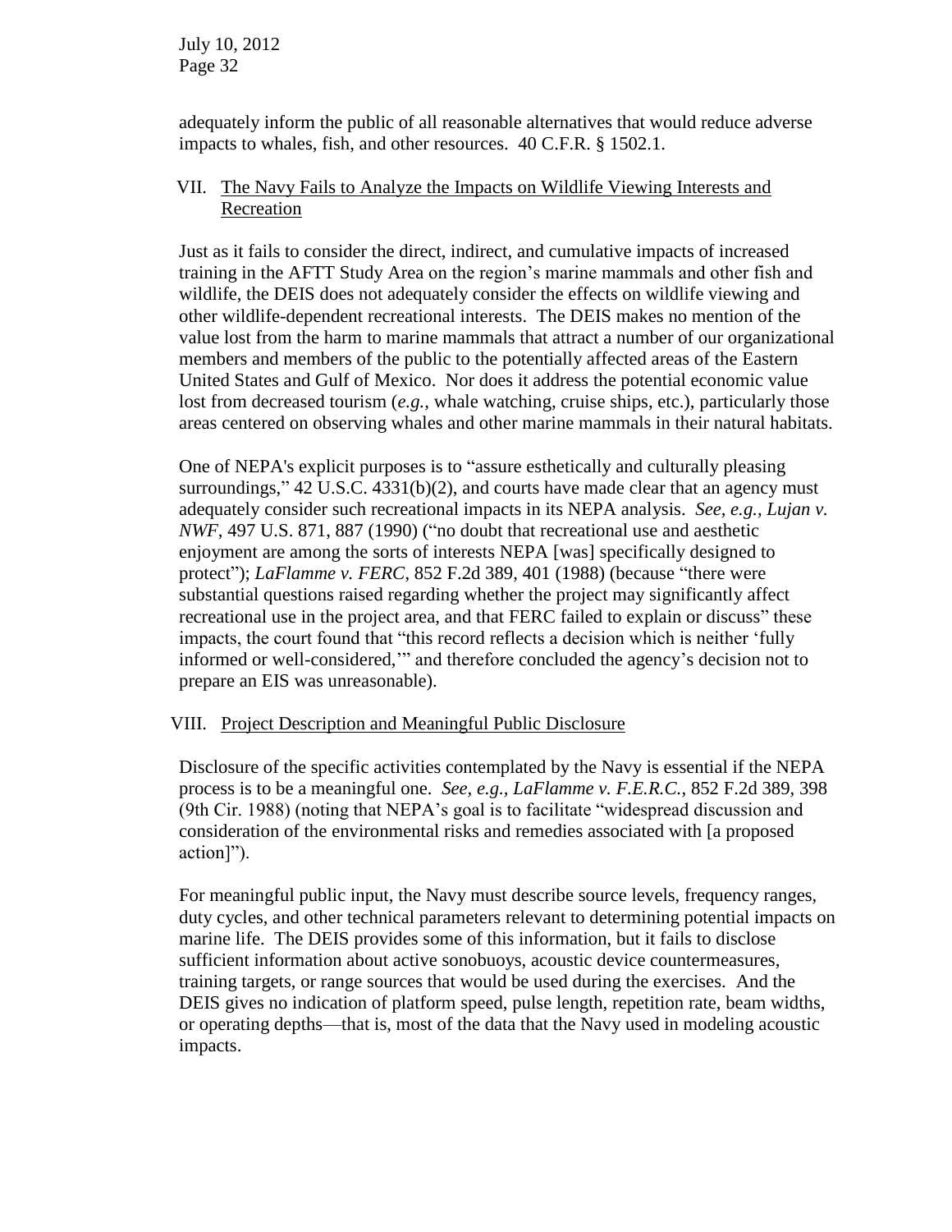adequately inform the public of all reasonable alternatives that would reduce adverse impacts to whales, fish, and other resources. 40 C.F.R. § 1502.1.

## VII. The Navy Fails to Analyze the Impacts on Wildlife Viewing Interests and Recreation

Just as it fails to consider the direct, indirect, and cumulative impacts of increased training in the AFTT Study Area on the region's marine mammals and other fish and wildlife, the DEIS does not adequately consider the effects on wildlife viewing and other wildlife-dependent recreational interests. The DEIS makes no mention of the value lost from the harm to marine mammals that attract a number of our organizational members and members of the public to the potentially affected areas of the Eastern United States and Gulf of Mexico. Nor does it address the potential economic value lost from decreased tourism (*e.g.,* whale watching, cruise ships, etc.), particularly those areas centered on observing whales and other marine mammals in their natural habitats.

One of NEPA's explicit purposes is to "assure esthetically and culturally pleasing surroundings," 42 U.S.C. 4331(b)(2), and courts have made clear that an agency must adequately consider such recreational impacts in its NEPA analysis. *See, e.g., Lujan v. NWF*, 497 U.S. 871, 887 (1990) ("no doubt that recreational use and aesthetic enjoyment are among the sorts of interests NEPA [was] specifically designed to protect"); *LaFlamme v. FERC*, 852 F.2d 389, 401 (1988) (because "there were substantial questions raised regarding whether the project may significantly affect recreational use in the project area, and that FERC failed to explain or discuss" these impacts, the court found that "this record reflects a decision which is neither 'fully informed or well-considered,'" and therefore concluded the agency's decision not to prepare an EIS was unreasonable).

## VIII. Project Description and Meaningful Public Disclosure

Disclosure of the specific activities contemplated by the Navy is essential if the NEPA process is to be a meaningful one. *See, e.g., LaFlamme v. F.E.R.C.*, 852 F.2d 389, 398 (9th Cir. 1988) (noting that NEPA's goal is to facilitate "widespread discussion and consideration of the environmental risks and remedies associated with [a proposed action]").

For meaningful public input, the Navy must describe source levels, frequency ranges, duty cycles, and other technical parameters relevant to determining potential impacts on marine life. The DEIS provides some of this information, but it fails to disclose sufficient information about active sonobuoys, acoustic device countermeasures, training targets, or range sources that would be used during the exercises. And the DEIS gives no indication of platform speed, pulse length, repetition rate, beam widths, or operating depths—that is, most of the data that the Navy used in modeling acoustic impacts.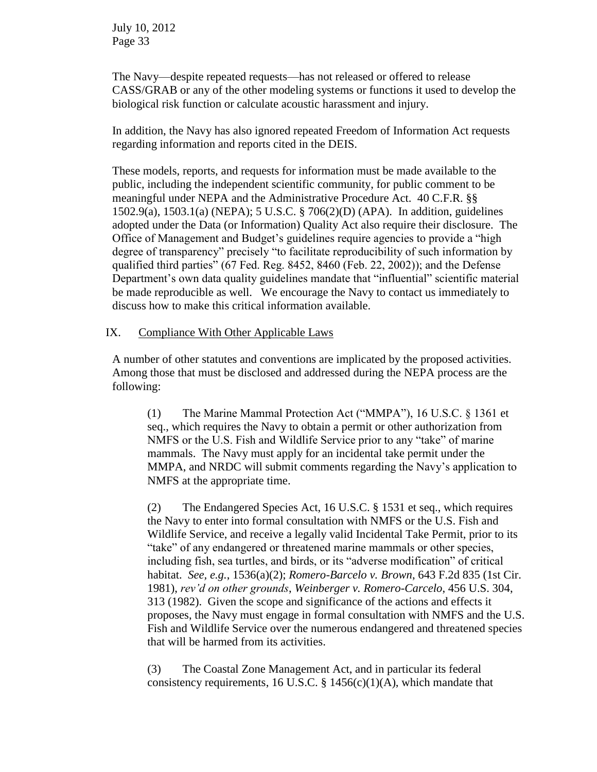The Navy—despite repeated requests—has not released or offered to release CASS/GRAB or any of the other modeling systems or functions it used to develop the biological risk function or calculate acoustic harassment and injury.

In addition, the Navy has also ignored repeated Freedom of Information Act requests regarding information and reports cited in the DEIS.

These models, reports, and requests for information must be made available to the public, including the independent scientific community, for public comment to be meaningful under NEPA and the Administrative Procedure Act. 40 C.F.R. §§ 1502.9(a), 1503.1(a) (NEPA); 5 U.S.C. § 706(2)(D) (APA). In addition, guidelines adopted under the Data (or Information) Quality Act also require their disclosure. The Office of Management and Budget's guidelines require agencies to provide a "high degree of transparency" precisely "to facilitate reproducibility of such information by qualified third parties" (67 Fed. Reg. 8452, 8460 (Feb. 22, 2002)); and the Defense Department's own data quality guidelines mandate that "influential" scientific material be made reproducible as well. We encourage the Navy to contact us immediately to discuss how to make this critical information available.

## IX. Compliance With Other Applicable Laws

A number of other statutes and conventions are implicated by the proposed activities. Among those that must be disclosed and addressed during the NEPA process are the following:

(1) The Marine Mammal Protection Act ("MMPA"), 16 U.S.C. § 1361 et seq., which requires the Navy to obtain a permit or other authorization from NMFS or the U.S. Fish and Wildlife Service prior to any "take" of marine mammals. The Navy must apply for an incidental take permit under the MMPA, and NRDC will submit comments regarding the Navy's application to NMFS at the appropriate time.

(2) The Endangered Species Act, 16 U.S.C. § 1531 et seq., which requires the Navy to enter into formal consultation with NMFS or the U.S. Fish and Wildlife Service, and receive a legally valid Incidental Take Permit, prior to its "take" of any endangered or threatened marine mammals or other species, including fish, sea turtles, and birds, or its "adverse modification" of critical habitat. *See, e.g.*, 1536(a)(2); *Romero-Barcelo v. Brown*, 643 F.2d 835 (1st Cir. 1981), *rev'd on other grounds*, *Weinberger v. Romero-Carcelo*, 456 U.S. 304, 313 (1982). Given the scope and significance of the actions and effects it proposes, the Navy must engage in formal consultation with NMFS and the U.S. Fish and Wildlife Service over the numerous endangered and threatened species that will be harmed from its activities.

(3) The Coastal Zone Management Act, and in particular its federal consistency requirements, 16 U.S.C. § 1456(c)(1)(A), which mandate that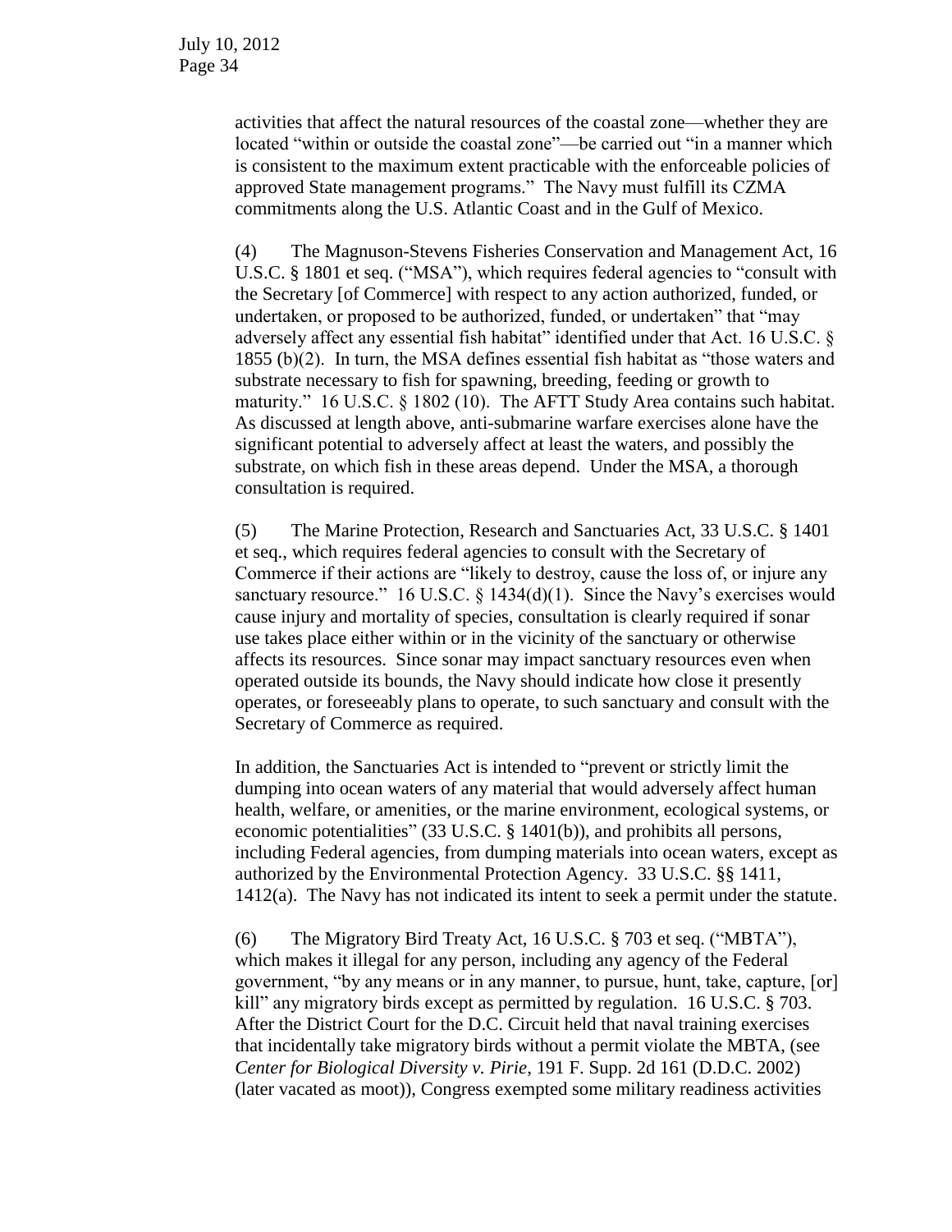activities that affect the natural resources of the coastal zone—whether they are located "within or outside the coastal zone"—be carried out "in a manner which is consistent to the maximum extent practicable with the enforceable policies of approved State management programs." The Navy must fulfill its CZMA commitments along the U.S. Atlantic Coast and in the Gulf of Mexico.

(4) The Magnuson-Stevens Fisheries Conservation and Management Act, 16 U.S.C. § 1801 et seq. ("MSA"), which requires federal agencies to "consult with the Secretary [of Commerce] with respect to any action authorized, funded, or undertaken, or proposed to be authorized, funded, or undertaken" that "may adversely affect any essential fish habitat" identified under that Act. 16 U.S.C. § 1855 (b)(2). In turn, the MSA defines essential fish habitat as "those waters and substrate necessary to fish for spawning, breeding, feeding or growth to maturity." 16 U.S.C. § 1802 (10). The AFTT Study Area contains such habitat. As discussed at length above, anti-submarine warfare exercises alone have the significant potential to adversely affect at least the waters, and possibly the substrate, on which fish in these areas depend. Under the MSA, a thorough consultation is required.

(5) The Marine Protection, Research and Sanctuaries Act, 33 U.S.C. § 1401 et seq., which requires federal agencies to consult with the Secretary of Commerce if their actions are "likely to destroy, cause the loss of, or injure any sanctuary resource." 16 U.S.C. § 1434(d)(1). Since the Navy's exercises would cause injury and mortality of species, consultation is clearly required if sonar use takes place either within or in the vicinity of the sanctuary or otherwise affects its resources. Since sonar may impact sanctuary resources even when operated outside its bounds, the Navy should indicate how close it presently operates, or foreseeably plans to operate, to such sanctuary and consult with the Secretary of Commerce as required.

In addition, the Sanctuaries Act is intended to "prevent or strictly limit the dumping into ocean waters of any material that would adversely affect human health, welfare, or amenities, or the marine environment, ecological systems, or economic potentialities" (33 U.S.C. § 1401(b)), and prohibits all persons, including Federal agencies, from dumping materials into ocean waters, except as authorized by the Environmental Protection Agency. 33 U.S.C. §§ 1411, 1412(a). The Navy has not indicated its intent to seek a permit under the statute.

(6) The Migratory Bird Treaty Act, 16 U.S.C. § 703 et seq. ("MBTA"), which makes it illegal for any person, including any agency of the Federal government, "by any means or in any manner, to pursue, hunt, take, capture, [or] kill" any migratory birds except as permitted by regulation. 16 U.S.C. § 703. After the District Court for the D.C. Circuit held that naval training exercises that incidentally take migratory birds without a permit violate the MBTA, (see *Center for Biological Diversity v. Pirie*, 191 F. Supp. 2d 161 (D.D.C. 2002) (later vacated as moot)), Congress exempted some military readiness activities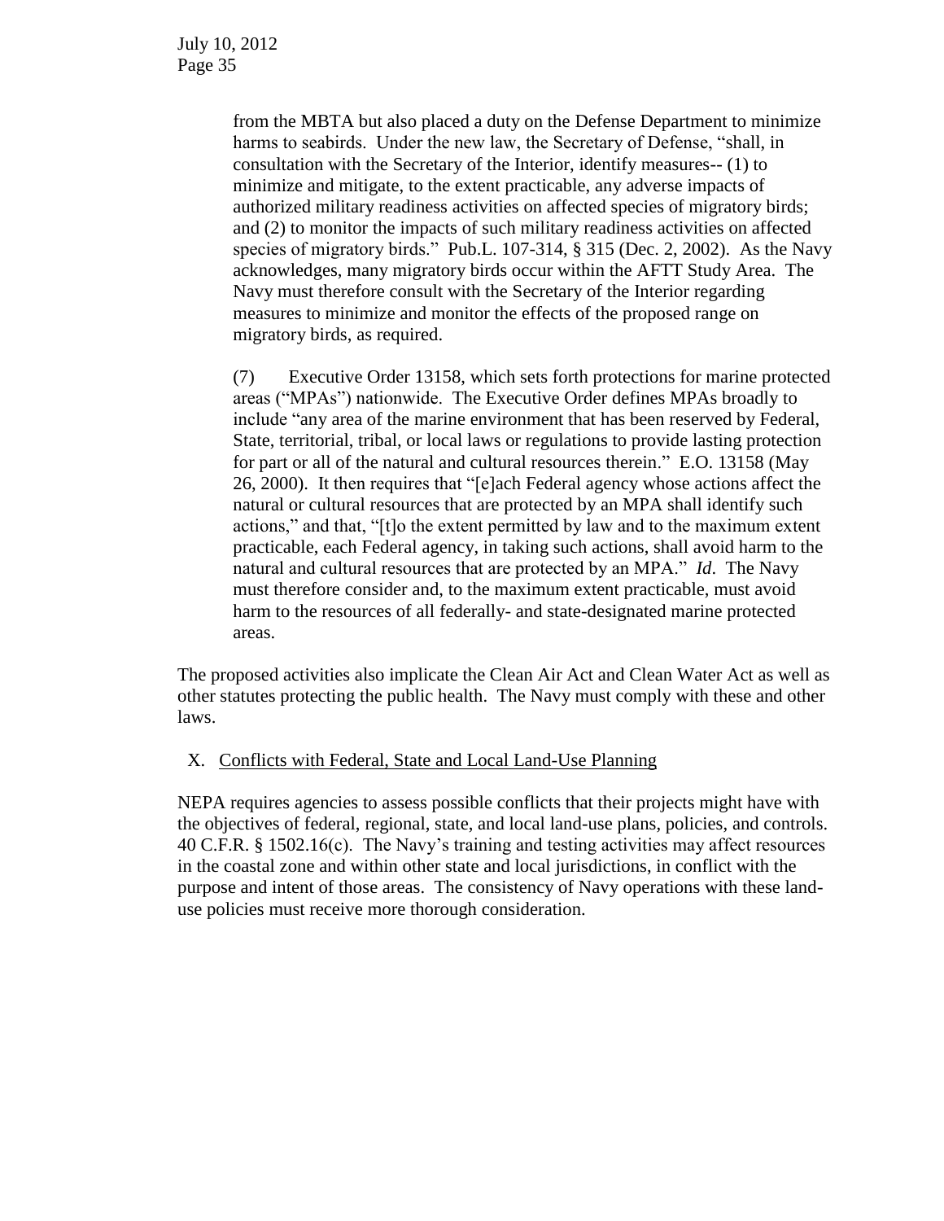from the MBTA but also placed a duty on the Defense Department to minimize harms to seabirds. Under the new law, the Secretary of Defense, "shall, in consultation with the Secretary of the Interior, identify measures-- (1) to minimize and mitigate, to the extent practicable, any adverse impacts of authorized military readiness activities on affected species of migratory birds; and (2) to monitor the impacts of such military readiness activities on affected species of migratory birds." Pub.L. 107-314, § 315 (Dec. 2, 2002). As the Navy acknowledges, many migratory birds occur within the AFTT Study Area. The Navy must therefore consult with the Secretary of the Interior regarding measures to minimize and monitor the effects of the proposed range on migratory birds, as required.

(7) Executive Order 13158, which sets forth protections for marine protected areas ("MPAs") nationwide. The Executive Order defines MPAs broadly to include "any area of the marine environment that has been reserved by Federal, State, territorial, tribal, or local laws or regulations to provide lasting protection for part or all of the natural and cultural resources therein." E.O. 13158 (May 26, 2000). It then requires that "[e]ach Federal agency whose actions affect the natural or cultural resources that are protected by an MPA shall identify such actions," and that, "[t]o the extent permitted by law and to the maximum extent practicable, each Federal agency, in taking such actions, shall avoid harm to the natural and cultural resources that are protected by an MPA." *Id*. The Navy must therefore consider and, to the maximum extent practicable, must avoid harm to the resources of all federally- and state-designated marine protected areas.

The proposed activities also implicate the Clean Air Act and Clean Water Act as well as other statutes protecting the public health. The Navy must comply with these and other laws.

## X. Conflicts with Federal, State and Local Land-Use Planning

NEPA requires agencies to assess possible conflicts that their projects might have with the objectives of federal, regional, state, and local land-use plans, policies, and controls. 40 C.F.R. § 1502.16(c). The Navy's training and testing activities may affect resources in the coastal zone and within other state and local jurisdictions, in conflict with the purpose and intent of those areas. The consistency of Navy operations with these land-use policies must receive more thorough consideration.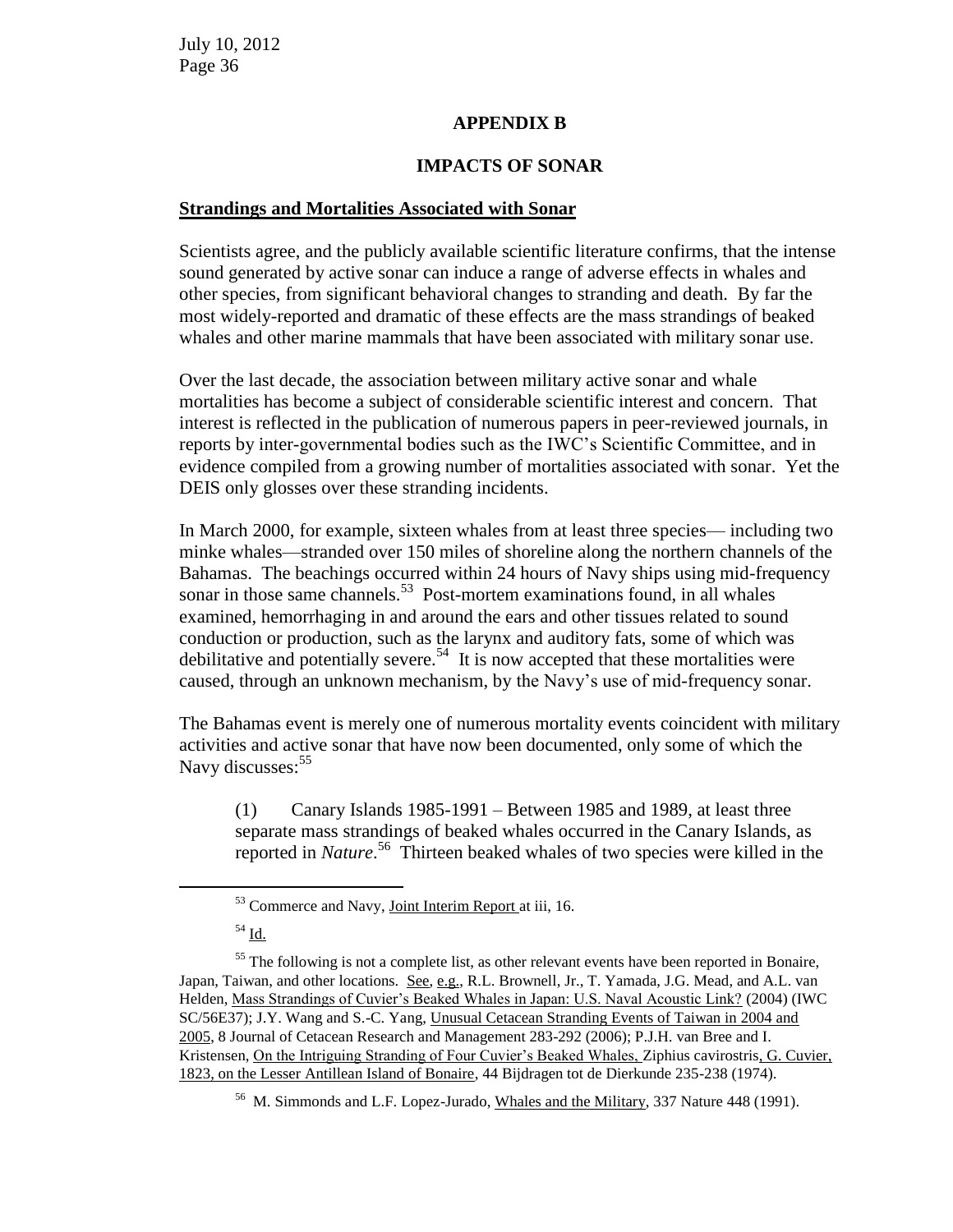## APPENDIX B

## IMPACTS OF SONAR

**Strandings and Mortalities Associated with Sonar**

Scientists agree, and the publicly available scientific literature confirms, that the intense sound generated by active sonar can induce a range of adverse effects in whales and other species, from significant behavioral changes to stranding and death. By far the most widely-reported and dramatic of these effects are the mass strandings of beaked whales and other marine mammals that have been associated with military sonar use.

Over the last decade, the association between military active sonar and whale mortalities has become a subject of considerable scientific interest and concern. That interest is reflected in the publication of numerous papers in peer-reviewed journals, in reports by inter-governmental bodies such as the IWC's Scientific Committee, and in evidence compiled from a growing number of mortalities associated with sonar. Yet the DEIS only glosses over these stranding incidents.

In March 2000, for example, sixteen whales from at least three species— including two minke whales—stranded over 150 miles of shoreline along the northern channels of the Bahamas. The beachings occurred within 24 hours of Navy ships using mid-frequency sonar in those same channels.[53] Post-mortem examinations found, in all whales examined, hemorrhaging in and around the ears and other tissues related to sound conduction or production, such as the larynx and auditory fats, some of which was debilitative and potentially severe.[54] It is now accepted that these mortalities were caused, through an unknown mechanism, by the Navy's use of mid-frequency sonar.

The Bahamas event is merely one of numerous mortality events coincident with military activities and active sonar that have now been documented, only some of which the Navy discusses:[55]

> (1) Canary Islands 1985-1991 – Between 1985 and 1989, at least three separate mass strandings of beaked whales occurred in the Canary Islands, as reported in *Nature*.[56] Thirteen beaked whales of two species were killed in the

---

[53] Commerce and Navy, Joint Interim Report at iii, 16.

[54] Id.

[55] The following is not a complete list, as other relevant events have been reported in Bonaire, Japan, Taiwan, and other locations. See, e.g., R.L. Brownell, Jr., T. Yamada, J.G. Mead, and A.L. van Helden, Mass Strandings of Cuvier's Beaked Whales in Japan: U.S. Naval Acoustic Link? (2004) (IWC SC/56E37); J.Y. Wang and S.-C. Yang, Unusual Cetacean Stranding Events of Taiwan in 2004 and 2005, 8 Journal of Cetacean Research and Management 283-292 (2006); P.J.H. van Bree and I. Kristensen, On the Intriguing Stranding of Four Cuvier's Beaked Whales, *Ziphius cavirostris*, G. Cuvier, 1823, on the Lesser Antillean Island of Bonaire, 44 Bijdragen tot de Dierkunde 235-238 (1974).

[56] M. Simmonds and L.F. Lopez-Jurado, Whales and the Military, 337 Nature 448 (1991).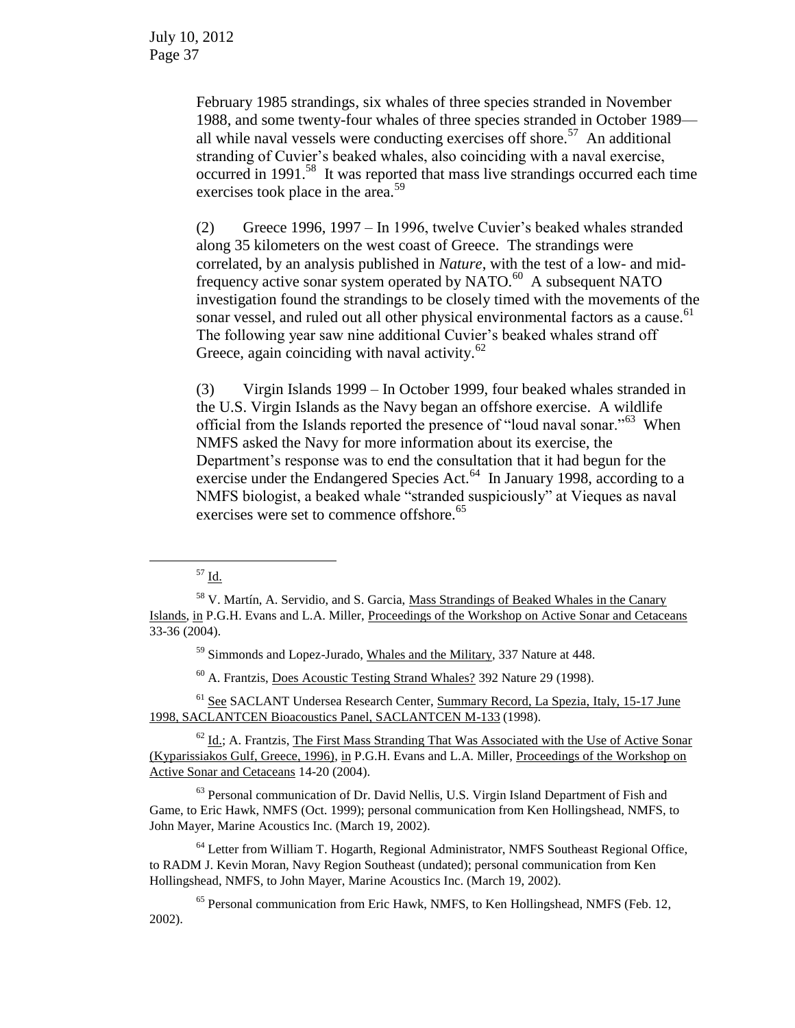February 1985 strandings, six whales of three species stranded in November 1988, and some twenty-four whales of three species stranded in October 1989—all while naval vessels were conducting exercises off shore.[57] An additional stranding of Cuvier's beaked whales, also coinciding with a naval exercise, occurred in 1991.[58] It was reported that mass live strandings occurred each time exercises took place in the area.[59]

(2) Greece 1996, 1997 – In 1996, twelve Cuvier's beaked whales stranded along 35 kilometers on the west coast of Greece. The strandings were correlated, by an analysis published in *Nature*, with the test of a low- and mid-frequency active sonar system operated by NATO.[60] A subsequent NATO investigation found the strandings to be closely timed with the movements of the sonar vessel, and ruled out all other physical environmental factors as a cause.[61] The following year saw nine additional Cuvier's beaked whales strand off Greece, again coinciding with naval activity.[62]

(3) Virgin Islands 1999 – In October 1999, four beaked whales stranded in the U.S. Virgin Islands as the Navy began an offshore exercise. A wildlife official from the Islands reported the presence of "loud naval sonar."[63] When NMFS asked the Navy for more information about its exercise, the Department's response was to end the consultation that it had begun for the exercise under the Endangered Species Act.[64] In January 1998, according to a NMFS biologist, a beaked whale "stranded suspiciously" at Vieques as naval exercises were set to commence offshore.[65]

---

[57] Id.

[58] V. Martín, A. Servidio, and S. Garcia, Mass Strandings of Beaked Whales in the Canary Islands, in P.G.H. Evans and L.A. Miller, Proceedings of the Workshop on Active Sonar and Cetaceans 33-36 (2004).

[59] Simmonds and Lopez-Jurado, Whales and the Military, 337 Nature at 448.

[60] A. Frantzis, Does Acoustic Testing Strand Whales? 392 Nature 29 (1998).

[61] See SACLANT Undersea Research Center, Summary Record, La Spezia, Italy, 15-17 June 1998, SACLANTCEN Bioacoustics Panel, SACLANTCEN M-133 (1998).

[62] Id.; A. Frantzis, The First Mass Stranding That Was Associated with the Use of Active Sonar (Kyparissiakos Gulf, Greece, 1996), in P.G.H. Evans and L.A. Miller, Proceedings of the Workshop on Active Sonar and Cetaceans 14-20 (2004).

[63] Personal communication of Dr. David Nellis, U.S. Virgin Island Department of Fish and Game, to Eric Hawk, NMFS (Oct. 1999); personal communication from Ken Hollingshead, NMFS, to John Mayer, Marine Acoustics Inc. (March 19, 2002).

[64] Letter from William T. Hogarth, Regional Administrator, NMFS Southeast Regional Office, to RADM J. Kevin Moran, Navy Region Southeast (undated); personal communication from Ken Hollingshead, NMFS, to John Mayer, Marine Acoustics Inc. (March 19, 2002).

[65] Personal communication from Eric Hawk, NMFS, to Ken Hollingshead, NMFS (Feb. 12, 2002).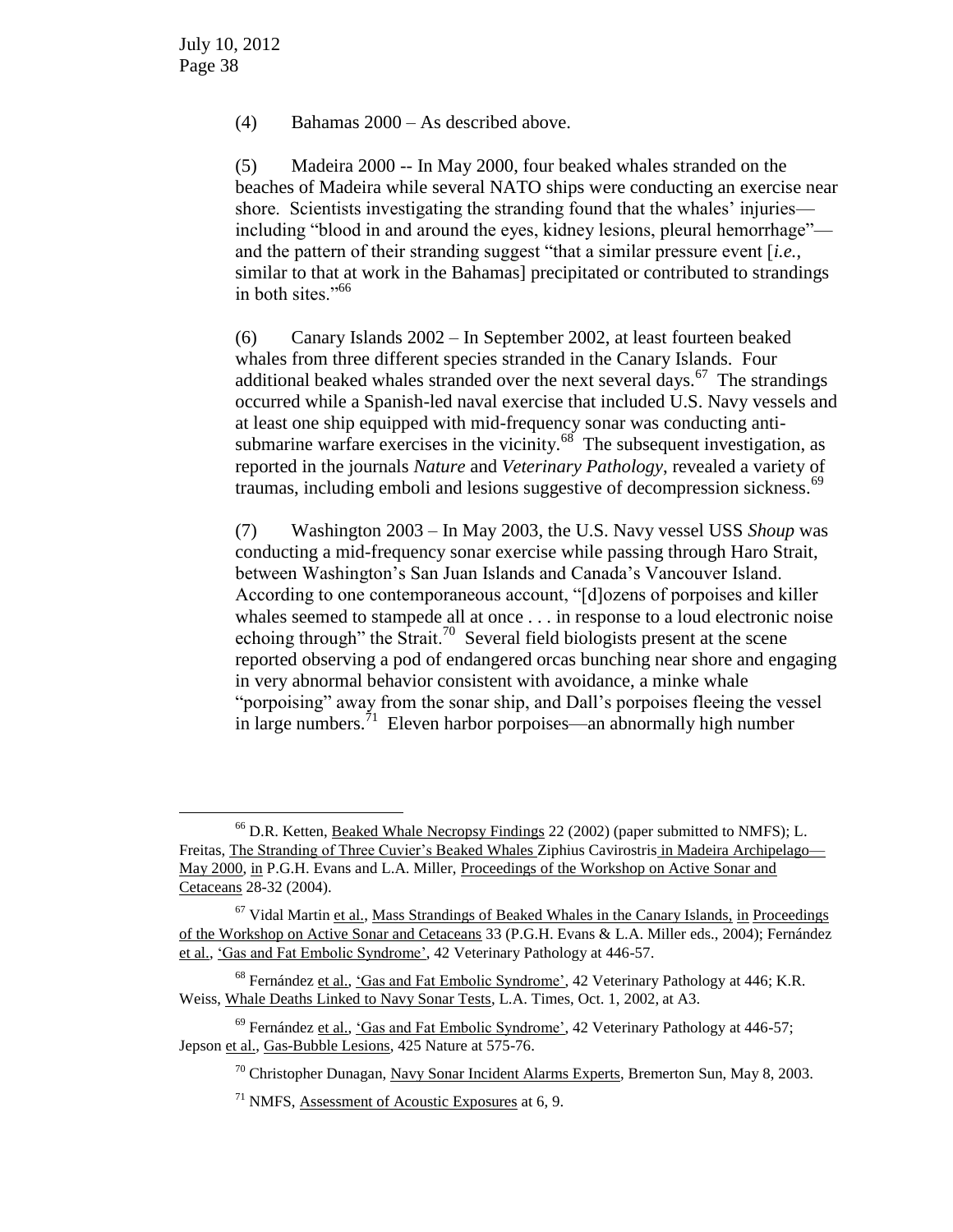(4) Bahamas 2000 – As described above.

(5) Madeira 2000 -- In May 2000, four beaked whales stranded on the beaches of Madeira while several NATO ships were conducting an exercise near shore. Scientists investigating the stranding found that the whales' injuries—including "blood in and around the eyes, kidney lesions, pleural hemorrhage"—and the pattern of their stranding suggest "that a similar pressure event [*i.e.*, similar to that at work in the Bahamas] precipitated or contributed to strandings in both sites."[66]

(6) Canary Islands 2002 – In September 2002, at least fourteen beaked whales from three different species stranded in the Canary Islands. Four additional beaked whales stranded over the next several days.[67] The strandings occurred while a Spanish-led naval exercise that included U.S. Navy vessels and at least one ship equipped with mid-frequency sonar was conducting anti-submarine warfare exercises in the vicinity.[68] The subsequent investigation, as reported in the journals *Nature* and *Veterinary Pathology*, revealed a variety of traumas, including emboli and lesions suggestive of decompression sickness.[69]

(7) Washington 2003 – In May 2003, the U.S. Navy vessel USS *Shoup* was conducting a mid-frequency sonar exercise while passing through Haro Strait, between Washington's San Juan Islands and Canada's Vancouver Island. According to one contemporaneous account, "[d]ozens of porpoises and killer whales seemed to stampede all at once . . . in response to a loud electronic noise echoing through" the Strait.[70] Several field biologists present at the scene reported observing a pod of endangered orcas bunching near shore and engaging in very abnormal behavior consistent with avoidance, a minke whale "porpoising" away from the sonar ship, and Dall's porpoises fleeing the vessel in large numbers.[71] Eleven harbor porpoises—an abnormally high number

---

[66] D.R. Ketten, Beaked Whale Necropsy Findings 22 (2002) (paper submitted to NMFS); L. Freitas, The Stranding of Three Cuvier's Beaked Whales Ziphius Cavirostris in Madeira Archipelago—May 2000, in P.G.H. Evans and L.A. Miller, Proceedings of the Workshop on Active Sonar and Cetaceans 28-32 (2004).

[67] Vidal Martin et al., Mass Strandings of Beaked Whales in the Canary Islands, in Proceedings of the Workshop on Active Sonar and Cetaceans 33 (P.G.H. Evans & L.A. Miller eds., 2004); Fernández et al., 'Gas and Fat Embolic Syndrome', 42 Veterinary Pathology at 446-57.

[68] Fernández et al., 'Gas and Fat Embolic Syndrome', 42 Veterinary Pathology at 446; K.R. Weiss, Whale Deaths Linked to Navy Sonar Tests, L.A. Times, Oct. 1, 2002, at A3.

[69] Fernández et al., 'Gas and Fat Embolic Syndrome', 42 Veterinary Pathology at 446-57; Jepson et al., Gas-Bubble Lesions, 425 Nature at 575-76.

[70] Christopher Dunagan, Navy Sonar Incident Alarms Experts, Bremerton Sun, May 8, 2003.

[71] NMFS, Assessment of Acoustic Exposures at 6, 9.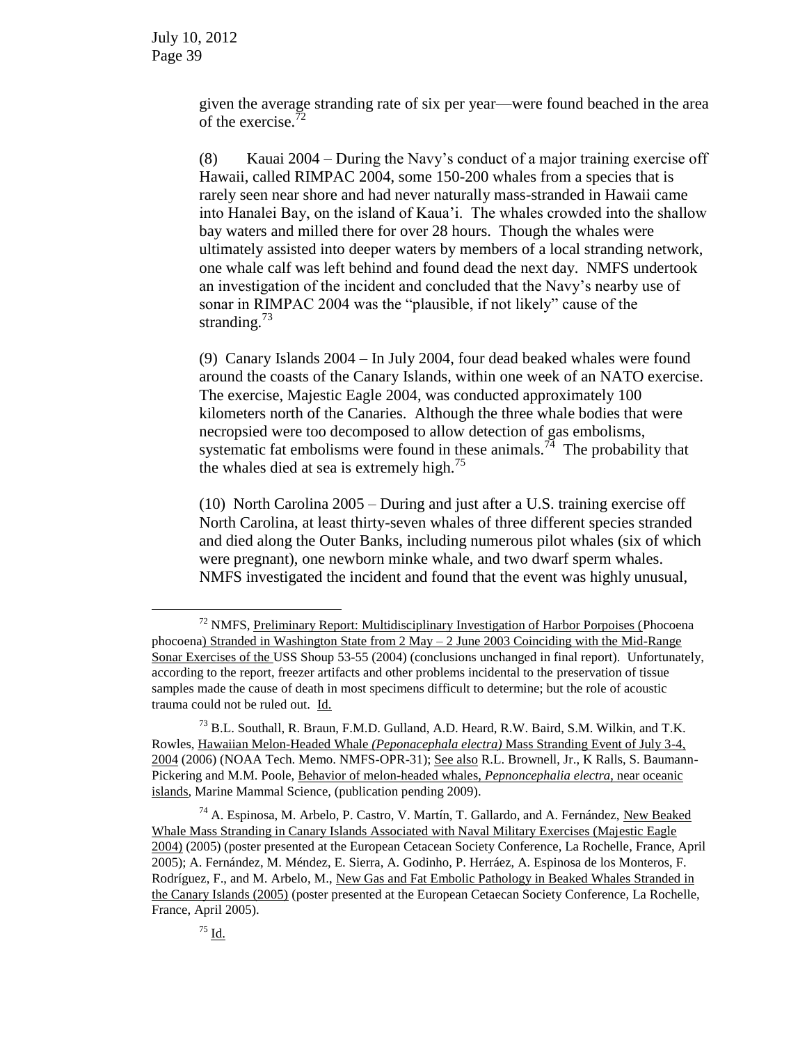given the average stranding rate of six per year—were found beached in the area of the exercise.[72]

(8) Kauai 2004 – During the Navy's conduct of a major training exercise off Hawaii, called RIMPAC 2004, some 150-200 whales from a species that is rarely seen near shore and had never naturally mass-stranded in Hawaii came into Hanalei Bay, on the island of Kaua'i. The whales crowded into the shallow bay waters and milled there for over 28 hours. Though the whales were ultimately assisted into deeper waters by members of a local stranding network, one whale calf was left behind and found dead the next day. NMFS undertook an investigation of the incident and concluded that the Navy's nearby use of sonar in RIMPAC 2004 was the "plausible, if not likely" cause of the stranding.[73]

(9) Canary Islands 2004 – In July 2004, four dead beaked whales were found around the coasts of the Canary Islands, within one week of an NATO exercise. The exercise, Majestic Eagle 2004, was conducted approximately 100 kilometers north of the Canaries. Although the three whale bodies that were necropsied were too decomposed to allow detection of gas embolisms, systematic fat embolisms were found in these animals.[74] The probability that the whales died at sea is extremely high.[75]

(10) North Carolina 2005 – During and just after a U.S. training exercise off North Carolina, at least thirty-seven whales of three different species stranded and died along the Outer Banks, including numerous pilot whales (six of which were pregnant), one newborn minke whale, and two dwarf sperm whales. NMFS investigated the incident and found that the event was highly unusual,

---

[72] NMFS, Preliminary Report: Multidisciplinary Investigation of Harbor Porpoises (*Phocoena phocoena*) Stranded in Washington State from 2 May – 2 June 2003 Coinciding with the Mid-Range Sonar Exercises of the USS Shoup 53-55 (2004) (conclusions unchanged in final report). Unfortunately, according to the report, freezer artifacts and other problems incidental to the preservation of tissue samples made the cause of death in most specimens difficult to determine; but the role of acoustic trauma could not be ruled out. Id.

[73] B.L. Southall, R. Braun, F.M.D. Gulland, A.D. Heard, R.W. Baird, S.M. Wilkin, and T.K. Rowles, Hawaiian Melon-Headed Whale *(Peponacephala electra)* Mass Stranding Event of July 3-4, 2004 (2006) (NOAA Tech. Memo. NMFS-OPR-31); See also R.L. Brownell, Jr., K Ralls, S. Baumann-Pickering and M.M. Poole, Behavior of melon-headed whales, *Pepnoncephalia electra*, near oceanic islands, Marine Mammal Science, (publication pending 2009).

[74] A. Espinosa, M. Arbelo, P. Castro, V. Martín, T. Gallardo, and A. Fernández, New Beaked Whale Mass Stranding in Canary Islands Associated with Naval Military Exercises (Majestic Eagle 2004) (2005) (poster presented at the European Cetacean Society Conference, La Rochelle, France, April 2005); A. Fernández, M. Méndez, E. Sierra, A. Godinho, P. Herráez, A. Espinosa de los Monteros, F. Rodríguez, F., and M. Arbelo, M., New Gas and Fat Embolic Pathology in Beaked Whales Stranded in the Canary Islands (2005) (poster presented at the European Cetaecan Society Conference, La Rochelle, France, April 2005).

[75] Id.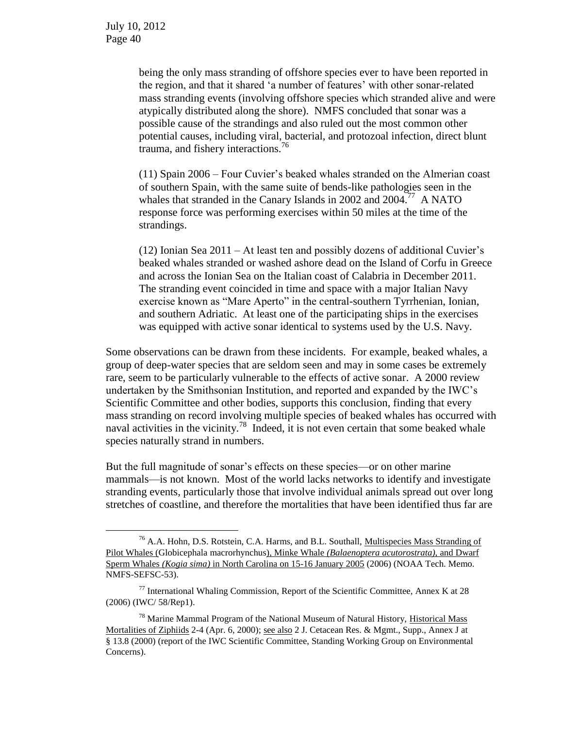being the only mass stranding of offshore species ever to have been reported in the region, and that it shared 'a number of features' with other sonar-related mass stranding events (involving offshore species which stranded alive and were atypically distributed along the shore). NMFS concluded that sonar was a possible cause of the strandings and also ruled out the most common other potential causes, including viral, bacterial, and protozoal infection, direct blunt trauma, and fishery interactions.[76]

(11) Spain 2006 – Four Cuvier's beaked whales stranded on the Almerian coast of southern Spain, with the same suite of bends-like pathologies seen in the whales that stranded in the Canary Islands in 2002 and 2004.[77] A NATO response force was performing exercises within 50 miles at the time of the strandings.

(12) Ionian Sea 2011 – At least ten and possibly dozens of additional Cuvier's beaked whales stranded or washed ashore dead on the Island of Corfu in Greece and across the Ionian Sea on the Italian coast of Calabria in December 2011. The stranding event coincided in time and space with a major Italian Navy exercise known as "Mare Aperto" in the central-southern Tyrrhenian, Ionian, and southern Adriatic. At least one of the participating ships in the exercises was equipped with active sonar identical to systems used by the U.S. Navy.

Some observations can be drawn from these incidents. For example, beaked whales, a group of deep-water species that are seldom seen and may in some cases be extremely rare, seem to be particularly vulnerable to the effects of active sonar. A 2000 review undertaken by the Smithsonian Institution, and reported and expanded by the IWC's Scientific Committee and other bodies, supports this conclusion, finding that every mass stranding on record involving multiple species of beaked whales has occurred with naval activities in the vicinity.[78] Indeed, it is not even certain that some beaked whale species naturally strand in numbers.

But the full magnitude of sonar's effects on these species—or on other marine mammals—is not known. Most of the world lacks networks to identify and investigate stranding events, particularly those that involve individual animals spread out over long stretches of coastline, and therefore the mortalities that have been identified thus far are

---

[76] A.A. Hohn, D.S. Rotstein, C.A. Harms, and B.L. Southall, Multispecies Mass Stranding of Pilot Whales (*Globicephala macrorhynchus*), Minke Whale *(Balaenoptera acutorostrata)*, and Dwarf Sperm Whales *(Kogia sima)* in North Carolina on 15-16 January 2005 (2006) (NOAA Tech. Memo. NMFS-SEFSC-53).

[77] International Whaling Commission, Report of the Scientific Committee, Annex K at 28 (2006) (IWC/ 58/Rep1).

[78] Marine Mammal Program of the National Museum of Natural History, Historical Mass Mortalities of Ziphiids 2-4 (Apr. 6, 2000); see also 2 J. Cetacean Res. & Mgmt., Supp., Annex J at § 13.8 (2000) (report of the IWC Scientific Committee, Standing Working Group on Environmental Concerns).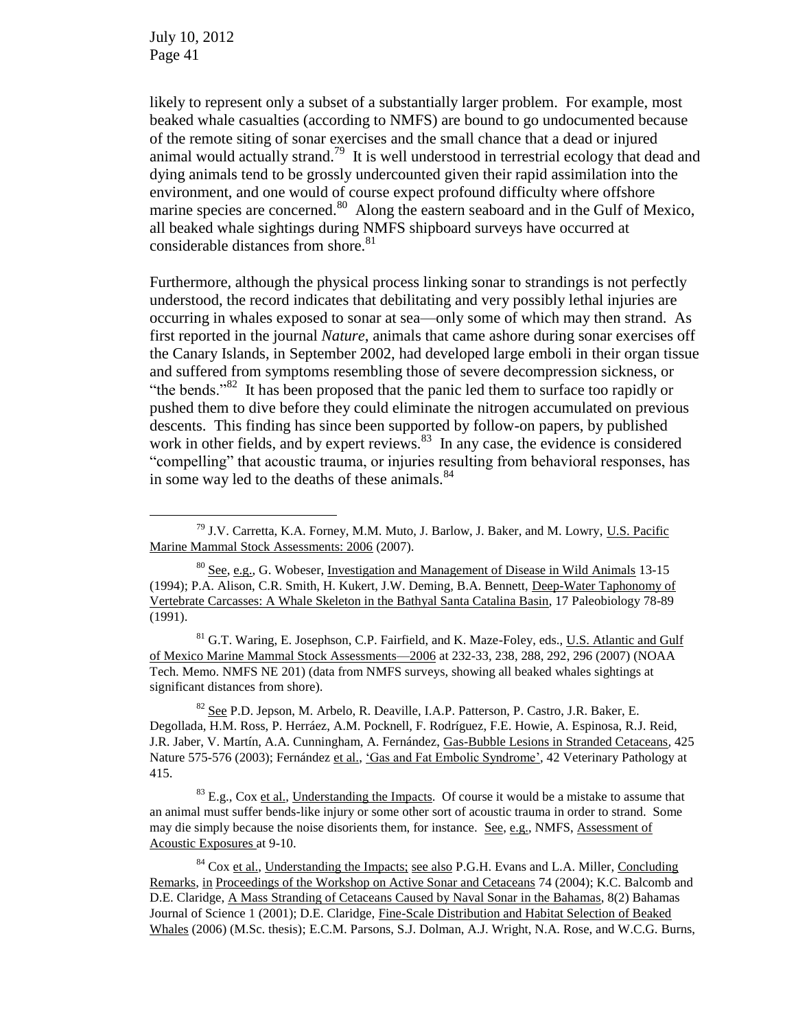likely to represent only a subset of a substantially larger problem. For example, most beaked whale casualties (according to NMFS) are bound to go undocumented because of the remote siting of sonar exercises and the small chance that a dead or injured animal would actually strand.[79] It is well understood in terrestrial ecology that dead and dying animals tend to be grossly undercounted given their rapid assimilation into the environment, and one would of course expect profound difficulty where offshore marine species are concerned.[80] Along the eastern seaboard and in the Gulf of Mexico, all beaked whale sightings during NMFS shipboard surveys have occurred at considerable distances from shore.[81]

Furthermore, although the physical process linking sonar to strandings is not perfectly understood, the record indicates that debilitating and very possibly lethal injuries are occurring in whales exposed to sonar at sea—only some of which may then strand. As first reported in the journal *Nature*, animals that came ashore during sonar exercises off the Canary Islands, in September 2002, had developed large emboli in their organ tissue and suffered from symptoms resembling those of severe decompression sickness, or "the bends."[82] It has been proposed that the panic led them to surface too rapidly or pushed them to dive before they could eliminate the nitrogen accumulated on previous descents. This finding has since been supported by follow-on papers, by published work in other fields, and by expert reviews.[83] In any case, the evidence is considered "compelling" that acoustic trauma, or injuries resulting from behavioral responses, has in some way led to the deaths of these animals.[84]

---

[79] J.V. Carretta, K.A. Forney, M.M. Muto, J. Barlow, J. Baker, and M. Lowry, U.S. Pacific Marine Mammal Stock Assessments: 2006 (2007).

[80] See, e.g., G. Wobeser, Investigation and Management of Disease in Wild Animals 13-15 (1994); P.A. Alison, C.R. Smith, H. Kukert, J.W. Deming, B.A. Bennett, Deep-Water Taphonomy of Vertebrate Carcasses: A Whale Skeleton in the Bathyal Santa Catalina Basin, 17 Paleobiology 78-89 (1991).

[81] G.T. Waring, E. Josephson, C.P. Fairfield, and K. Maze-Foley, eds., U.S. Atlantic and Gulf of Mexico Marine Mammal Stock Assessments—2006 at 232-33, 238, 288, 292, 296 (2007) (NOAA Tech. Memo. NMFS NE 201) (data from NMFS surveys, showing all beaked whales sightings at significant distances from shore).

[82] See P.D. Jepson, M. Arbelo, R. Deaville, I.A.P. Patterson, P. Castro, J.R. Baker, E. Degollada, H.M. Ross, P. Herráez, A.M. Pocknell, F. Rodríguez, F.E. Howie, A. Espinosa, R.J. Reid, J.R. Jaber, V. Martín, A.A. Cunningham, A. Fernández, Gas-Bubble Lesions in Stranded Cetaceans, 425 Nature 575-576 (2003); Fernández et al., 'Gas and Fat Embolic Syndrome', 42 Veterinary Pathology at 415.

[83] E.g., Cox et al., Understanding the Impacts. Of course it would be a mistake to assume that an animal must suffer bends-like injury or some other sort of acoustic trauma in order to strand. Some may die simply because the noise disorients them, for instance. See, e.g., NMFS, Assessment of Acoustic Exposures at 9-10.

[84] Cox et al., Understanding the Impacts; see also P.G.H. Evans and L.A. Miller, Concluding Remarks, in Proceedings of the Workshop on Active Sonar and Cetaceans 74 (2004); K.C. Balcomb and D.E. Claridge, A Mass Stranding of Cetaceans Caused by Naval Sonar in the Bahamas, 8(2) Bahamas Journal of Science 1 (2001); D.E. Claridge, Fine-Scale Distribution and Habitat Selection of Beaked Whales (2006) (M.Sc. thesis); E.C.M. Parsons, S.J. Dolman, A.J. Wright, N.A. Rose, and W.C.G. Burns,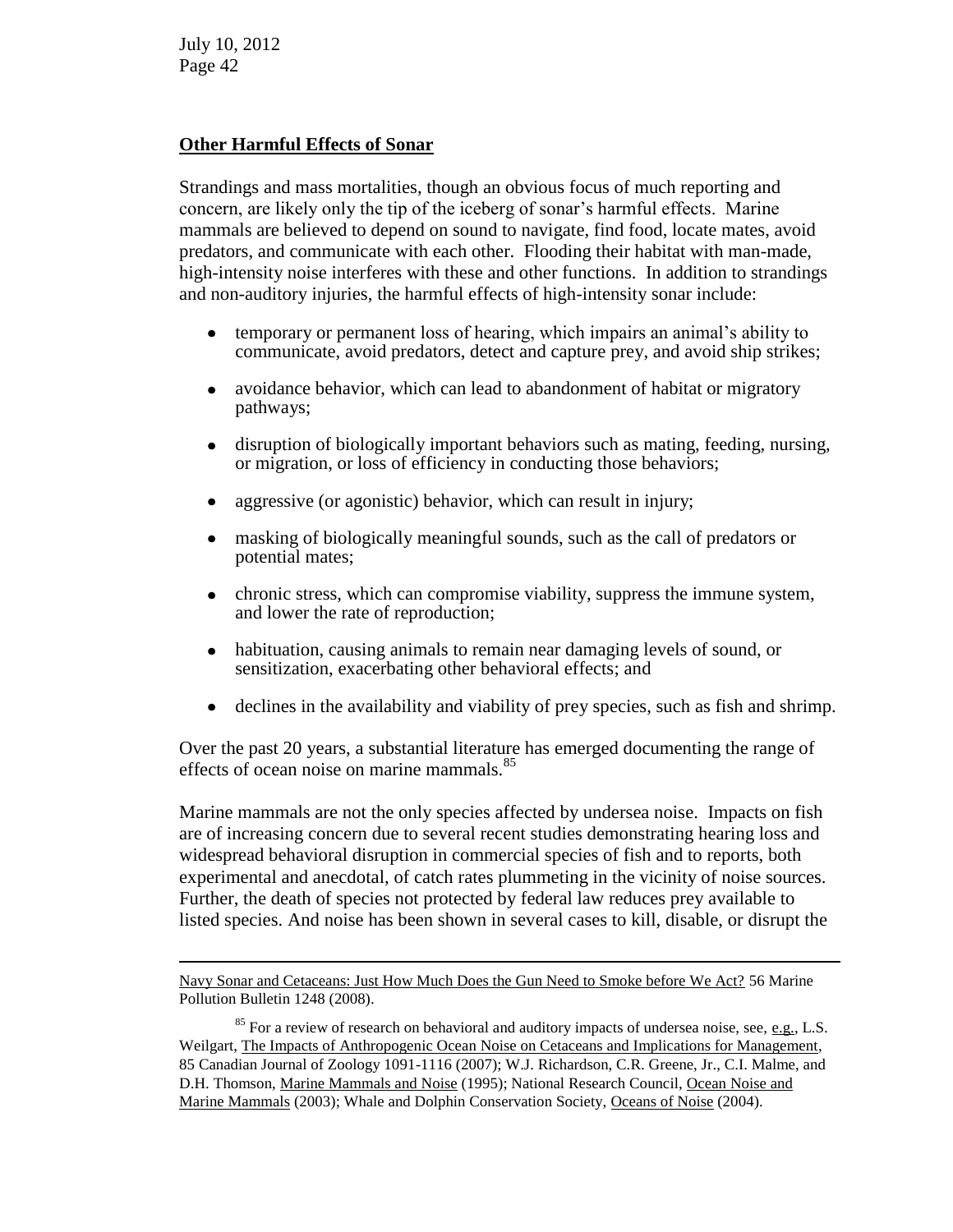**Other Harmful Effects of Sonar**

Strandings and mass mortalities, though an obvious focus of much reporting and concern, are likely only the tip of the iceberg of sonar's harmful effects. Marine mammals are believed to depend on sound to navigate, find food, locate mates, avoid predators, and communicate with each other. Flooding their habitat with man-made, high-intensity noise interferes with these and other functions. In addition to strandings and non-auditory injuries, the harmful effects of high-intensity sonar include:

- temporary or permanent loss of hearing, which impairs an animal's ability to communicate, avoid predators, detect and capture prey, and avoid ship strikes;
- avoidance behavior, which can lead to abandonment of habitat or migratory pathways;
- disruption of biologically important behaviors such as mating, feeding, nursing, or migration, or loss of efficiency in conducting those behaviors;
- aggressive (or agonistic) behavior, which can result in injury;
- masking of biologically meaningful sounds, such as the call of predators or potential mates;
- chronic stress, which can compromise viability, suppress the immune system, and lower the rate of reproduction;
- habituation, causing animals to remain near damaging levels of sound, or sensitization, exacerbating other behavioral effects; and
- declines in the availability and viability of prey species, such as fish and shrimp.

Over the past 20 years, a substantial literature has emerged documenting the range of effects of ocean noise on marine mammals.[85]

Marine mammals are not the only species affected by undersea noise. Impacts on fish are of increasing concern due to several recent studies demonstrating hearing loss and widespread behavioral disruption in commercial species of fish and to reports, both experimental and anecdotal, of catch rates plummeting in the vicinity of noise sources. Further, the death of species not protected by federal law reduces prey available to listed species. And noise has been shown in several cases to kill, disable, or disrupt the

---

Navy Sonar and Cetaceans: Just How Much Does the Gun Need to Smoke before We Act? 56 Marine Pollution Bulletin 1248 (2008).

[85] For a review of research on behavioral and auditory impacts of undersea noise, see, e.g., L.S. Weilgart, The Impacts of Anthropogenic Ocean Noise on Cetaceans and Implications for Management, 85 Canadian Journal of Zoology 1091-1116 (2007); W.J. Richardson, C.R. Greene, Jr., C.I. Malme, and D.H. Thomson, Marine Mammals and Noise (1995); National Research Council, Ocean Noise and Marine Mammals (2003); Whale and Dolphin Conservation Society, Oceans of Noise (2004).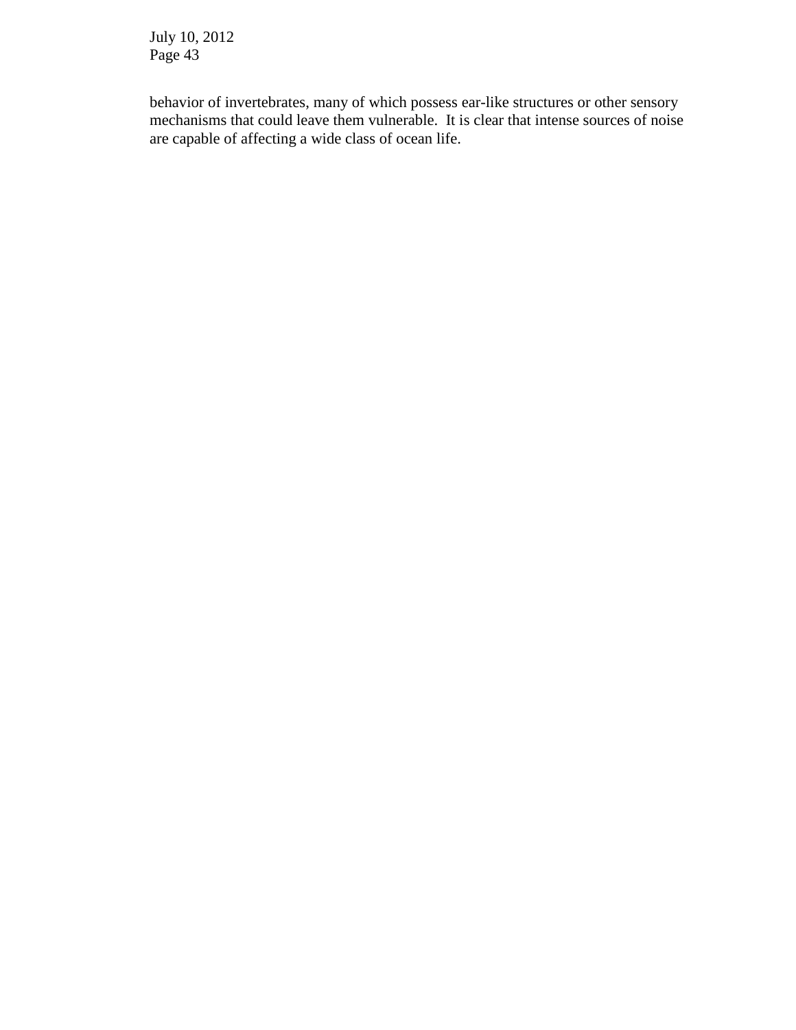behavior of invertebrates, many of which possess ear-like structures or other sensory mechanisms that could leave them vulnerable. It is clear that intense sources of noise are capable of affecting a wide class of ocean life.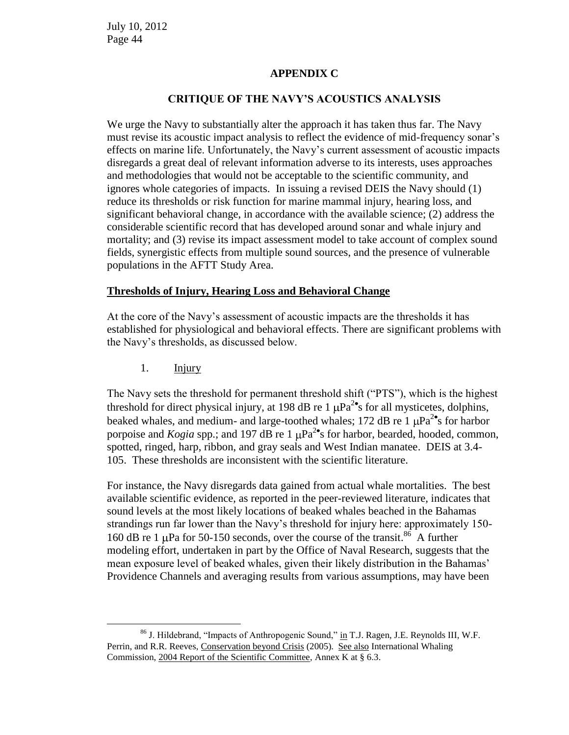## APPENDIX C

## CRITIQUE OF THE NAVY'S ACOUSTICS ANALYSIS

We urge the Navy to substantially alter the approach it has taken thus far. The Navy must revise its acoustic impact analysis to reflect the evidence of mid-frequency sonar's effects on marine life. Unfortunately, the Navy's current assessment of acoustic impacts disregards a great deal of relevant information adverse to its interests, uses approaches and methodologies that would not be acceptable to the scientific community, and ignores whole categories of impacts. In issuing a revised DEIS the Navy should (1) reduce its thresholds or risk function for marine mammal injury, hearing loss, and significant behavioral change, in accordance with the available science; (2) address the considerable scientific record that has developed around sonar and whale injury and mortality; and (3) revise its impact assessment model to take account of complex sound fields, synergistic effects from multiple sound sources, and the presence of vulnerable populations in the AFTT Study Area.

**Thresholds of Injury, Hearing Loss and Behavioral Change**

At the core of the Navy's assessment of acoustic impacts are the thresholds it has established for physiological and behavioral effects. There are significant problems with the Navy's thresholds, as discussed below.

1. Injury

The Navy sets the threshold for permanent threshold shift ("PTS"), which is the highest threshold for direct physical injury, at 198 dB re 1 $\mu Pa^2 \cdot s$ for all mysticetes, dolphins, beaked whales, and medium- and large-toothed whales; 172 dB re 1 $\mu Pa^2 \cdot s$ for harbor porpoise and *Kogia* spp.; and 197 dB re 1 $\mu Pa^2 \cdot s$ for harbor, bearded, hooded, common, spotted, ringed, harp, ribbon, and gray seals and West Indian manatee. DEIS at 3.4-105. These thresholds are inconsistent with the scientific literature.

For instance, the Navy disregards data gained from actual whale mortalities. The best available scientific evidence, as reported in the peer-reviewed literature, indicates that sound levels at the most likely locations of beaked whales beached in the Bahamas strandings run far lower than the Navy's threshold for injury here: approximately 150-160 dB re 1 $\mu Pa$ for 50-150 seconds, over the course of the transit.[86] A further modeling effort, undertaken in part by the Office of Naval Research, suggests that the mean exposure level of beaked whales, given their likely distribution in the Bahamas' Providence Channels and averaging results from various assumptions, may have been

[86] J. Hildebrand, "Impacts of Anthropogenic Sound," in T.J. Ragen, J.E. Reynolds III, W.F. Perrin, and R.R. Reeves, Conservation beyond Crisis (2005). See also International Whaling Commission, 2004 Report of the Scientific Committee, Annex K at § 6.3.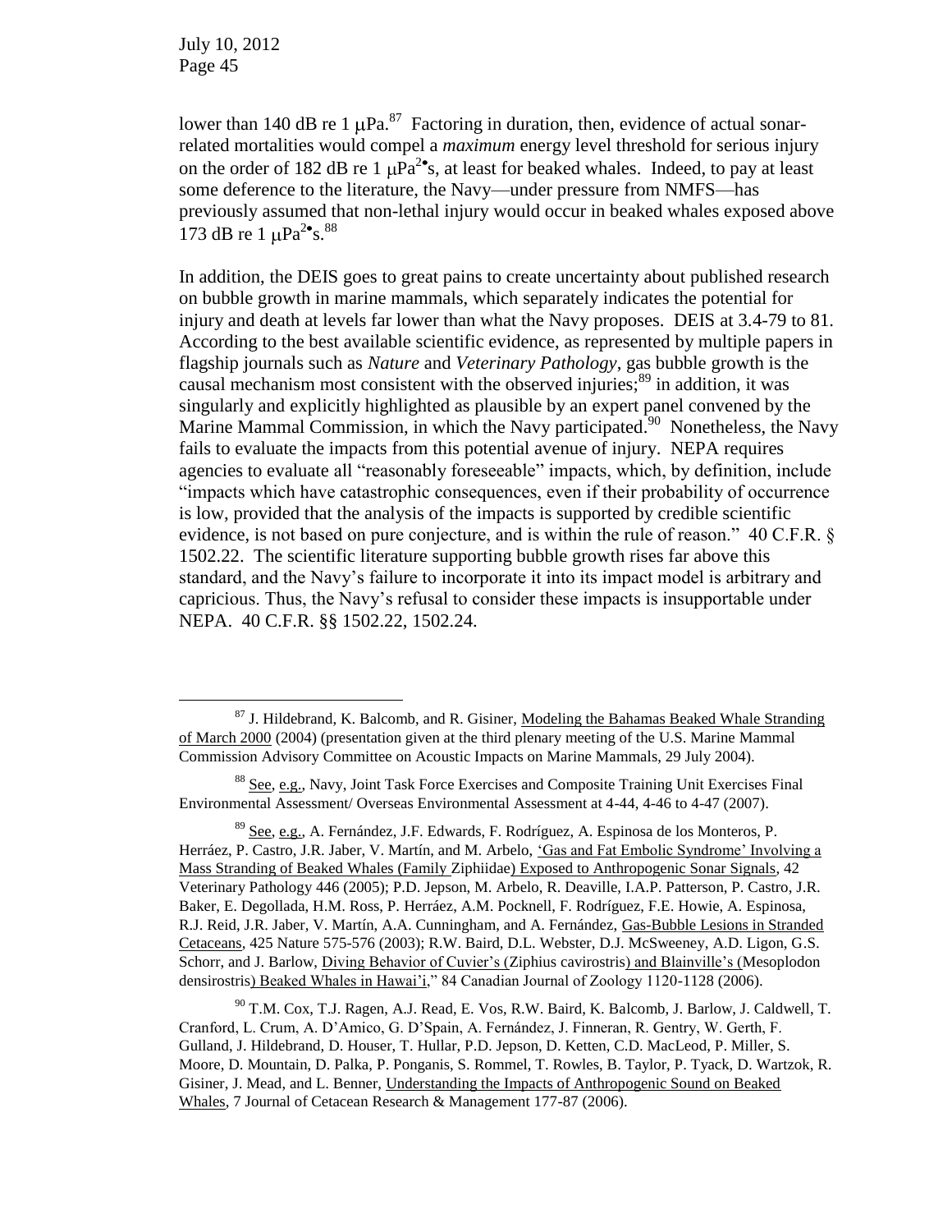lower than 140 dB re 1 μPa.[87] Factoring in duration, then, evidence of actual sonar-related mortalities would compel a *maximum* energy level threshold for serious injury on the order of 182 dB re 1 $\mu Pa^{2} \cdot s$, at least for beaked whales. Indeed, to pay at least some deference to the literature, the Navy—under pressure from NMFS—has previously assumed that non-lethal injury would occur in beaked whales exposed above 173 dB re 1 $\mu Pa^{2} \cdot s$.[88]

In addition, the DEIS goes to great pains to create uncertainty about published research on bubble growth in marine mammals, which separately indicates the potential for injury and death at levels far lower than what the Navy proposes. DEIS at 3.4-79 to 81. According to the best available scientific evidence, as represented by multiple papers in flagship journals such as *Nature* and *Veterinary Pathology*, gas bubble growth is the causal mechanism most consistent with the observed injuries;[89] in addition, it was singularly and explicitly highlighted as plausible by an expert panel convened by the Marine Mammal Commission, in which the Navy participated.[90] Nonetheless, the Navy fails to evaluate the impacts from this potential avenue of injury. NEPA requires agencies to evaluate all "reasonably foreseeable" impacts, which, by definition, include "impacts which have catastrophic consequences, even if their probability of occurrence is low, provided that the analysis of the impacts is supported by credible scientific evidence, is not based on pure conjecture, and is within the rule of reason." 40 C.F.R. § 1502.22. The scientific literature supporting bubble growth rises far above this standard, and the Navy's failure to incorporate it into its impact model is arbitrary and capricious. Thus, the Navy's refusal to consider these impacts is insupportable under NEPA. 40 C.F.R. §§ 1502.22, 1502.24.

---

[87] J. Hildebrand, K. Balcomb, and R. Gisiner, Modeling the Bahamas Beaked Whale Stranding of March 2000 (2004) (presentation given at the third plenary meeting of the U.S. Marine Mammal Commission Advisory Committee on Acoustic Impacts on Marine Mammals, 29 July 2004).

[88] See, e.g., Navy, Joint Task Force Exercises and Composite Training Unit Exercises Final Environmental Assessment/ Overseas Environmental Assessment at 4-44, 4-46 to 4-47 (2007).

[89] See, e.g., A. Fernández, J.F. Edwards, F. Rodríguez, A. Espinosa de los Monteros, P. Herráez, P. Castro, J.R. Jaber, V. Martín, and M. Arbelo, 'Gas and Fat Embolic Syndrome' Involving a Mass Stranding of Beaked Whales (Family Ziphiidae) Exposed to Anthropogenic Sonar Signals, 42 Veterinary Pathology 446 (2005); P.D. Jepson, M. Arbelo, R. Deaville, I.A.P. Patterson, P. Castro, J.R. Baker, E. Degollada, H.M. Ross, P. Herráez, A.M. Pocknell, F. Rodríguez, F.E. Howie, A. Espinosa, R.J. Reid, J.R. Jaber, V. Martín, A.A. Cunningham, and A. Fernández, Gas-Bubble Lesions in Stranded Cetaceans, 425 Nature 575-576 (2003); R.W. Baird, D.L. Webster, D.J. McSweeney, A.D. Ligon, G.S. Schorr, and J. Barlow, Diving Behavior of Cuvier's (Ziphius cavirostris) and Blainville's (Mesoplodon densirostris) Beaked Whales in Hawai'i," 84 Canadian Journal of Zoology 1120-1128 (2006).

[90] T.M. Cox, T.J. Ragen, A.J. Read, E. Vos, R.W. Baird, K. Balcomb, J. Barlow, J. Caldwell, T. Cranford, L. Crum, A. D'Amico, G. D'Spain, A. Fernández, J. Finneran, R. Gentry, W. Gerth, F. Gulland, J. Hildebrand, D. Houser, T. Hullar, P.D. Jepson, D. Ketten, C.D. MacLeod, P. Miller, S. Moore, D. Mountain, D. Palka, P. Ponganis, S. Rommel, T. Rowles, B. Taylor, P. Tyack, D. Wartzok, R. Gisiner, J. Mead, and L. Benner, Understanding the Impacts of Anthropogenic Sound on Beaked Whales, 7 Journal of Cetacean Research & Management 177-87 (2006).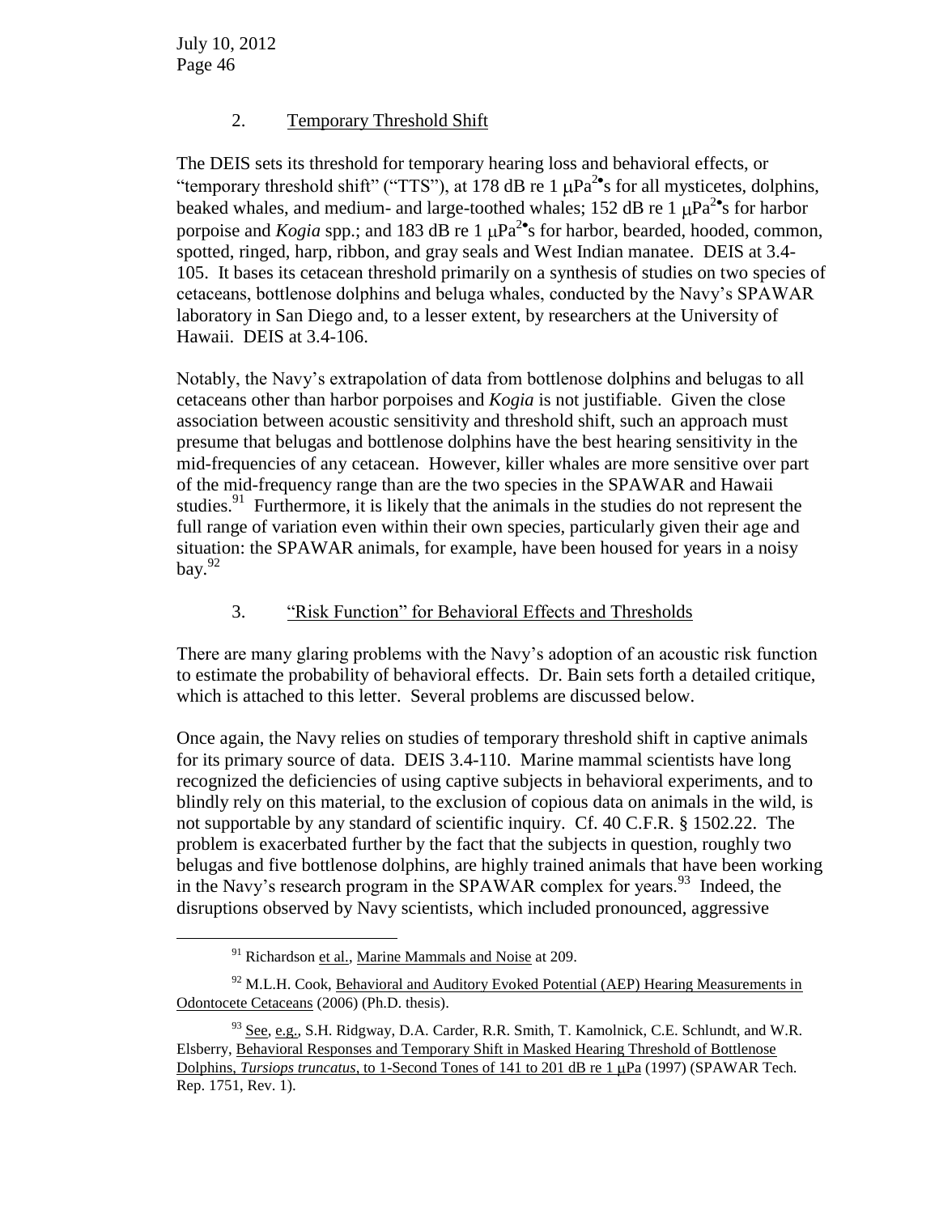### 2. Temporary Threshold Shift

The DEIS sets its threshold for temporary hearing loss and behavioral effects, or "temporary threshold shift" ("TTS"), at 178 dB re 1 $\mu Pa^{2\bullet}s$ for all mysticetes, dolphins, beaked whales, and medium- and large-toothed whales; 152 dB re 1 $\mu Pa^{2\bullet}s$ for harbor porpoise and *Kogia* spp.; and 183 dB re 1 $\mu Pa^{2\bullet}s$ for harbor, bearded, hooded, common, spotted, ringed, harp, ribbon, and gray seals and West Indian manatee. DEIS at 3.4-105. It bases its cetacean threshold primarily on a synthesis of studies on two species of cetaceans, bottlenose dolphins and beluga whales, conducted by the Navy's SPAWAR laboratory in San Diego and, to a lesser extent, by researchers at the University of Hawaii. DEIS at 3.4-106.

Notably, the Navy's extrapolation of data from bottlenose dolphins and belugas to all cetaceans other than harbor porpoises and *Kogia* is not justifiable. Given the close association between acoustic sensitivity and threshold shift, such an approach must presume that belugas and bottlenose dolphins have the best hearing sensitivity in the mid-frequencies of any cetacean. However, killer whales are more sensitive over part of the mid-frequency range than are the two species in the SPAWAR and Hawaii studies.[91] Furthermore, it is likely that the animals in the studies do not represent the full range of variation even within their own species, particularly given their age and situation: the SPAWAR animals, for example, have been housed for years in a noisy bay.[92]

### 3. "Risk Function" for Behavioral Effects and Thresholds

There are many glaring problems with the Navy's adoption of an acoustic risk function to estimate the probability of behavioral effects. Dr. Bain sets forth a detailed critique, which is attached to this letter. Several problems are discussed below.

Once again, the Navy relies on studies of temporary threshold shift in captive animals for its primary source of data. DEIS 3.4-110. Marine mammal scientists have long recognized the deficiencies of using captive subjects in behavioral experiments, and to blindly rely on this material, to the exclusion of copious data on animals in the wild, is not supportable by any standard of scientific inquiry. Cf. 40 C.F.R. § 1502.22. The problem is exacerbated further by the fact that the subjects in question, roughly two belugas and five bottlenose dolphins, are highly trained animals that have been working in the Navy's research program in the SPAWAR complex for years.[93] Indeed, the disruptions observed by Navy scientists, which included pronounced, aggressive

---

[91] Richardson et al., Marine Mammals and Noise at 209.

[92] M.L.H. Cook, Behavioral and Auditory Evoked Potential (AEP) Hearing Measurements in Odontocete Cetaceans (2006) (Ph.D. thesis).

[93] See, e.g., S.H. Ridgway, D.A. Carder, R.R. Smith, T. Kamolnick, C.E. Schlundt, and W.R. Elsberry, Behavioral Responses and Temporary Shift in Masked Hearing Threshold of Bottlenose Dolphins, *Tursiops truncatus*, to 1-Second Tones of 141 to 201 dB re 1 $\mu Pa$ (1997) (SPAWAR Tech. Rep. 1751, Rev. 1).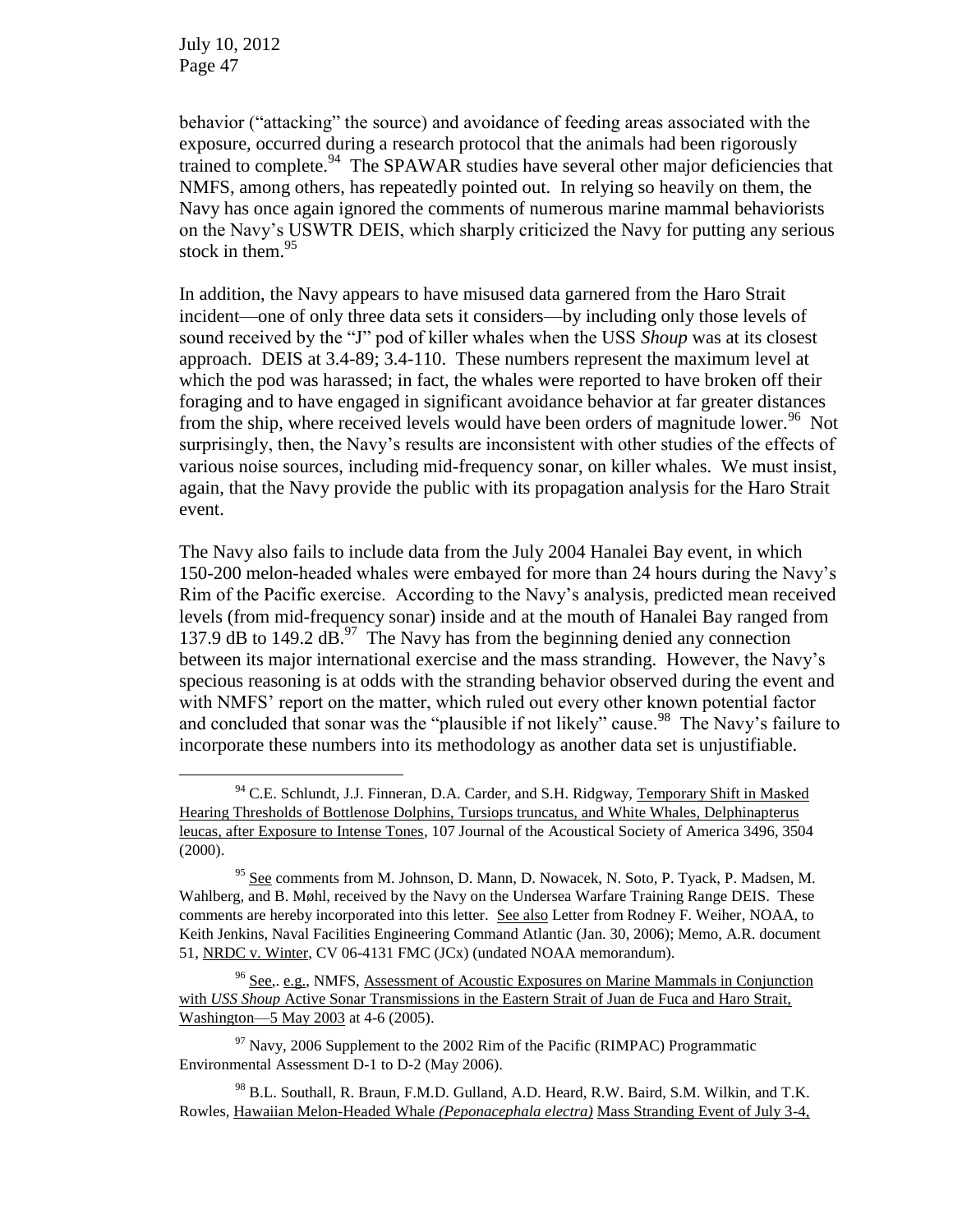behavior ("attacking" the source) and avoidance of feeding areas associated with the exposure, occurred during a research protocol that the animals had been rigorously trained to complete.[94] The SPAWAR studies have several other major deficiencies that NMFS, among others, has repeatedly pointed out. In relying so heavily on them, the Navy has once again ignored the comments of numerous marine mammal behaviorists on the Navy's USWTR DEIS, which sharply criticized the Navy for putting any serious stock in them.[95]

In addition, the Navy appears to have misused data garnered from the Haro Strait incident—one of only three data sets it considers—by including only those levels of sound received by the "J" pod of killer whales when the USS *Shoup* was at its closest approach. DEIS at 3.4-89; 3.4-110. These numbers represent the maximum level at which the pod was harassed; in fact, the whales were reported to have broken off their foraging and to have engaged in significant avoidance behavior at far greater distances from the ship, where received levels would have been orders of magnitude lower.[96] Not surprisingly, then, the Navy's results are inconsistent with other studies of the effects of various noise sources, including mid-frequency sonar, on killer whales. We must insist, again, that the Navy provide the public with its propagation analysis for the Haro Strait event.

The Navy also fails to include data from the July 2004 Hanalei Bay event, in which 150-200 melon-headed whales were embayed for more than 24 hours during the Navy's Rim of the Pacific exercise. According to the Navy's analysis, predicted mean received levels (from mid-frequency sonar) inside and at the mouth of Hanalei Bay ranged from 137.9 dB to 149.2 dB.[97] The Navy has from the beginning denied any connection between its major international exercise and the mass stranding. However, the Navy's specious reasoning is at odds with the stranding behavior observed during the event and with NMFS' report on the matter, which ruled out every other known potential factor and concluded that sonar was the "plausible if not likely" cause.[98] The Navy's failure to incorporate these numbers into its methodology as another data set is unjustifiable.

---

[94] C.E. Schlundt, J.J. Finneran, D.A. Carder, and S.H. Ridgway, Temporary Shift in Masked Hearing Thresholds of Bottlenose Dolphins, Tursiops truncatus, and White Whales, Delphinapterus leucas, after Exposure to Intense Tones, 107 Journal of the Acoustical Society of America 3496, 3504 (2000).

[95] See comments from M. Johnson, D. Mann, D. Nowacek, N. Soto, P. Tyack, P. Madsen, M. Wahlberg, and B. Møhl, received by the Navy on the Undersea Warfare Training Range DEIS. These comments are hereby incorporated into this letter. See also Letter from Rodney F. Weiher, NOAA, to Keith Jenkins, Naval Facilities Engineering Command Atlantic (Jan. 30, 2006); Memo, A.R. document 51, NRDC v. Winter, CV 06-4131 FMC (JCx) (undated NOAA memorandum).

[96] See,. e.g., NMFS, Assessment of Acoustic Exposures on Marine Mammals in Conjunction with *USS Shoup* Active Sonar Transmissions in the Eastern Strait of Juan de Fuca and Haro Strait, Washington—5 May 2003 at 4-6 (2005).

[97] Navy, 2006 Supplement to the 2002 Rim of the Pacific (RIMPAC) Programmatic Environmental Assessment D-1 to D-2 (May 2006).

[98] B.L. Southall, R. Braun, F.M.D. Gulland, A.D. Heard, R.W. Baird, S.M. Wilkin, and T.K. Rowles, Hawaiian Melon-Headed Whale *(Peponacephala electra)* Mass Stranding Event of July 3-4,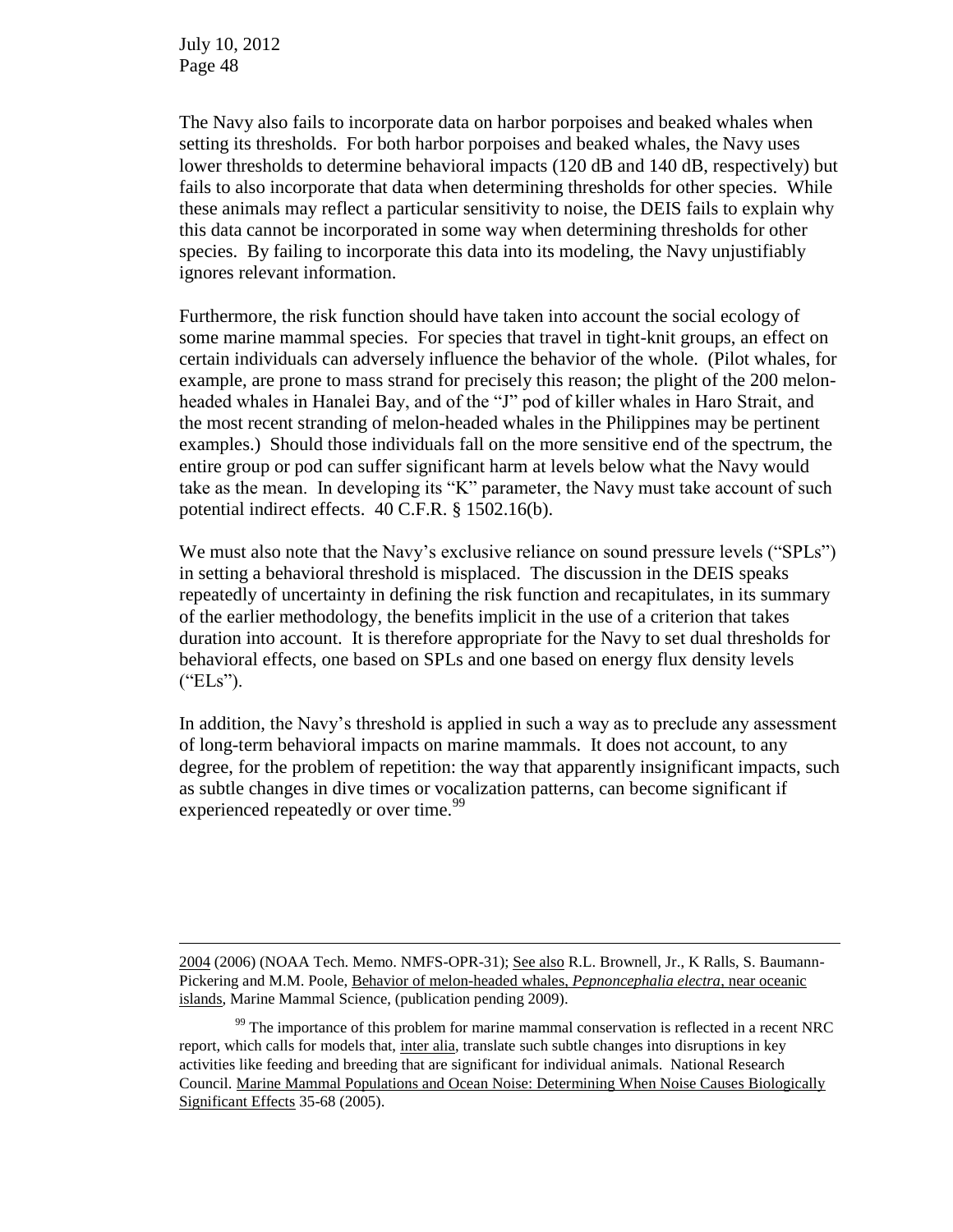The Navy also fails to incorporate data on harbor porpoises and beaked whales when setting its thresholds. For both harbor porpoises and beaked whales, the Navy uses lower thresholds to determine behavioral impacts (120 dB and 140 dB, respectively) but fails to also incorporate that data when determining thresholds for other species. While these animals may reflect a particular sensitivity to noise, the DEIS fails to explain why this data cannot be incorporated in some way when determining thresholds for other species. By failing to incorporate this data into its modeling, the Navy unjustifiably ignores relevant information.

Furthermore, the risk function should have taken into account the social ecology of some marine mammal species. For species that travel in tight-knit groups, an effect on certain individuals can adversely influence the behavior of the whole. (Pilot whales, for example, are prone to mass strand for precisely this reason; the plight of the 200 melon-headed whales in Hanalei Bay, and of the "J" pod of killer whales in Haro Strait, and the most recent stranding of melon-headed whales in the Philippines may be pertinent examples.) Should those individuals fall on the more sensitive end of the spectrum, the entire group or pod can suffer significant harm at levels below what the Navy would take as the mean. In developing its "K" parameter, the Navy must take account of such potential indirect effects. 40 C.F.R. § 1502.16(b).

We must also note that the Navy's exclusive reliance on sound pressure levels ("SPLs") in setting a behavioral threshold is misplaced. The discussion in the DEIS speaks repeatedly of uncertainty in defining the risk function and recapitulates, in its summary of the earlier methodology, the benefits implicit in the use of a criterion that takes duration into account. It is therefore appropriate for the Navy to set dual thresholds for behavioral effects, one based on SPLs and one based on energy flux density levels ("ELs").

In addition, the Navy's threshold is applied in such a way as to preclude any assessment of long-term behavioral impacts on marine mammals. It does not account, to any degree, for the problem of repetition: the way that apparently insignificant impacts, such as subtle changes in dive times or vocalization patterns, can become significant if experienced repeatedly or over time.[99]

---

2004 (2006) (NOAA Tech. Memo. NMFS-OPR-31); See also R.L. Brownell, Jr., K Ralls, S. Baumann-Pickering and M.M. Poole, Behavior of melon-headed whales, *Pepnoncephalia electra*, near oceanic islands, Marine Mammal Science, (publication pending 2009).

[99] The importance of this problem for marine mammal conservation is reflected in a recent NRC report, which calls for models that, inter alia, translate such subtle changes into disruptions in key activities like feeding and breeding that are significant for individual animals. National Research Council. Marine Mammal Populations and Ocean Noise: Determining When Noise Causes Biologically Significant Effects 35-68 (2005).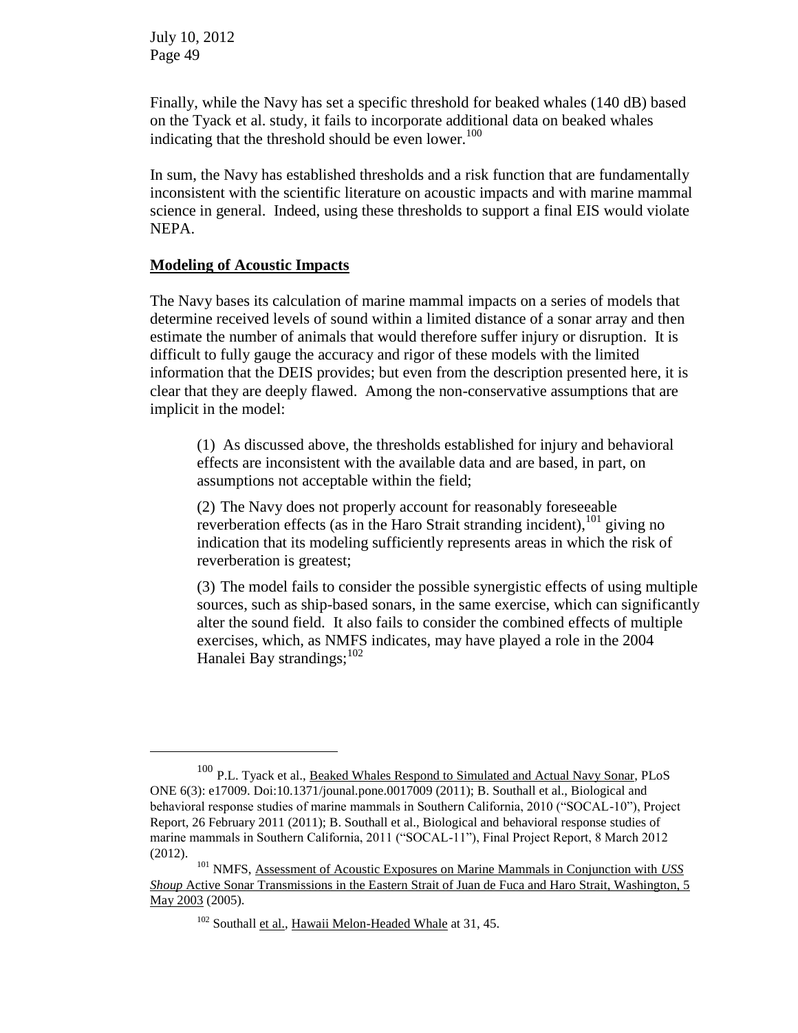Finally, while the Navy has set a specific threshold for beaked whales (140 dB) based on the Tyack et al. study, it fails to incorporate additional data on beaked whales indicating that the threshold should be even lower.[100]

In sum, the Navy has established thresholds and a risk function that are fundamentally inconsistent with the scientific literature on acoustic impacts and with marine mammal science in general. Indeed, using these thresholds to support a final EIS would violate NEPA.

**Modeling of Acoustic Impacts**

The Navy bases its calculation of marine mammal impacts on a series of models that determine received levels of sound within a limited distance of a sonar array and then estimate the number of animals that would therefore suffer injury or disruption. It is difficult to fully gauge the accuracy and rigor of these models with the limited information that the DEIS provides; but even from the description presented here, it is clear that they are deeply flawed. Among the non-conservative assumptions that are implicit in the model:

> (1) As discussed above, the thresholds established for injury and behavioral effects are inconsistent with the available data and are based, in part, on assumptions not acceptable within the field;
>
> (2) The Navy does not properly account for reasonably foreseeable reverberation effects (as in the Haro Strait stranding incident),[101] giving no indication that its modeling sufficiently represents areas in which the risk of reverberation is greatest;
>
> (3) The model fails to consider the possible synergistic effects of using multiple sources, such as ship-based sonars, in the same exercise, which can significantly alter the sound field. It also fails to consider the combined effects of multiple exercises, which, as NMFS indicates, may have played a role in the 2004 Hanalei Bay strandings;[102]

---

[100] P.L. Tyack et al., Beaked Whales Respond to Simulated and Actual Navy Sonar, PLoS ONE 6(3): e17009. Doi:10.1371/jounal.pone.0017009 (2011); B. Southall et al., Biological and behavioral response studies of marine mammals in Southern California, 2010 ("SOCAL-10"), Project Report, 26 February 2011 (2011); B. Southall et al., Biological and behavioral response studies of marine mammals in Southern California, 2011 ("SOCAL-11"), Final Project Report, 8 March 2012 (2012).

[101] NMFS, Assessment of Acoustic Exposures on Marine Mammals in Conjunction with *USS Shoup* Active Sonar Transmissions in the Eastern Strait of Juan de Fuca and Haro Strait, Washington, 5 May 2003 (2005).

[102] Southall et al., Hawaii Melon-Headed Whale at 31, 45.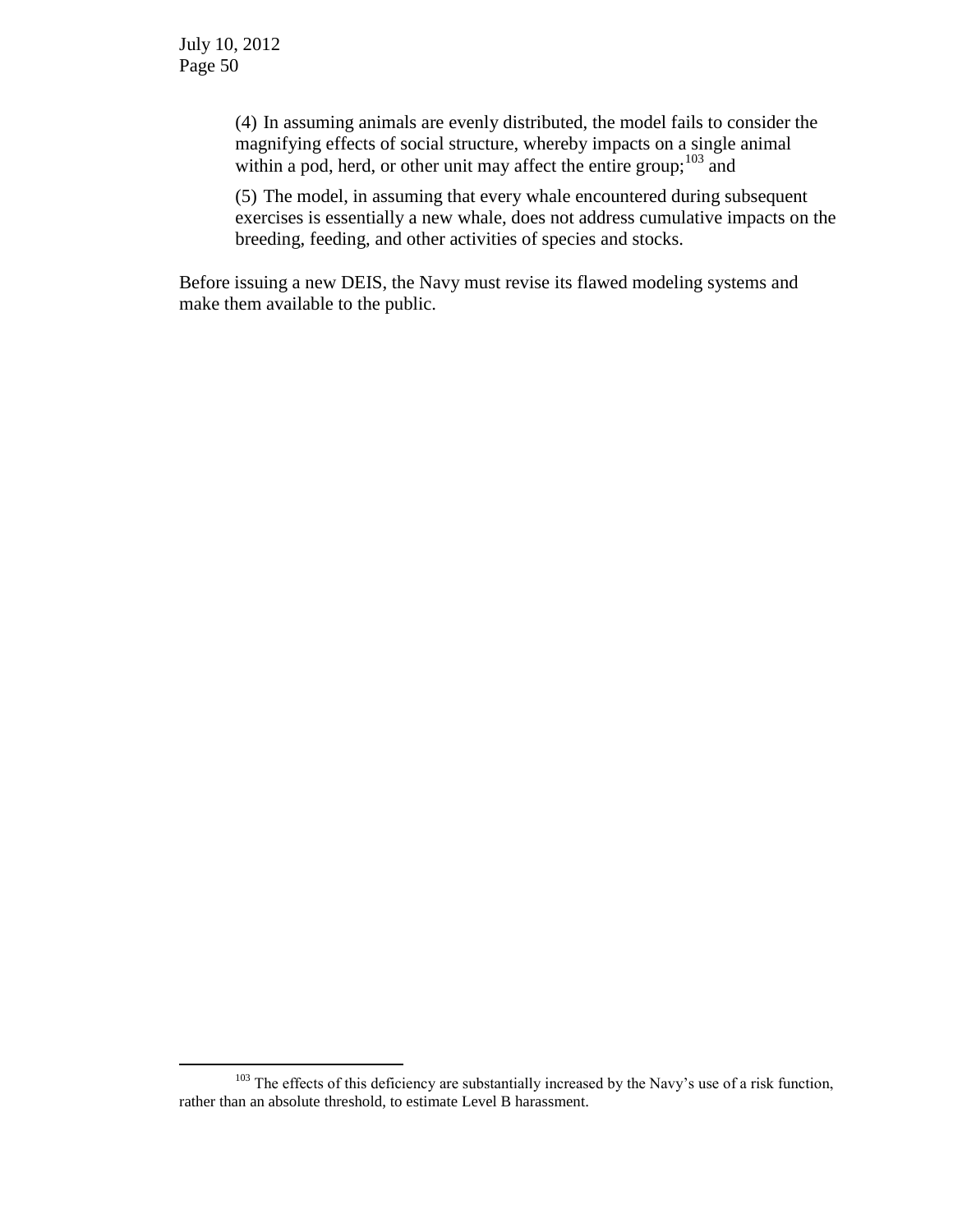(4) In assuming animals are evenly distributed, the model fails to consider the magnifying effects of social structure, whereby impacts on a single animal within a pod, herd, or other unit may affect the entire group;[103] and

(5) The model, in assuming that every whale encountered during subsequent exercises is essentially a new whale, does not address cumulative impacts on the breeding, feeding, and other activities of species and stocks.

Before issuing a new DEIS, the Navy must revise its flawed modeling systems and make them available to the public.

[103] The effects of this deficiency are substantially increased by the Navy's use of a risk function, rather than an absolute threshold, to estimate Level B harassment.